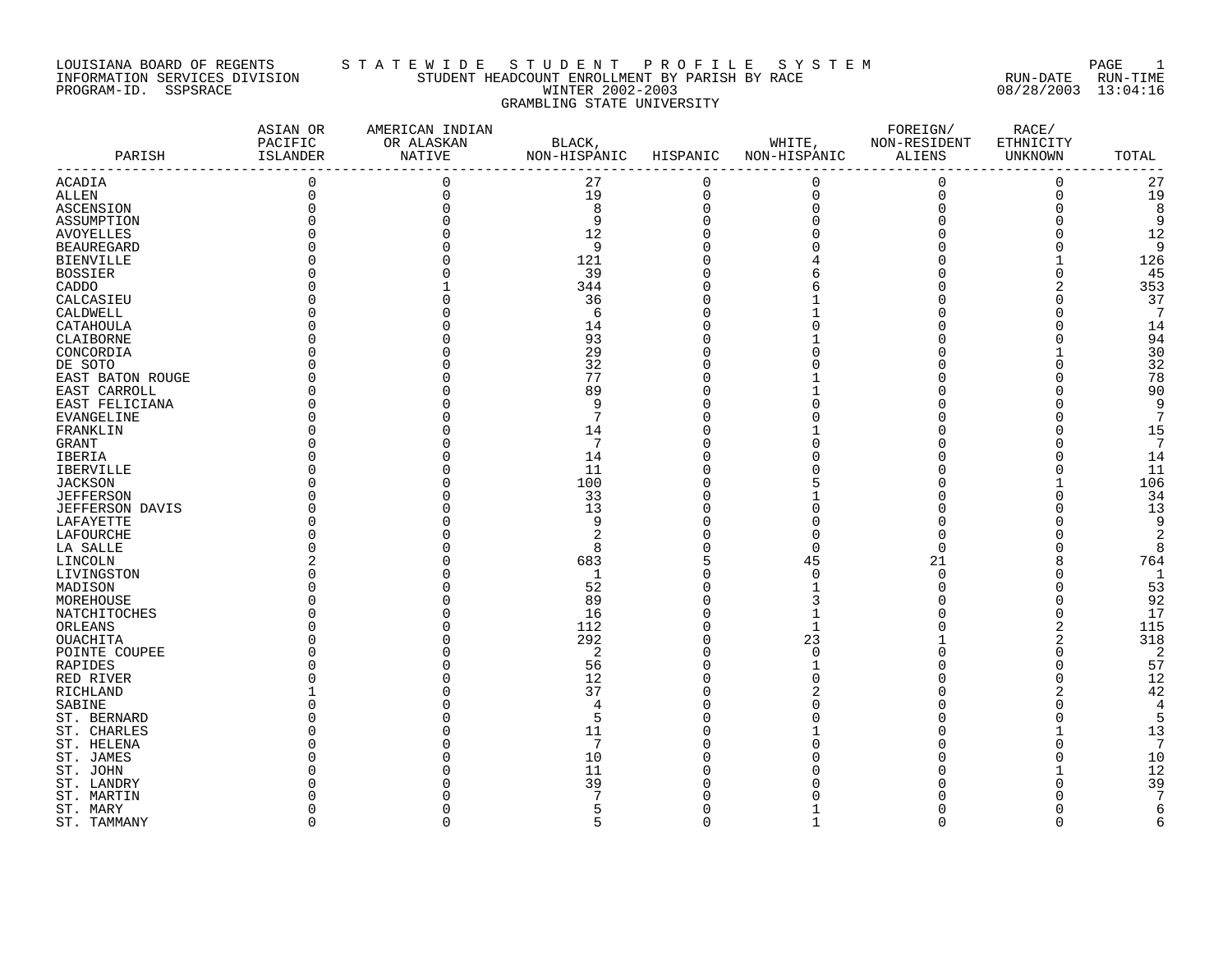LOUISIANA BOARD OF REGENTS — STATEWIDE STUDENT PROFILE SYSTEM
INFORMATION SERVICES DIVISION — STUDENT HEADCOUNT ENROLLMENT BY PARISH BY RACE — RUN-DATE 08/28/2003 RUN-TIME 13:04:16
PROGRAM-ID. SSPSRACE — WINTER 2002-2003

GRAMBLING STATE UNIVERSITY

| PARISH | ASIAN OR PACIFIC ISLANDER | AMERICAN INDIAN OR ALASKAN NATIVE | BLACK, NON-HISPANIC | HISPANIC | WHITE, NON-HISPANIC | FOREIGN/ NON-RESIDENT ALIENS | RACE/ ETHNICITY UNKNOWN | TOTAL |
|---|---|---|---|---|---|---|---|---|
| ACADIA | 0 | 0 | 27 | 0 | 0 | 0 | 0 | 27 |
| ALLEN | 0 | 0 | 19 | 0 | 0 | 0 | 0 | 19 |
| ASCENSION | 0 | 0 | 8 | 0 | 0 | 0 | 0 | 8 |
| ASSUMPTION | 0 | 0 | 9 | 0 | 0 | 0 | 0 | 9 |
| AVOYELLES | 0 | 0 | 12 | 0 | 0 | 0 | 0 | 12 |
| BEAUREGARD | 0 | 0 | 9 | 0 | 0 | 0 | 0 | 9 |
| BIENVILLE | 0 | 0 | 121 | 0 | 4 | 0 | 1 | 126 |
| BOSSIER | 0 | 0 | 39 | 0 | 6 | 0 | 0 | 45 |
| CADDO | 0 | 1 | 344 | 0 | 6 | 0 | 2 | 353 |
| CALCASIEU | 0 | 0 | 36 | 0 | 1 | 0 | 0 | 37 |
| CALDWELL | 0 | 0 | 6 | 0 | 1 | 0 | 0 | 7 |
| CATAHOULA | 0 | 0 | 14 | 0 | 0 | 0 | 0 | 14 |
| CLAIBORNE | 0 | 0 | 93 | 0 | 1 | 0 | 0 | 94 |
| CONCORDIA | 0 | 0 | 29 | 0 | 0 | 0 | 1 | 30 |
| DE SOTO | 0 | 0 | 32 | 0 | 0 | 0 | 0 | 32 |
| EAST BATON ROUGE | 0 | 0 | 77 | 0 | 1 | 0 | 0 | 78 |
| EAST CARROLL | 0 | 0 | 89 | 0 | 1 | 0 | 0 | 90 |
| EAST FELICIANA | 0 | 0 | 9 | 0 | 0 | 0 | 0 | 9 |
| EVANGELINE | 0 | 0 | 7 | 0 | 0 | 0 | 0 | 7 |
| FRANKLIN | 0 | 0 | 14 | 0 | 1 | 0 | 0 | 15 |
| GRANT | 0 | 0 | 7 | 0 | 0 | 0 | 0 | 7 |
| IBERIA | 0 | 0 | 14 | 0 | 0 | 0 | 0 | 14 |
| IBERVILLE | 0 | 0 | 11 | 0 | 0 | 0 | 0 | 11 |
| JACKSON | 0 | 0 | 100 | 0 | 5 | 0 | 1 | 106 |
| JEFFERSON | 0 | 0 | 33 | 0 | 1 | 0 | 0 | 34 |
| JEFFERSON DAVIS | 0 | 0 | 13 | 0 | 0 | 0 | 0 | 13 |
| LAFAYETTE | 0 | 0 | 9 | 0 | 0 | 0 | 0 | 9 |
| LAFOURCHE | 0 | 0 | 2 | 0 | 0 | 0 | 0 | 2 |
| LA SALLE | 0 | 0 | 8 | 0 | 0 | 0 | 0 | 8 |
| LINCOLN | 2 | 0 | 683 | 5 | 45 | 21 | 8 | 764 |
| LIVINGSTON | 0 | 0 | 1 | 0 | 0 | 0 | 0 | 1 |
| MADISON | 0 | 0 | 52 | 0 | 1 | 0 | 0 | 53 |
| MOREHOUSE | 0 | 0 | 89 | 0 | 3 | 0 | 0 | 92 |
| NATCHITOCHES | 0 | 0 | 16 | 0 | 1 | 0 | 0 | 17 |
| ORLEANS | 0 | 0 | 112 | 0 | 1 | 0 | 2 | 115 |
| OUACHITA | 0 | 0 | 292 | 0 | 23 | 1 | 2 | 318 |
| POINTE COUPEE | 0 | 0 | 2 | 0 | 0 | 0 | 0 | 2 |
| RAPIDES | 0 | 0 | 56 | 0 | 1 | 0 | 0 | 57 |
| RED RIVER | 0 | 0 | 12 | 0 | 0 | 0 | 0 | 12 |
| RICHLAND | 1 | 0 | 37 | 0 | 2 | 0 | 2 | 42 |
| SABINE | 0 | 0 | 4 | 0 | 0 | 0 | 0 | 4 |
| ST. BERNARD | 0 | 0 | 5 | 0 | 0 | 0 | 0 | 5 |
| ST. CHARLES | 0 | 0 | 11 | 0 | 1 | 0 | 1 | 13 |
| ST. HELENA | 0 | 0 | 7 | 0 | 0 | 0 | 0 | 7 |
| ST. JAMES | 0 | 0 | 10 | 0 | 0 | 0 | 0 | 10 |
| ST. JOHN | 0 | 0 | 11 | 0 | 0 | 0 | 1 | 12 |
| ST. LANDRY | 0 | 0 | 39 | 0 | 0 | 0 | 0 | 39 |
| ST. MARTIN | 0 | 0 | 7 | 0 | 0 | 0 | 0 | 7 |
| ST. MARY | 0 | 0 | 5 | 0 | 1 | 0 | 0 | 6 |
| ST. TAMMANY | 0 | 0 | 5 | 0 | 1 | 0 | 0 | 6 |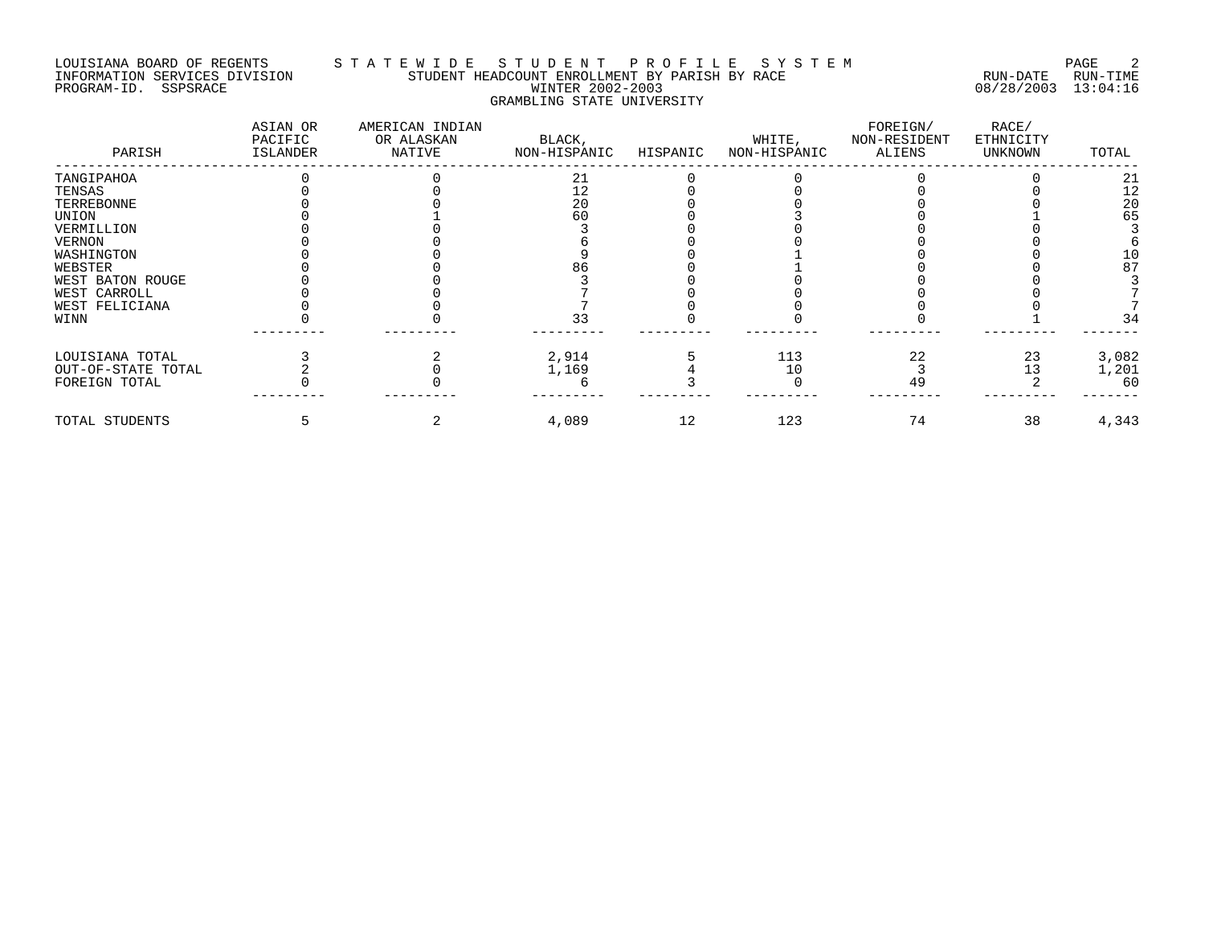LOUISIANA BOARD OF REGENTS — STATEWIDE STUDENT PROFILE SYSTEM
INFORMATION SERVICES DIVISION — STUDENT HEADCOUNT ENROLLMENT BY PARISH BY RACE — RUN-DATE 08/28/2003 RUN-TIME 13:04:16
PROGRAM-ID. SSPSRACE — WINTER 2002-2003

GRAMBLING STATE UNIVERSITY

| PARISH | ASIAN OR PACIFIC ISLANDER | AMERICAN INDIAN OR ALASKAN NATIVE | BLACK, NON-HISPANIC | HISPANIC | WHITE, NON-HISPANIC | FOREIGN/ NON-RESIDENT ALIENS | RACE/ ETHNICITY UNKNOWN | TOTAL |
|---|---|---|---|---|---|---|---|---|
| TANGIPAHOA | 0 | 0 | 21 | 0 | 0 | 0 | 0 | 21 |
| TENSAS | 0 | 0 | 12 | 0 | 0 | 0 | 0 | 12 |
| TERREBONNE | 0 | 0 | 20 | 0 | 0 | 0 | 0 | 20 |
| UNION | 0 | 1 | 60 | 0 | 3 | 0 | 1 | 65 |
| VERMILLION | 0 | 0 | 3 | 0 | 0 | 0 | 0 | 3 |
| VERNON | 0 | 0 | 6 | 0 | 0 | 0 | 0 | 6 |
| WASHINGTON | 0 | 0 | 9 | 0 | 1 | 0 | 0 | 10 |
| WEBSTER | 0 | 0 | 86 | 0 | 1 | 0 | 0 | 87 |
| WEST BATON ROUGE | 0 | 0 | 3 | 0 | 0 | 0 | 0 | 3 |
| WEST CARROLL | 0 | 0 | 7 | 0 | 0 | 0 | 0 | 7 |
| WEST FELICIANA | 0 | 0 | 7 | 0 | 0 | 0 | 0 | 7 |
| WINN | 0 | 0 | 33 | 0 | 0 | 0 | 1 | 34 |
| LOUISIANA TOTAL | 3 | 2 | 2,914 | 5 | 113 | 22 | 23 | 3,082 |
| OUT-OF-STATE TOTAL | 2 | 0 | 1,169 | 4 | 10 | 3 | 13 | 1,201 |
| FOREIGN TOTAL | 0 | 0 | 6 | 3 | 0 | 49 | 2 | 60 |
| TOTAL STUDENTS | 5 | 2 | 4,089 | 12 | 123 | 74 | 38 | 4,343 |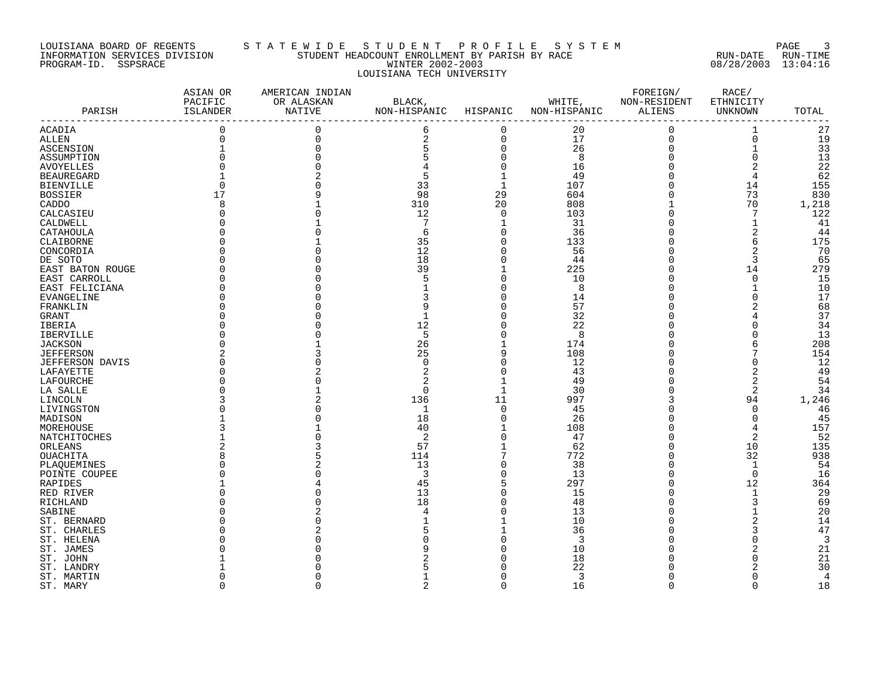LOUISIANA BOARD OF REGENTS
INFORMATION SERVICES DIVISION
PROGRAM-ID. SSPSRACE

# STATEWIDE STUDENT PROFILE SYSTEM
## STUDENT HEADCOUNT ENROLLMENT BY PARISH BY RACE
### WINTER 2002-2003
### LOUISIANA TECH UNIVERSITY

RUN-DATE RUN-TIME
08/28/2003 13:04:16

| PARISH | ASIAN OR PACIFIC ISLANDER | AMERICAN INDIAN OR ALASKAN NATIVE | BLACK, NON-HISPANIC | HISPANIC | WHITE, NON-HISPANIC | FOREIGN/ NON-RESIDENT ALIENS | RACE/ ETHNICITY UNKNOWN | TOTAL |
|---|---|---|---|---|---|---|---|---|
| ACADIA | 0 | 0 | 6 | 0 | 20 | 0 | 1 | 27 |
| ALLEN | 0 | 0 | 2 | 0 | 17 | 0 | 0 | 19 |
| ASCENSION | 1 | 0 | 5 | 0 | 26 | 0 | 1 | 33 |
| ASSUMPTION | 0 | 0 | 5 | 0 | 8 | 0 | 0 | 13 |
| AVOYELLES | 0 | 0 | 4 | 0 | 16 | 0 | 2 | 22 |
| BEAUREGARD | 1 | 2 | 5 | 1 | 49 | 0 | 4 | 62 |
| BIENVILLE | 0 | 0 | 33 | 1 | 107 | 0 | 14 | 155 |
| BOSSIER | 17 | 9 | 98 | 29 | 604 | 0 | 73 | 830 |
| CADDO | 8 | 1 | 310 | 20 | 808 | 1 | 70 | 1,218 |
| CALCASIEU | 0 | 0 | 12 | 0 | 103 | 0 | 7 | 122 |
| CALDWELL | 0 | 1 | 7 | 1 | 31 | 0 | 1 | 41 |
| CATAHOULA | 0 | 0 | 6 | 0 | 36 | 0 | 2 | 44 |
| CLAIBORNE | 0 | 1 | 35 | 0 | 133 | 0 | 6 | 175 |
| CONCORDIA | 0 | 0 | 12 | 0 | 56 | 0 | 2 | 70 |
| DE SOTO | 0 | 0 | 18 | 0 | 44 | 0 | 3 | 65 |
| EAST BATON ROUGE | 0 | 0 | 39 | 1 | 225 | 0 | 14 | 279 |
| EAST CARROLL | 0 | 0 | 5 | 0 | 10 | 0 | 0 | 15 |
| EAST FELICIANA | 0 | 0 | 1 | 0 | 8 | 0 | 1 | 10 |
| EVANGELINE | 0 | 0 | 3 | 0 | 14 | 0 | 0 | 17 |
| FRANKLIN | 0 | 0 | 9 | 0 | 57 | 0 | 2 | 68 |
| GRANT | 0 | 0 | 1 | 0 | 32 | 0 | 4 | 37 |
| IBERIA | 0 | 0 | 12 | 0 | 22 | 0 | 0 | 34 |
| IBERVILLE | 0 | 0 | 5 | 0 | 8 | 0 | 0 | 13 |
| JACKSON | 0 | 1 | 26 | 1 | 174 | 0 | 6 | 208 |
| JEFFERSON | 2 | 3 | 25 | 9 | 108 | 0 | 7 | 154 |
| JEFFERSON DAVIS | 0 | 0 | 0 | 0 | 12 | 0 | 0 | 12 |
| LAFAYETTE | 0 | 2 | 2 | 0 | 43 | 0 | 2 | 49 |
| LAFOURCHE | 0 | 0 | 2 | 1 | 49 | 0 | 2 | 54 |
| LA SALLE | 0 | 1 | 0 | 1 | 30 | 0 | 2 | 34 |
| LINCOLN | 3 | 2 | 136 | 11 | 997 | 3 | 94 | 1,246 |
| LIVINGSTON | 0 | 0 | 1 | 0 | 45 | 0 | 0 | 46 |
| MADISON | 1 | 0 | 18 | 0 | 26 | 0 | 0 | 45 |
| MOREHOUSE | 3 | 1 | 40 | 1 | 108 | 0 | 4 | 157 |
| NATCHITOCHES | 1 | 0 | 2 | 0 | 47 | 0 | 2 | 52 |
| ORLEANS | 2 | 3 | 57 | 1 | 62 | 0 | 10 | 135 |
| OUACHITA | 8 | 5 | 114 | 7 | 772 | 0 | 32 | 938 |
| PLAQUEMINES | 0 | 2 | 13 | 0 | 38 | 0 | 1 | 54 |
| POINTE COUPEE | 0 | 0 | 3 | 0 | 13 | 0 | 0 | 16 |
| RAPIDES | 1 | 4 | 45 | 5 | 297 | 0 | 12 | 364 |
| RED RIVER | 0 | 0 | 13 | 0 | 15 | 0 | 1 | 29 |
| RICHLAND | 0 | 0 | 18 | 0 | 48 | 0 | 3 | 69 |
| SABINE | 0 | 2 | 4 | 0 | 13 | 0 | 1 | 20 |
| ST. BERNARD | 0 | 0 | 1 | 1 | 10 | 0 | 2 | 14 |
| ST. CHARLES | 0 | 2 | 5 | 1 | 36 | 0 | 3 | 47 |
| ST. HELENA | 0 | 0 | 0 | 0 | 3 | 0 | 0 | 3 |
| ST. JAMES | 0 | 0 | 9 | 0 | 10 | 0 | 2 | 21 |
| ST. JOHN | 1 | 0 | 2 | 0 | 18 | 0 | 0 | 21 |
| ST. LANDRY | 1 | 0 | 5 | 0 | 22 | 0 | 2 | 30 |
| ST. MARTIN | 0 | 0 | 1 | 0 | 3 | 0 | 0 | 4 |
| ST. MARY | 0 | 0 | 2 | 0 | 16 | 0 | 0 | 18 |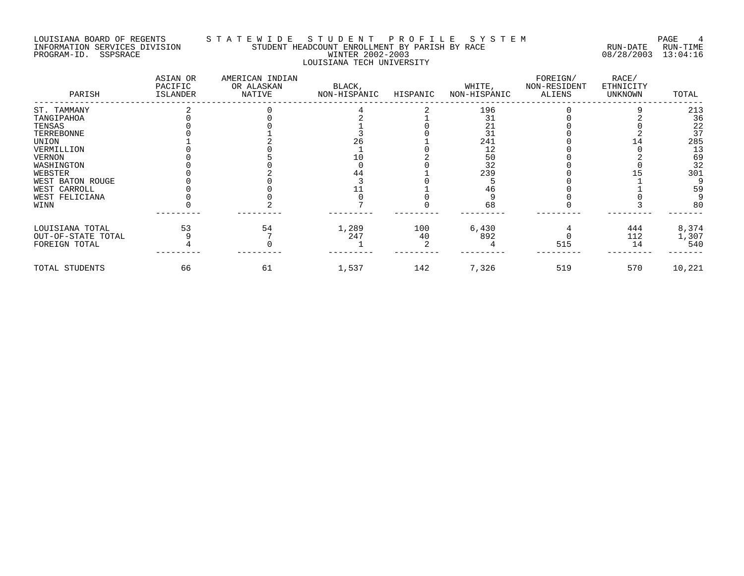LOUISIANA BOARD OF REGENTS — STATEWIDE STUDENT PROFILE SYSTEM
INFORMATION SERVICES DIVISION — STUDENT HEADCOUNT ENROLLMENT BY PARISH BY RACE — RUN-DATE 08/28/2003 RUN-TIME 13:04:16
PROGRAM-ID. SSPSRACE — WINTER 2002-2003

LOUISIANA TECH UNIVERSITY

| PARISH | ASIAN OR PACIFIC ISLANDER | AMERICAN INDIAN OR ALASKAN NATIVE | BLACK, NON-HISPANIC | HISPANIC | WHITE, NON-HISPANIC | FOREIGN/ NON-RESIDENT ALIENS | RACE/ ETHNICITY UNKNOWN | TOTAL |
|---|---|---|---|---|---|---|---|---|
| ST. TAMMANY | 2 | 0 | 4 | 2 | 196 | 0 | 9 | 213 |
| TANGIPAHOA | 0 | 0 | 2 | 1 | 31 | 0 | 2 | 36 |
| TENSAS | 0 | 0 | 1 | 0 | 21 | 0 | 0 | 22 |
| TERREBONNE | 0 | 1 | 3 | 0 | 31 | 0 | 2 | 37 |
| UNION | 1 | 2 | 26 | 1 | 241 | 0 | 14 | 285 |
| VERMILLION | 0 | 0 | 1 | 0 | 12 | 0 | 0 | 13 |
| VERNON | 0 | 5 | 10 | 2 | 50 | 0 | 2 | 69 |
| WASHINGTON | 0 | 0 | 0 | 0 | 32 | 0 | 0 | 32 |
| WEBSTER | 0 | 2 | 44 | 1 | 239 | 0 | 15 | 301 |
| WEST BATON ROUGE | 0 | 0 | 3 | 0 | 5 | 0 | 1 | 9 |
| WEST CARROLL | 0 | 0 | 11 | 1 | 46 | 0 | 1 | 59 |
| WEST FELICIANA | 0 | 0 | 0 | 0 | 9 | 0 | 0 | 9 |
| WINN | 0 | 2 | 7 | 0 | 68 | 0 | 3 | 80 |
| LOUISIANA TOTAL | 53 | 54 | 1,289 | 100 | 6,430 | 4 | 444 | 8,374 |
| OUT-OF-STATE TOTAL | 9 | 7 | 247 | 40 | 892 | 0 | 112 | 1,307 |
| FOREIGN TOTAL | 4 | 0 | 1 | 2 | 4 | 515 | 14 | 540 |
| TOTAL STUDENTS | 66 | 61 | 1,537 | 142 | 7,326 | 519 | 570 | 10,221 |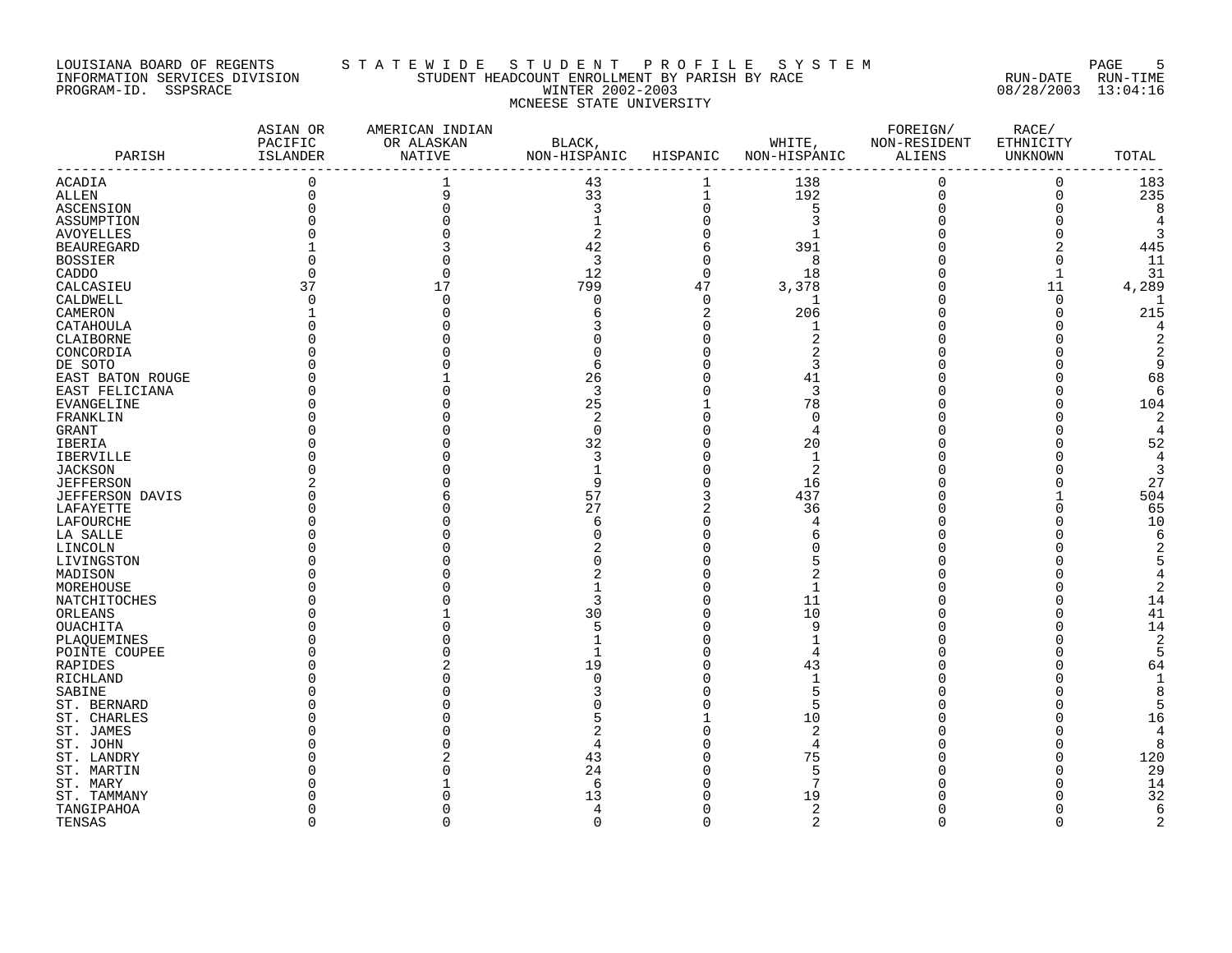LOUISIANA BOARD OF REGENTS
INFORMATION SERVICES DIVISION
PROGRAM-ID. SSPSRACE

STATEWIDE STUDENT PROFILE SYSTEM
STUDENT HEADCOUNT ENROLLMENT BY PARISH BY RACE
WINTER 2002-2003
MCNEESE STATE UNIVERSITY

RUN-DATE 08/28/2003 RUN-TIME 13:04:16

| PARISH | ASIAN OR PACIFIC ISLANDER | AMERICAN INDIAN OR ALASKAN NATIVE | BLACK, NON-HISPANIC | HISPANIC | WHITE, NON-HISPANIC | FOREIGN/ NON-RESIDENT ALIENS | RACE/ ETHNICITY UNKNOWN | TOTAL |
|---|---|---|---|---|---|---|---|---|
| ACADIA | 0 | 1 | 43 | 1 | 138 | 0 | 0 | 183 |
| ALLEN | 0 | 9 | 33 | 1 | 192 | 0 | 0 | 235 |
| ASCENSION | 0 | 0 | 3 | 0 | 5 | 0 | 0 | 8 |
| ASSUMPTION | 0 | 0 | 1 | 0 | 3 | 0 | 0 | 4 |
| AVOYELLES | 0 | 0 | 2 | 0 | 1 | 0 | 0 | 3 |
| BEAUREGARD | 1 | 3 | 42 | 6 | 391 | 0 | 2 | 445 |
| BOSSIER | 0 | 0 | 3 | 0 | 8 | 0 | 0 | 11 |
| CADDO | 0 | 0 | 12 | 0 | 18 | 0 | 1 | 31 |
| CALCASIEU | 37 | 17 | 799 | 47 | 3,378 | 0 | 11 | 4,289 |
| CALDWELL | 0 | 0 | 0 | 0 | 1 | 0 | 0 | 1 |
| CAMERON | 1 | 0 | 6 | 2 | 206 | 0 | 0 | 215 |
| CATAHOULA | 0 | 0 | 3 | 0 | 1 | 0 | 0 | 4 |
| CLAIBORNE | 0 | 0 | 0 | 0 | 2 | 0 | 0 | 2 |
| CONCORDIA | 0 | 0 | 0 | 0 | 2 | 0 | 0 | 2 |
| DE SOTO | 0 | 0 | 6 | 0 | 3 | 0 | 0 | 9 |
| EAST BATON ROUGE | 0 | 1 | 26 | 0 | 41 | 0 | 0 | 68 |
| EAST FELICIANA | 0 | 0 | 3 | 0 | 3 | 0 | 0 | 6 |
| EVANGELINE | 0 | 0 | 25 | 1 | 78 | 0 | 0 | 104 |
| FRANKLIN | 0 | 0 | 2 | 0 | 0 | 0 | 0 | 2 |
| GRANT | 0 | 0 | 0 | 0 | 4 | 0 | 0 | 4 |
| IBERIA | 0 | 0 | 32 | 0 | 20 | 0 | 0 | 52 |
| IBERVILLE | 0 | 0 | 3 | 0 | 1 | 0 | 0 | 4 |
| JACKSON | 0 | 0 | 1 | 0 | 2 | 0 | 0 | 3 |
| JEFFERSON | 2 | 0 | 9 | 0 | 16 | 0 | 0 | 27 |
| JEFFERSON DAVIS | 0 | 6 | 57 | 3 | 437 | 0 | 1 | 504 |
| LAFAYETTE | 0 | 0 | 27 | 2 | 36 | 0 | 0 | 65 |
| LAFOURCHE | 0 | 0 | 6 | 0 | 4 | 0 | 0 | 10 |
| LA SALLE | 0 | 0 | 0 | 0 | 6 | 0 | 0 | 6 |
| LINCOLN | 0 | 0 | 2 | 0 | 0 | 0 | 0 | 2 |
| LIVINGSTON | 0 | 0 | 0 | 0 | 5 | 0 | 0 | 5 |
| MADISON | 0 | 0 | 2 | 0 | 2 | 0 | 0 | 4 |
| MOREHOUSE | 0 | 0 | 1 | 0 | 1 | 0 | 0 | 2 |
| NATCHITOCHES | 0 | 0 | 3 | 0 | 11 | 0 | 0 | 14 |
| ORLEANS | 0 | 1 | 30 | 0 | 10 | 0 | 0 | 41 |
| OUACHITA | 0 | 0 | 5 | 0 | 9 | 0 | 0 | 14 |
| PLAQUEMINES | 0 | 0 | 1 | 0 | 1 | 0 | 0 | 2 |
| POINTE COUPEE | 0 | 0 | 1 | 0 | 4 | 0 | 0 | 5 |
| RAPIDES | 0 | 2 | 19 | 0 | 43 | 0 | 0 | 64 |
| RICHLAND | 0 | 0 | 0 | 0 | 1 | 0 | 0 | 1 |
| SABINE | 0 | 0 | 3 | 0 | 5 | 0 | 0 | 8 |
| ST. BERNARD | 0 | 0 | 0 | 0 | 5 | 0 | 0 | 5 |
| ST. CHARLES | 0 | 0 | 5 | 1 | 10 | 0 | 0 | 16 |
| ST. JAMES | 0 | 0 | 2 | 0 | 2 | 0 | 0 | 4 |
| ST. JOHN | 0 | 0 | 4 | 0 | 4 | 0 | 0 | 8 |
| ST. LANDRY | 0 | 2 | 43 | 0 | 75 | 0 | 0 | 120 |
| ST. MARTIN | 0 | 0 | 24 | 0 | 5 | 0 | 0 | 29 |
| ST. MARY | 0 | 1 | 6 | 0 | 7 | 0 | 0 | 14 |
| ST. TAMMANY | 0 | 0 | 13 | 0 | 19 | 0 | 0 | 32 |
| TANGIPAHOA | 0 | 0 | 4 | 0 | 2 | 0 | 0 | 6 |
| TENSAS | 0 | 0 | 0 | 0 | 2 | 0 | 0 | 2 |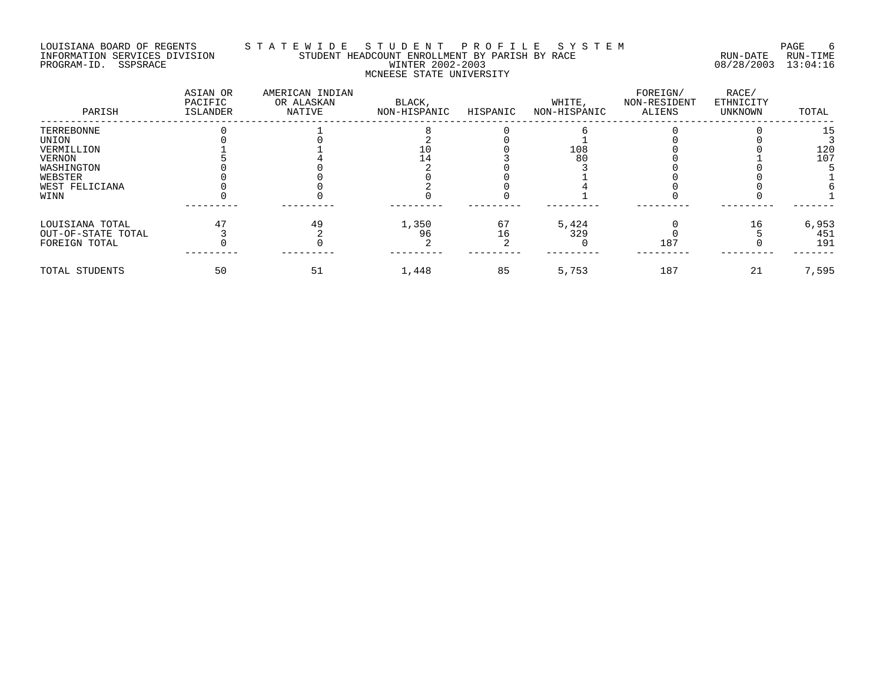LOUISIANA BOARD OF REGENTS — STATEWIDE STUDENT PROFILE SYSTEM
INFORMATION SERVICES DIVISION — STUDENT HEADCOUNT ENROLLMENT BY PARISH BY RACE — RUN-DATE 08/28/2003 RUN-TIME 13:04:16
PROGRAM-ID. SSPSRACE — WINTER 2002-2003
MCNEESE STATE UNIVERSITY

| PARISH | ASIAN OR PACIFIC ISLANDER | AMERICAN INDIAN OR ALASKAN NATIVE | BLACK, NON-HISPANIC | HISPANIC | WHITE, NON-HISPANIC | FOREIGN/ NON-RESIDENT ALIENS | RACE/ ETHNICITY UNKNOWN | TOTAL |
|---|---|---|---|---|---|---|---|---|
| TERREBONNE | 0 | 1 | 8 | 0 | 6 | 0 | 0 | 15 |
| UNION | 0 | 0 | 2 | 0 | 1 | 0 | 0 | 3 |
| VERMILLION | 1 | 1 | 10 | 0 | 108 | 0 | 0 | 120 |
| VERNON | 5 | 4 | 14 | 3 | 80 | 0 | 1 | 107 |
| WASHINGTON | 0 | 0 | 2 | 0 | 3 | 0 | 0 | 5 |
| WEBSTER | 0 | 0 | 0 | 0 | 1 | 0 | 0 | 1 |
| WEST FELICIANA | 0 | 0 | 2 | 0 | 4 | 0 | 0 | 6 |
| WINN | 0 | 0 | 0 | 0 | 1 | 0 | 0 | 1 |
| LOUISIANA TOTAL | 47 | 49 | 1,350 | 67 | 5,424 | 0 | 16 | 6,953 |
| OUT-OF-STATE TOTAL | 3 | 2 | 96 | 16 | 329 | 0 | 5 | 451 |
| FOREIGN TOTAL | 0 | 0 | 2 | 2 | 0 | 187 | 0 | 191 |
| TOTAL STUDENTS | 50 | 51 | 1,448 | 85 | 5,753 | 187 | 21 | 7,595 |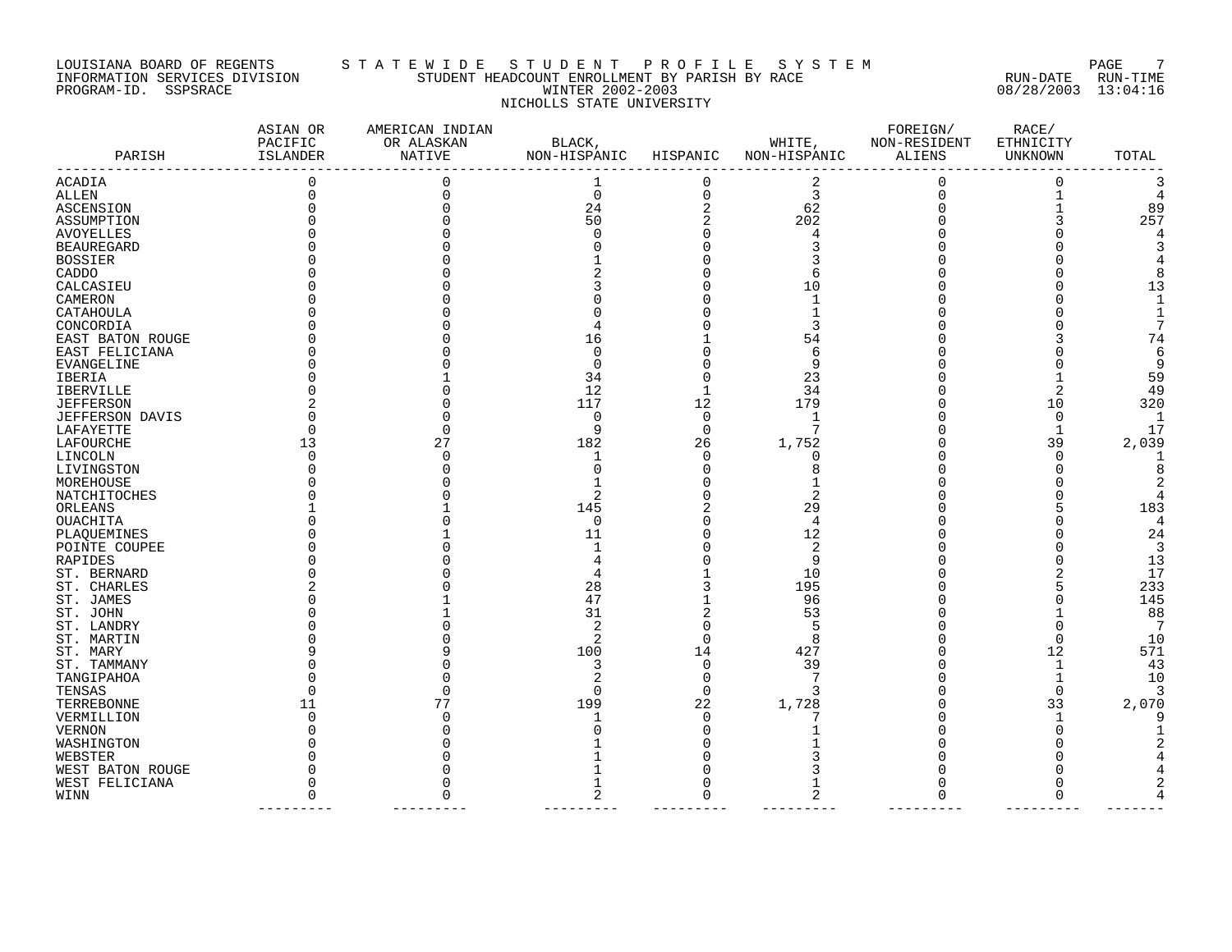LOUISIANA BOARD OF REGENTS — STATEWIDE STUDENT PROFILE SYSTEM

INFORMATION SERVICES DIVISION — STUDENT HEADCOUNT ENROLLMENT BY PARISH BY RACE — RUN-DATE 08/28/2003 RUN-TIME 13:04:16

PROGRAM-ID. SSPSRACE — WINTER 2002-2003

NICHOLLS STATE UNIVERSITY

| PARISH | ASIAN OR PACIFIC ISLANDER | AMERICAN INDIAN OR ALASKAN NATIVE | BLACK, NON-HISPANIC | HISPANIC | WHITE, NON-HISPANIC | FOREIGN/ NON-RESIDENT ALIENS | RACE/ ETHNICITY UNKNOWN | TOTAL |
|---|---|---|---|---|---|---|---|---|
| ACADIA | 0 | 0 | 1 | 0 | 2 | 0 | 0 | 3 |
| ALLEN | 0 | 0 | 0 | 0 | 3 | 0 | 1 | 4 |
| ASCENSION | 0 | 0 | 24 | 2 | 62 | 0 | 1 | 89 |
| ASSUMPTION | 0 | 0 | 50 | 2 | 202 | 0 | 3 | 257 |
| AVOYELLES | 0 | 0 | 0 | 0 | 4 | 0 | 0 | 4 |
| BEAUREGARD | 0 | 0 | 0 | 0 | 3 | 0 | 0 | 3 |
| BOSSIER | 0 | 0 | 1 | 0 | 3 | 0 | 0 | 4 |
| CADDO | 0 | 0 | 2 | 0 | 6 | 0 | 0 | 8 |
| CALCASIEU | 0 | 0 | 3 | 0 | 10 | 0 | 0 | 13 |
| CAMERON | 0 | 0 | 0 | 0 | 1 | 0 | 0 | 1 |
| CATAHOULA | 0 | 0 | 0 | 0 | 1 | 0 | 0 | 1 |
| CONCORDIA | 0 | 0 | 4 | 0 | 3 | 0 | 0 | 7 |
| EAST BATON ROUGE | 0 | 0 | 16 | 1 | 54 | 0 | 3 | 74 |
| EAST FELICIANA | 0 | 0 | 0 | 0 | 6 | 0 | 0 | 6 |
| EVANGELINE | 0 | 0 | 0 | 0 | 9 | 0 | 0 | 9 |
| IBERIA | 0 | 1 | 34 | 0 | 23 | 0 | 1 | 59 |
| IBERVILLE | 0 | 0 | 12 | 1 | 34 | 0 | 2 | 49 |
| JEFFERSON | 2 | 0 | 117 | 12 | 179 | 0 | 10 | 320 |
| JEFFERSON DAVIS | 0 | 0 | 0 | 0 | 1 | 0 | 0 | 1 |
| LAFAYETTE | 0 | 0 | 9 | 0 | 7 | 0 | 1 | 17 |
| LAFOURCHE | 13 | 27 | 182 | 26 | 1,752 | 0 | 39 | 2,039 |
| LINCOLN | 0 | 0 | 1 | 0 | 0 | 0 | 0 | 1 |
| LIVINGSTON | 0 | 0 | 0 | 0 | 8 | 0 | 0 | 8 |
| MOREHOUSE | 0 | 0 | 1 | 0 | 1 | 0 | 0 | 2 |
| NATCHITOCHES | 0 | 0 | 2 | 0 | 2 | 0 | 0 | 4 |
| ORLEANS | 1 | 1 | 145 | 2 | 29 | 0 | 5 | 183 |
| OUACHITA | 0 | 0 | 0 | 0 | 4 | 0 | 0 | 4 |
| PLAQUEMINES | 0 | 1 | 11 | 0 | 12 | 0 | 0 | 24 |
| POINTE COUPEE | 0 | 0 | 1 | 0 | 2 | 0 | 0 | 3 |
| RAPIDES | 0 | 0 | 4 | 0 | 9 | 0 | 0 | 13 |
| ST. BERNARD | 0 | 0 | 4 | 1 | 10 | 0 | 2 | 17 |
| ST. CHARLES | 2 | 0 | 28 | 3 | 195 | 0 | 5 | 233 |
| ST. JAMES | 0 | 1 | 47 | 1 | 96 | 0 | 0 | 145 |
| ST. JOHN | 0 | 1 | 31 | 2 | 53 | 0 | 1 | 88 |
| ST. LANDRY | 0 | 0 | 2 | 0 | 5 | 0 | 0 | 7 |
| ST. MARTIN | 0 | 0 | 2 | 0 | 8 | 0 | 0 | 10 |
| ST. MARY | 9 | 9 | 100 | 14 | 427 | 0 | 12 | 571 |
| ST. TAMMANY | 0 | 0 | 3 | 0 | 39 | 0 | 1 | 43 |
| TANGIPAHOA | 0 | 0 | 2 | 0 | 7 | 0 | 1 | 10 |
| TENSAS | 0 | 0 | 0 | 0 | 3 | 0 | 0 | 3 |
| TERREBONNE | 11 | 77 | 199 | 22 | 1,728 | 0 | 33 | 2,070 |
| VERMILLION | 0 | 0 | 1 | 0 | 7 | 0 | 1 | 9 |
| VERNON | 0 | 0 | 0 | 0 | 1 | 0 | 0 | 1 |
| WASHINGTON | 0 | 0 | 1 | 0 | 1 | 0 | 0 | 2 |
| WEBSTER | 0 | 0 | 1 | 0 | 3 | 0 | 0 | 4 |
| WEST BATON ROUGE | 0 | 0 | 1 | 0 | 3 | 0 | 0 | 4 |
| WEST FELICIANA | 0 | 0 | 1 | 0 | 1 | 0 | 0 | 2 |
| WINN | 0 | 0 | 2 | 0 | 2 | 0 | 0 | 4 |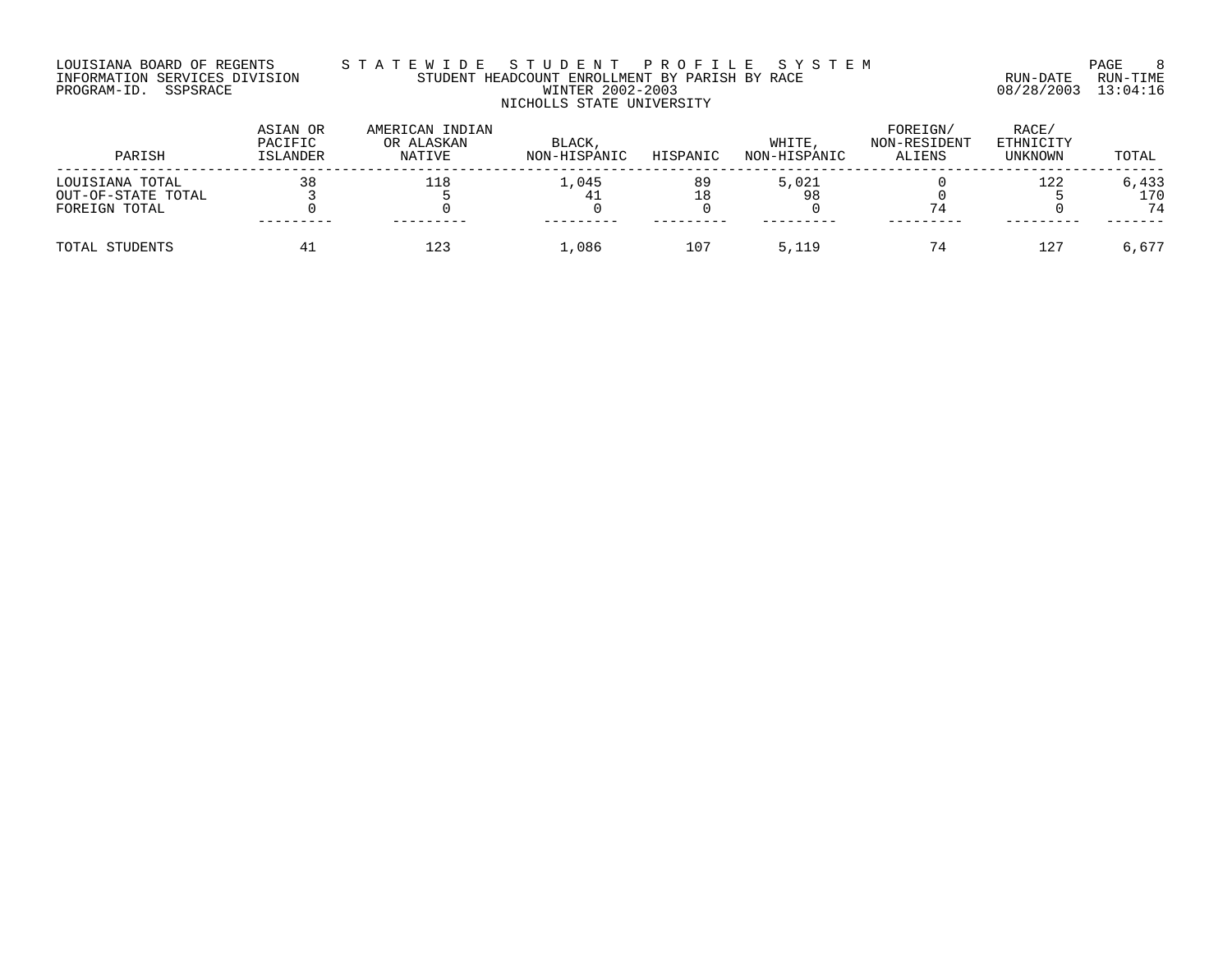LOUISIANA BOARD OF REGENTS
INFORMATION SERVICES DIVISION
PROGRAM-ID. SSPSRACE

STATEWIDE STUDENT PROFILE SYSTEM
STUDENT HEADCOUNT ENROLLMENT BY PARISH BY RACE
WINTER 2002-2003
NICHOLLS STATE UNIVERSITY

RUN-DATE 08/28/2003 RUN-TIME 13:04:16

| PARISH | ASIAN OR PACIFIC ISLANDER | AMERICAN INDIAN OR ALASKAN NATIVE | BLACK, NON-HISPANIC | HISPANIC | WHITE, NON-HISPANIC | FOREIGN/ NON-RESIDENT ALIENS | RACE/ ETHNICITY UNKNOWN | TOTAL |
|---|---|---|---|---|---|---|---|---|
| LOUISIANA TOTAL | 38 | 118 | 1,045 | 89 | 5,021 | 0 | 122 | 6,433 |
| OUT-OF-STATE TOTAL | 3 | 5 | 41 | 18 | 98 | 0 | 5 | 170 |
| FOREIGN TOTAL | 0 | 0 | 0 | 0 | 0 | 74 | 0 | 74 |
| TOTAL STUDENTS | 41 | 123 | 1,086 | 107 | 5,119 | 74 | 127 | 6,677 |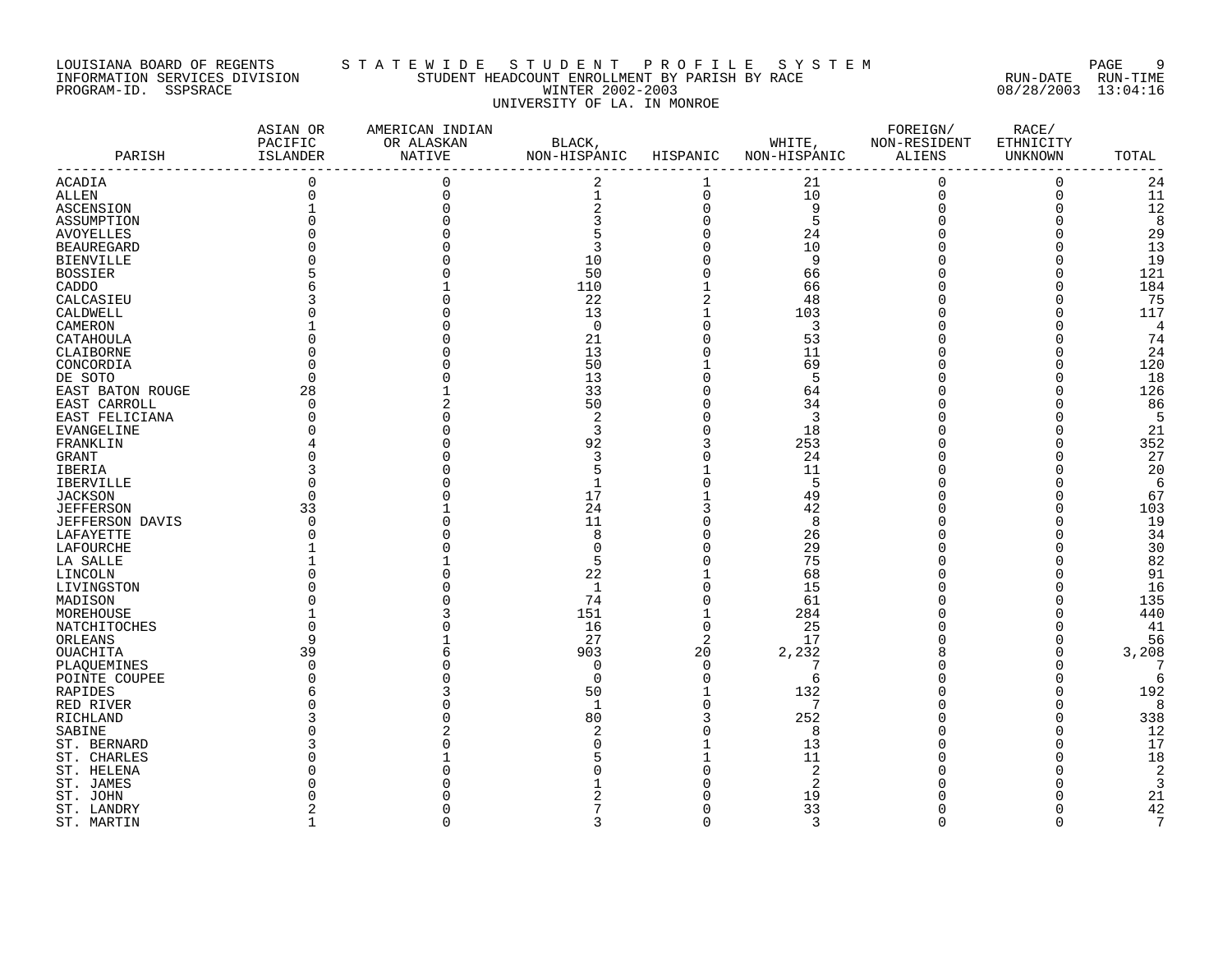LOUISIANA BOARD OF REGENTS — STATEWIDE STUDENT PROFILE SYSTEM
INFORMATION SERVICES DIVISION — STUDENT HEADCOUNT ENROLLMENT BY PARISH BY RACE — RUN-DATE 08/28/2003 RUN-TIME 13:04:16
PROGRAM-ID. SSPSRACE — WINTER 2002-2003

UNIVERSITY OF LA. IN MONROE

| PARISH | ASIAN OR PACIFIC ISLANDER | AMERICAN INDIAN OR ALASKAN NATIVE | BLACK, NON-HISPANIC | HISPANIC | WHITE, NON-HISPANIC | FOREIGN/ NON-RESIDENT ALIENS | RACE/ ETHNICITY UNKNOWN | TOTAL |
|---|---|---|---|---|---|---|---|---|
| ACADIA | 0 | 0 | 2 | 1 | 21 | 0 | 0 | 24 |
| ALLEN | 0 | 0 | 1 | 0 | 10 | 0 | 0 | 11 |
| ASCENSION | 1 | 0 | 2 | 0 | 9 | 0 | 0 | 12 |
| ASSUMPTION | 0 | 0 | 3 | 0 | 5 | 0 | 0 | 8 |
| AVOYELLES | 0 | 0 | 5 | 0 | 24 | 0 | 0 | 29 |
| BEAUREGARD | 0 | 0 | 3 | 0 | 10 | 0 | 0 | 13 |
| BIENVILLE | 0 | 0 | 10 | 0 | 9 | 0 | 0 | 19 |
| BOSSIER | 5 | 0 | 50 | 0 | 66 | 0 | 0 | 121 |
| CADDO | 6 | 1 | 110 | 1 | 66 | 0 | 0 | 184 |
| CALCASIEU | 3 | 0 | 22 | 2 | 48 | 0 | 0 | 75 |
| CALDWELL | 0 | 0 | 13 | 1 | 103 | 0 | 0 | 117 |
| CAMERON | 1 | 0 | 0 | 0 | 3 | 0 | 0 | 4 |
| CATAHOULA | 0 | 0 | 21 | 0 | 53 | 0 | 0 | 74 |
| CLAIBORNE | 0 | 0 | 13 | 0 | 11 | 0 | 0 | 24 |
| CONCORDIA | 0 | 0 | 50 | 1 | 69 | 0 | 0 | 120 |
| DE SOTO | 0 | 0 | 13 | 0 | 5 | 0 | 0 | 18 |
| EAST BATON ROUGE | 28 | 1 | 33 | 0 | 64 | 0 | 0 | 126 |
| EAST CARROLL | 0 | 2 | 50 | 0 | 34 | 0 | 0 | 86 |
| EAST FELICIANA | 0 | 0 | 2 | 0 | 3 | 0 | 0 | 5 |
| EVANGELINE | 0 | 0 | 3 | 0 | 18 | 0 | 0 | 21 |
| FRANKLIN | 4 | 0 | 92 | 3 | 253 | 0 | 0 | 352 |
| GRANT | 0 | 0 | 3 | 0 | 24 | 0 | 0 | 27 |
| IBERIA | 3 | 0 | 5 | 1 | 11 | 0 | 0 | 20 |
| IBERVILLE | 0 | 0 | 1 | 0 | 5 | 0 | 0 | 6 |
| JACKSON | 0 | 0 | 17 | 1 | 49 | 0 | 0 | 67 |
| JEFFERSON | 33 | 1 | 24 | 3 | 42 | 0 | 0 | 103 |
| JEFFERSON DAVIS | 0 | 0 | 11 | 0 | 8 | 0 | 0 | 19 |
| LAFAYETTE | 0 | 0 | 8 | 0 | 26 | 0 | 0 | 34 |
| LAFOURCHE | 1 | 0 | 0 | 0 | 29 | 0 | 0 | 30 |
| LA SALLE | 1 | 1 | 5 | 0 | 75 | 0 | 0 | 82 |
| LINCOLN | 0 | 0 | 22 | 1 | 68 | 0 | 0 | 91 |
| LIVINGSTON | 0 | 0 | 1 | 0 | 15 | 0 | 0 | 16 |
| MADISON | 0 | 0 | 74 | 0 | 61 | 0 | 0 | 135 |
| MOREHOUSE | 1 | 3 | 151 | 1 | 284 | 0 | 0 | 440 |
| NATCHITOCHES | 0 | 0 | 16 | 0 | 25 | 0 | 0 | 41 |
| ORLEANS | 9 | 1 | 27 | 2 | 17 | 0 | 0 | 56 |
| OUACHITA | 39 | 6 | 903 | 20 | 2,232 | 8 | 0 | 3,208 |
| PLAQUEMINES | 0 | 0 | 0 | 0 | 7 | 0 | 0 | 7 |
| POINTE COUPEE | 0 | 0 | 0 | 0 | 6 | 0 | 0 | 6 |
| RAPIDES | 6 | 3 | 50 | 1 | 132 | 0 | 0 | 192 |
| RED RIVER | 0 | 0 | 1 | 0 | 7 | 0 | 0 | 8 |
| RICHLAND | 3 | 0 | 80 | 3 | 252 | 0 | 0 | 338 |
| SABINE | 0 | 2 | 2 | 0 | 8 | 0 | 0 | 12 |
| ST. BERNARD | 3 | 0 | 0 | 1 | 13 | 0 | 0 | 17 |
| ST. CHARLES | 0 | 1 | 5 | 1 | 11 | 0 | 0 | 18 |
| ST. HELENA | 0 | 0 | 0 | 0 | 2 | 0 | 0 | 2 |
| ST. JAMES | 0 | 0 | 1 | 0 | 2 | 0 | 0 | 3 |
| ST. JOHN | 0 | 0 | 2 | 0 | 19 | 0 | 0 | 21 |
| ST. LANDRY | 2 | 0 | 7 | 0 | 33 | 0 | 0 | 42 |
| ST. MARTIN | 1 | 0 | 3 | 0 | 3 | 0 | 0 | 7 |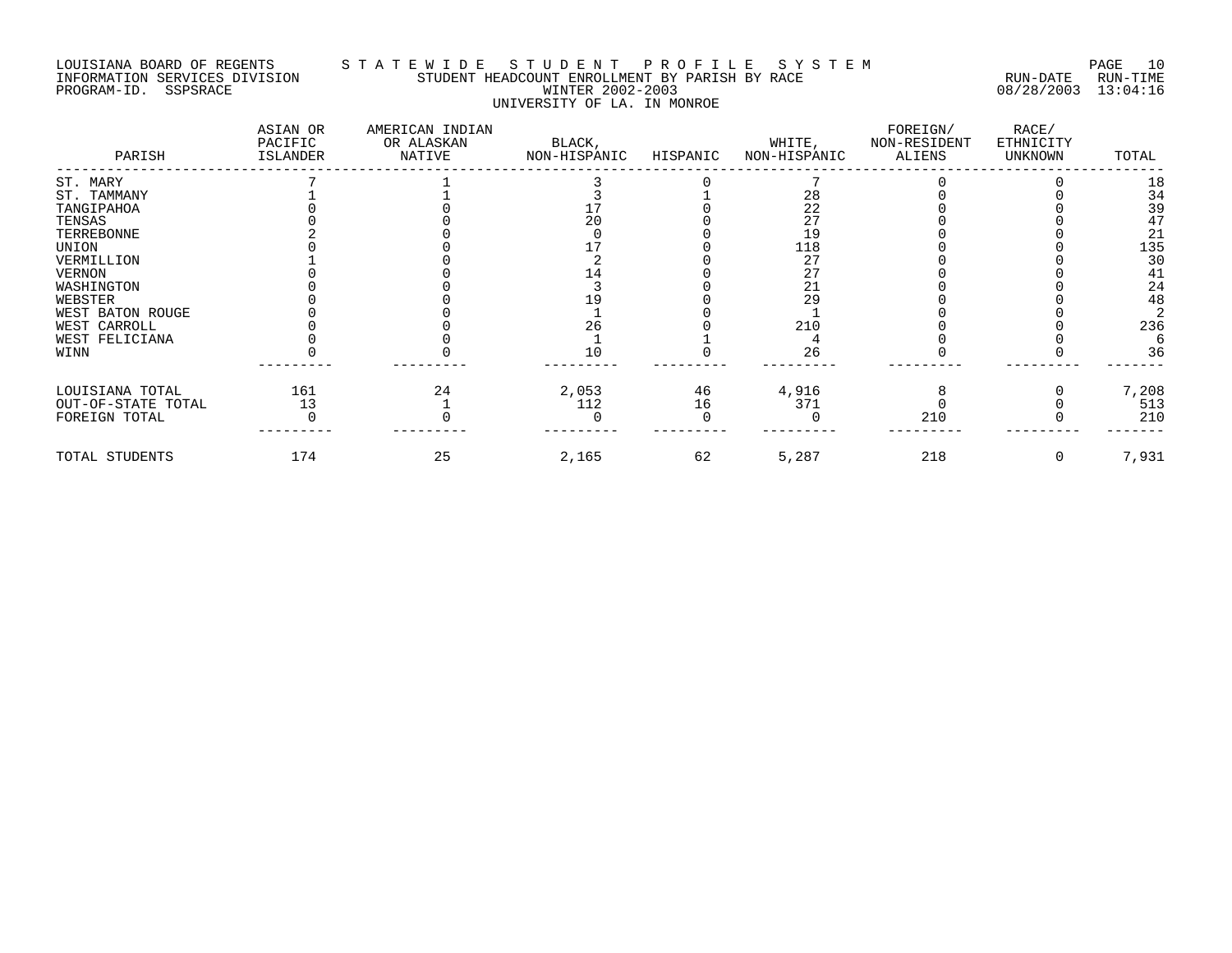LOUISIANA BOARD OF REGENTS — STATEWIDE STUDENT PROFILE SYSTEM
INFORMATION SERVICES DIVISION — STUDENT HEADCOUNT ENROLLMENT BY PARISH BY RACE — RUN-DATE 08/28/2003 RUN-TIME 13:04:16
PROGRAM-ID. SSPSRACE — WINTER 2002-2003

UNIVERSITY OF LA. IN MONROE

| PARISH | ASIAN OR PACIFIC ISLANDER | AMERICAN INDIAN OR ALASKAN NATIVE | BLACK, NON-HISPANIC | HISPANIC | WHITE, NON-HISPANIC | FOREIGN/ NON-RESIDENT ALIENS | RACE/ ETHNICITY UNKNOWN | TOTAL |
|---|---|---|---|---|---|---|---|---|
| ST. MARY | 7 | 1 | 3 | 0 | 7 | 0 | 0 | 18 |
| ST. TAMMANY | 1 | 1 | 3 | 1 | 28 | 0 | 0 | 34 |
| TANGIPAHOA | 0 | 0 | 17 | 0 | 22 | 0 | 0 | 39 |
| TENSAS | 0 | 0 | 20 | 0 | 27 | 0 | 0 | 47 |
| TERREBONNE | 2 | 0 | 0 | 0 | 19 | 0 | 0 | 21 |
| UNION | 0 | 0 | 17 | 0 | 118 | 0 | 0 | 135 |
| VERMILLION | 1 | 0 | 2 | 0 | 27 | 0 | 0 | 30 |
| VERNON | 0 | 0 | 14 | 0 | 27 | 0 | 0 | 41 |
| WASHINGTON | 0 | 0 | 3 | 0 | 21 | 0 | 0 | 24 |
| WEBSTER | 0 | 0 | 19 | 0 | 29 | 0 | 0 | 48 |
| WEST BATON ROUGE | 0 | 0 | 1 | 0 | 1 | 0 | 0 | 2 |
| WEST CARROLL | 0 | 0 | 26 | 0 | 210 | 0 | 0 | 236 |
| WEST FELICIANA | 0 | 0 | 1 | 1 | 4 | 0 | 0 | 6 |
| WINN | 0 | 0 | 10 | 0 | 26 | 0 | 0 | 36 |
| LOUISIANA TOTAL | 161 | 24 | 2,053 | 46 | 4,916 | 8 | 0 | 7,208 |
| OUT-OF-STATE TOTAL | 13 | 1 | 112 | 16 | 371 | 0 | 0 | 513 |
| FOREIGN TOTAL | 0 | 0 | 0 | 0 | 0 | 210 | 0 | 210 |
| TOTAL STUDENTS | 174 | 25 | 2,165 | 62 | 5,287 | 218 | 0 | 7,931 |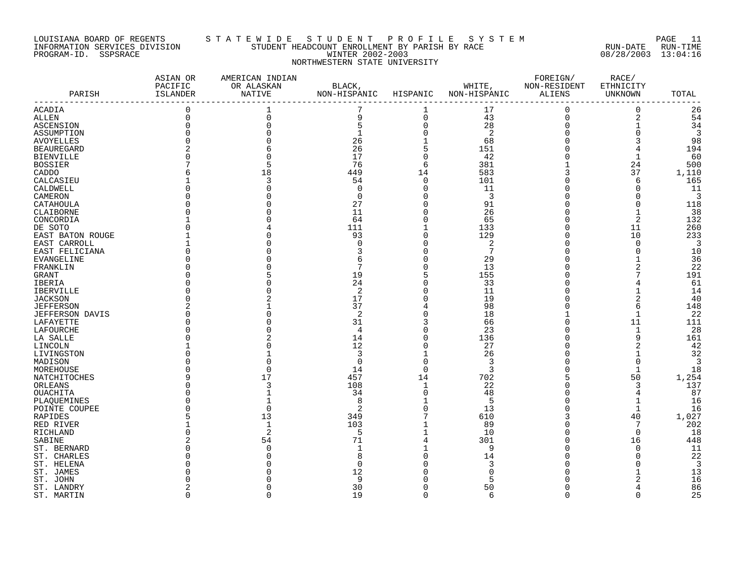LOUISIANA BOARD OF REGENTS
INFORMATION SERVICES DIVISION
PROGRAM-ID. SSPSRACE

# STATEWIDE STUDENT PROFILE SYSTEM

STUDENT HEADCOUNT ENROLLMENT BY PARISH BY RACE
WINTER 2002-2003
NORTHWESTERN STATE UNIVERSITY

RUN-DATE 08/28/2003 RUN-TIME 13:04:16

| PARISH | ASIAN OR PACIFIC ISLANDER | AMERICAN INDIAN OR ALASKAN NATIVE | BLACK, NON-HISPANIC | HISPANIC | WHITE, NON-HISPANIC | FOREIGN/ NON-RESIDENT ALIENS | RACE/ ETHNICITY UNKNOWN | TOTAL |
|---|---|---|---|---|---|---|---|---|
| ACADIA | 0 | 1 | 7 | 1 | 17 | 0 | 0 | 26 |
| ALLEN | 0 | 0 | 9 | 0 | 43 | 0 | 2 | 54 |
| ASCENSION | 0 | 0 | 5 | 0 | 28 | 0 | 1 | 34 |
| ASSUMPTION | 0 | 0 | 1 | 0 | 2 | 0 | 0 | 3 |
| AVOYELLES | 0 | 0 | 26 | 1 | 68 | 0 | 3 | 98 |
| BEAUREGARD | 2 | 6 | 26 | 5 | 151 | 0 | 4 | 194 |
| BIENVILLE | 0 | 0 | 17 | 0 | 42 | 0 | 1 | 60 |
| BOSSIER | 7 | 5 | 76 | 6 | 381 | 1 | 24 | 500 |
| CADDO | 6 | 18 | 449 | 14 | 583 | 3 | 37 | 1,110 |
| CALCASIEU | 1 | 3 | 54 | 0 | 101 | 0 | 6 | 165 |
| CALDWELL | 0 | 0 | 0 | 0 | 11 | 0 | 0 | 11 |
| CAMERON | 0 | 0 | 0 | 0 | 3 | 0 | 0 | 3 |
| CATAHOULA | 0 | 0 | 27 | 0 | 91 | 0 | 0 | 118 |
| CLAIBORNE | 0 | 0 | 11 | 0 | 26 | 0 | 1 | 38 |
| CONCORDIA | 1 | 0 | 64 | 0 | 65 | 0 | 2 | 132 |
| DE SOTO | 0 | 4 | 111 | 1 | 133 | 0 | 11 | 260 |
| EAST BATON ROUGE | 1 | 0 | 93 | 0 | 129 | 0 | 10 | 233 |
| EAST CARROLL | 1 | 0 | 0 | 0 | 2 | 0 | 0 | 3 |
| EAST FELICIANA | 0 | 0 | 3 | 0 | 7 | 0 | 0 | 10 |
| EVANGELINE | 0 | 0 | 6 | 0 | 29 | 0 | 1 | 36 |
| FRANKLIN | 0 | 0 | 7 | 0 | 13 | 0 | 2 | 22 |
| GRANT | 0 | 5 | 19 | 5 | 155 | 0 | 7 | 191 |
| IBERIA | 0 | 0 | 24 | 0 | 33 | 0 | 4 | 61 |
| IBERVILLE | 0 | 0 | 2 | 0 | 11 | 0 | 1 | 14 |
| JACKSON | 0 | 2 | 17 | 0 | 19 | 0 | 2 | 40 |
| JEFFERSON | 2 | 1 | 37 | 4 | 98 | 0 | 6 | 148 |
| JEFFERSON DAVIS | 0 | 0 | 2 | 0 | 18 | 1 | 1 | 22 |
| LAFAYETTE | 0 | 0 | 31 | 3 | 66 | 0 | 11 | 111 |
| LAFOURCHE | 0 | 0 | 4 | 0 | 23 | 0 | 1 | 28 |
| LA SALLE | 0 | 2 | 14 | 0 | 136 | 0 | 9 | 161 |
| LINCOLN | 1 | 0 | 12 | 0 | 27 | 0 | 2 | 42 |
| LIVINGSTON | 0 | 1 | 3 | 1 | 26 | 0 | 1 | 32 |
| MADISON | 0 | 0 | 0 | 0 | 3 | 0 | 0 | 3 |
| MOREHOUSE | 0 | 0 | 14 | 0 | 3 | 0 | 1 | 18 |
| NATCHITOCHES | 9 | 17 | 457 | 14 | 702 | 5 | 50 | 1,254 |
| ORLEANS | 0 | 3 | 108 | 1 | 22 | 0 | 3 | 137 |
| OUACHITA | 0 | 1 | 34 | 0 | 48 | 0 | 4 | 87 |
| PLAQUEMINES | 0 | 1 | 8 | 1 | 5 | 0 | 1 | 16 |
| POINTE COUPEE | 0 | 0 | 2 | 0 | 13 | 0 | 1 | 16 |
| RAPIDES | 5 | 13 | 349 | 7 | 610 | 3 | 40 | 1,027 |
| RED RIVER | 1 | 1 | 103 | 1 | 89 | 0 | 7 | 202 |
| RICHLAND | 0 | 2 | 5 | 1 | 10 | 0 | 0 | 18 |
| SABINE | 2 | 54 | 71 | 4 | 301 | 0 | 16 | 448 |
| ST. BERNARD | 0 | 0 | 1 | 1 | 9 | 0 | 0 | 11 |
| ST. CHARLES | 0 | 0 | 8 | 0 | 14 | 0 | 0 | 22 |
| ST. HELENA | 0 | 0 | 0 | 0 | 3 | 0 | 0 | 3 |
| ST. JAMES | 0 | 0 | 12 | 0 | 0 | 0 | 1 | 13 |
| ST. JOHN | 0 | 0 | 9 | 0 | 5 | 0 | 2 | 16 |
| ST. LANDRY | 2 | 0 | 30 | 0 | 50 | 0 | 4 | 86 |
| ST. MARTIN | 0 | 0 | 19 | 0 | 6 | 0 | 0 | 25 |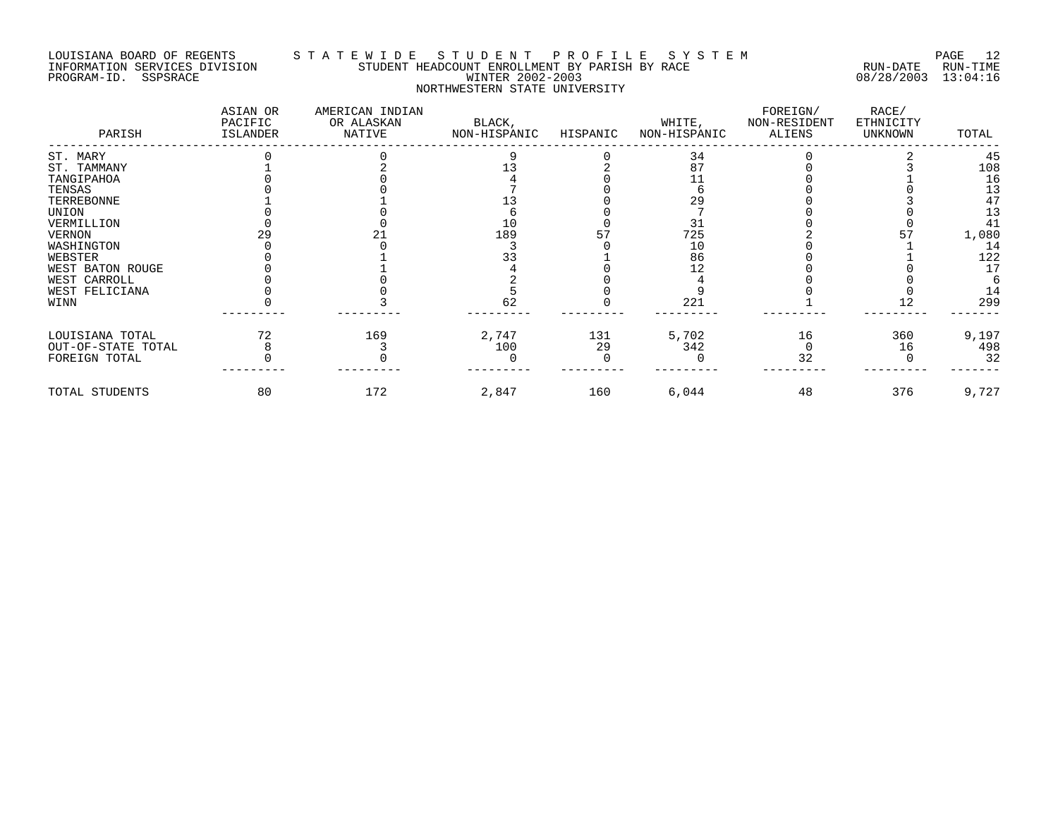LOUISIANA BOARD OF REGENTS — STATEWIDE STUDENT PROFILE SYSTEM

INFORMATION SERVICES DIVISION — STUDENT HEADCOUNT ENROLLMENT BY PARISH BY RACE — RUN-DATE 08/28/2003 RUN-TIME 13:04:16

PROGRAM-ID. SSPSRACE — WINTER 2002-2003

NORTHWESTERN STATE UNIVERSITY

| PARISH | ASIAN OR PACIFIC ISLANDER | AMERICAN INDIAN OR ALASKAN NATIVE | BLACK, NON-HISPANIC | HISPANIC | WHITE, NON-HISPANIC | FOREIGN/ NON-RESIDENT ALIENS | RACE/ ETHNICITY UNKNOWN | TOTAL |
|---|---|---|---|---|---|---|---|---|
| ST. MARY | 0 | 0 | 9 | 0 | 34 | 0 | 2 | 45 |
| ST. TAMMANY | 1 | 2 | 13 | 2 | 87 | 0 | 3 | 108 |
| TANGIPAHOA | 0 | 0 | 4 | 0 | 11 | 0 | 1 | 16 |
| TENSAS | 0 | 0 | 7 | 0 | 6 | 0 | 0 | 13 |
| TERREBONNE | 1 | 1 | 13 | 0 | 29 | 0 | 3 | 47 |
| UNION | 0 | 0 | 6 | 0 | 7 | 0 | 0 | 13 |
| VERMILLION | 0 | 0 | 10 | 0 | 31 | 0 | 0 | 41 |
| VERNON | 29 | 21 | 189 | 57 | 725 | 2 | 57 | 1,080 |
| WASHINGTON | 0 | 0 | 3 | 0 | 10 | 0 | 1 | 14 |
| WEBSTER | 0 | 1 | 33 | 1 | 86 | 0 | 1 | 122 |
| WEST BATON ROUGE | 0 | 1 | 4 | 0 | 12 | 0 | 0 | 17 |
| WEST CARROLL | 0 | 0 | 2 | 0 | 4 | 0 | 0 | 6 |
| WEST FELICIANA | 0 | 0 | 5 | 0 | 9 | 0 | 0 | 14 |
| WINN | 0 | 3 | 62 | 0 | 221 | 1 | 12 | 299 |
| LOUISIANA TOTAL | 72 | 169 | 2,747 | 131 | 5,702 | 16 | 360 | 9,197 |
| OUT-OF-STATE TOTAL | 8 | 3 | 100 | 29 | 342 | 0 | 16 | 498 |
| FOREIGN TOTAL | 0 | 0 | 0 | 0 | 0 | 32 | 0 | 32 |
| TOTAL STUDENTS | 80 | 172 | 2,847 | 160 | 6,044 | 48 | 376 | 9,727 |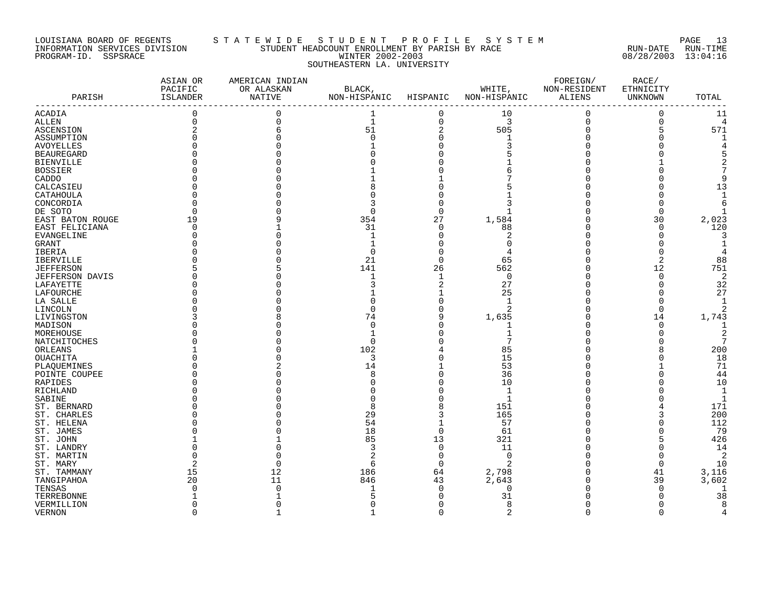LOUISIANA BOARD OF REGENTS — STATEWIDE STUDENT PROFILE SYSTEM
INFORMATION SERVICES DIVISION — STUDENT HEADCOUNT ENROLLMENT BY PARISH BY RACE — RUN-DATE 08/28/2003 RUN-TIME 13:04:16
PROGRAM-ID. SSPSRACE — WINTER 2002-2003

SOUTHEASTERN LA. UNIVERSITY

| PARISH | ASIAN OR PACIFIC ISLANDER | AMERICAN INDIAN OR ALASKAN NATIVE | BLACK, NON-HISPANIC | HISPANIC | WHITE, NON-HISPANIC | FOREIGN/ NON-RESIDENT ALIENS | RACE/ ETHNICITY UNKNOWN | TOTAL |
|---|---|---|---|---|---|---|---|---|
| ACADIA | 0 | 0 | 1 | 0 | 10 | 0 | 0 | 11 |
| ALLEN | 0 | 0 | 1 | 0 | 3 | 0 | 0 | 4 |
| ASCENSION | 2 | 6 | 51 | 2 | 505 | 0 | 5 | 571 |
| ASSUMPTION | 0 | 0 | 0 | 0 | 1 | 0 | 0 | 1 |
| AVOYELLES | 0 | 0 | 1 | 0 | 3 | 0 | 0 | 4 |
| BEAUREGARD | 0 | 0 | 0 | 0 | 5 | 0 | 0 | 5 |
| BIENVILLE | 0 | 0 | 0 | 0 | 1 | 0 | 1 | 2 |
| BOSSIER | 0 | 0 | 1 | 0 | 6 | 0 | 0 | 7 |
| CADDO | 0 | 0 | 1 | 1 | 7 | 0 | 0 | 9 |
| CALCASIEU | 0 | 0 | 8 | 0 | 5 | 0 | 0 | 13 |
| CATAHOULA | 0 | 0 | 0 | 0 | 1 | 0 | 0 | 1 |
| CONCORDIA | 0 | 0 | 3 | 0 | 3 | 0 | 0 | 6 |
| DE SOTO | 0 | 0 | 0 | 0 | 1 | 0 | 0 | 1 |
| EAST BATON ROUGE | 19 | 9 | 354 | 27 | 1,584 | 0 | 30 | 2,023 |
| EAST FELICIANA | 0 | 1 | 31 | 0 | 88 | 0 | 0 | 120 |
| EVANGELINE | 0 | 0 | 1 | 0 | 2 | 0 | 0 | 3 |
| GRANT | 0 | 0 | 1 | 0 | 0 | 0 | 0 | 1 |
| IBERIA | 0 | 0 | 0 | 0 | 4 | 0 | 0 | 4 |
| IBERVILLE | 0 | 0 | 21 | 0 | 65 | 0 | 2 | 88 |
| JEFFERSON | 5 | 5 | 141 | 26 | 562 | 0 | 12 | 751 |
| JEFFERSON DAVIS | 0 | 0 | 1 | 1 | 0 | 0 | 0 | 2 |
| LAFAYETTE | 0 | 0 | 3 | 2 | 27 | 0 | 0 | 32 |
| LAFOURCHE | 0 | 0 | 1 | 1 | 25 | 0 | 0 | 27 |
| LA SALLE | 0 | 0 | 0 | 0 | 1 | 0 | 0 | 1 |
| LINCOLN | 0 | 0 | 0 | 0 | 2 | 0 | 0 | 2 |
| LIVINGSTON | 3 | 8 | 74 | 9 | 1,635 | 0 | 14 | 1,743 |
| MADISON | 0 | 0 | 0 | 0 | 1 | 0 | 0 | 1 |
| MOREHOUSE | 0 | 0 | 1 | 0 | 1 | 0 | 0 | 2 |
| NATCHITOCHES | 0 | 0 | 0 | 0 | 7 | 0 | 0 | 7 |
| ORLEANS | 1 | 0 | 102 | 4 | 85 | 0 | 8 | 200 |
| OUACHITA | 0 | 0 | 3 | 0 | 15 | 0 | 0 | 18 |
| PLAQUEMINES | 0 | 2 | 14 | 1 | 53 | 0 | 1 | 71 |
| POINTE COUPEE | 0 | 0 | 8 | 0 | 36 | 0 | 0 | 44 |
| RAPIDES | 0 | 0 | 0 | 0 | 10 | 0 | 0 | 10 |
| RICHLAND | 0 | 0 | 0 | 0 | 1 | 0 | 0 | 1 |
| SABINE | 0 | 0 | 0 | 0 | 1 | 0 | 0 | 1 |
| ST. BERNARD | 0 | 0 | 8 | 8 | 151 | 0 | 4 | 171 |
| ST. CHARLES | 0 | 0 | 29 | 3 | 165 | 0 | 3 | 200 |
| ST. HELENA | 0 | 0 | 54 | 1 | 57 | 0 | 0 | 112 |
| ST. JAMES | 0 | 0 | 18 | 0 | 61 | 0 | 0 | 79 |
| ST. JOHN | 1 | 1 | 85 | 13 | 321 | 0 | 5 | 426 |
| ST. LANDRY | 0 | 0 | 3 | 0 | 11 | 0 | 0 | 14 |
| ST. MARTIN | 0 | 0 | 2 | 0 | 0 | 0 | 0 | 2 |
| ST. MARY | 2 | 0 | 6 | 0 | 2 | 0 | 0 | 10 |
| ST. TAMMANY | 15 | 12 | 186 | 64 | 2,798 | 0 | 41 | 3,116 |
| TANGIPAHOA | 20 | 11 | 846 | 43 | 2,643 | 0 | 39 | 3,602 |
| TENSAS | 0 | 0 | 1 | 0 | 0 | 0 | 0 | 1 |
| TERREBONNE | 1 | 1 | 5 | 0 | 31 | 0 | 0 | 38 |
| VERMILLION | 0 | 0 | 0 | 0 | 8 | 0 | 0 | 8 |
| VERNON | 0 | 1 | 1 | 0 | 2 | 0 | 0 | 4 |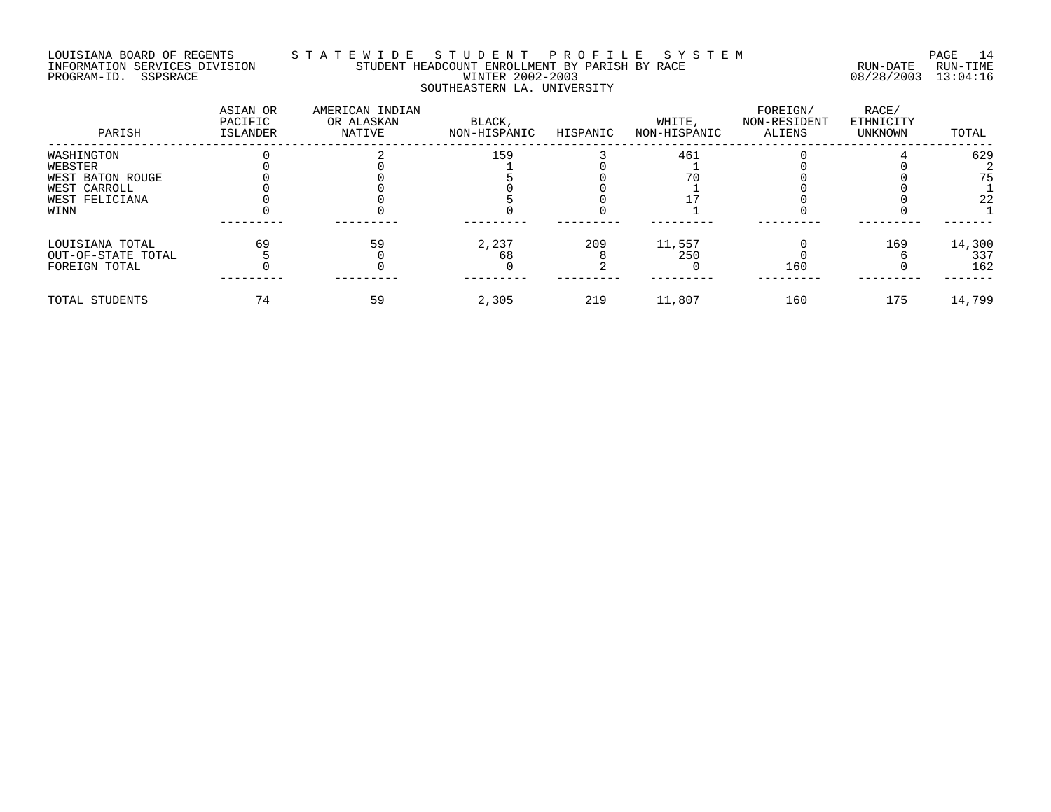LOUISIANA BOARD OF REGENTS — STATEWIDE STUDENT PROFILE SYSTEM
INFORMATION SERVICES DIVISION — STUDENT HEADCOUNT ENROLLMENT BY PARISH BY RACE — RUN-DATE 08/28/2003 RUN-TIME 13:04:16
PROGRAM-ID. SSPSRACE — WINTER 2002-2003

SOUTHEASTERN LA. UNIVERSITY

| PARISH | ASIAN OR PACIFIC ISLANDER | AMERICAN INDIAN OR ALASKAN NATIVE | BLACK, NON-HISPANIC | HISPANIC | WHITE, NON-HISPANIC | FOREIGN/ NON-RESIDENT ALIENS | RACE/ ETHNICITY UNKNOWN | TOTAL |
|---|---|---|---|---|---|---|---|---|
| WASHINGTON | 0 | 2 | 159 | 3 | 461 | 0 | 4 | 629 |
| WEBSTER | 0 | 0 | 1 | 0 | 1 | 0 | 0 | 2 |
| WEST BATON ROUGE | 0 | 0 | 5 | 0 | 70 | 0 | 0 | 75 |
| WEST CARROLL | 0 | 0 | 0 | 0 | 1 | 0 | 0 | 1 |
| WEST FELICIANA | 0 | 0 | 5 | 0 | 17 | 0 | 0 | 22 |
| WINN | 0 | 0 | 0 | 0 | 1 | 0 | 0 | 1 |
| LOUISIANA TOTAL | 69 | 59 | 2,237 | 209 | 11,557 | 0 | 169 | 14,300 |
| OUT-OF-STATE TOTAL | 5 | 0 | 68 | 8 | 250 | 0 | 6 | 337 |
| FOREIGN TOTAL | 0 | 0 | 0 | 2 | 0 | 160 | 0 | 162 |
| TOTAL STUDENTS | 74 | 59 | 2,305 | 219 | 11,807 | 160 | 175 | 14,799 |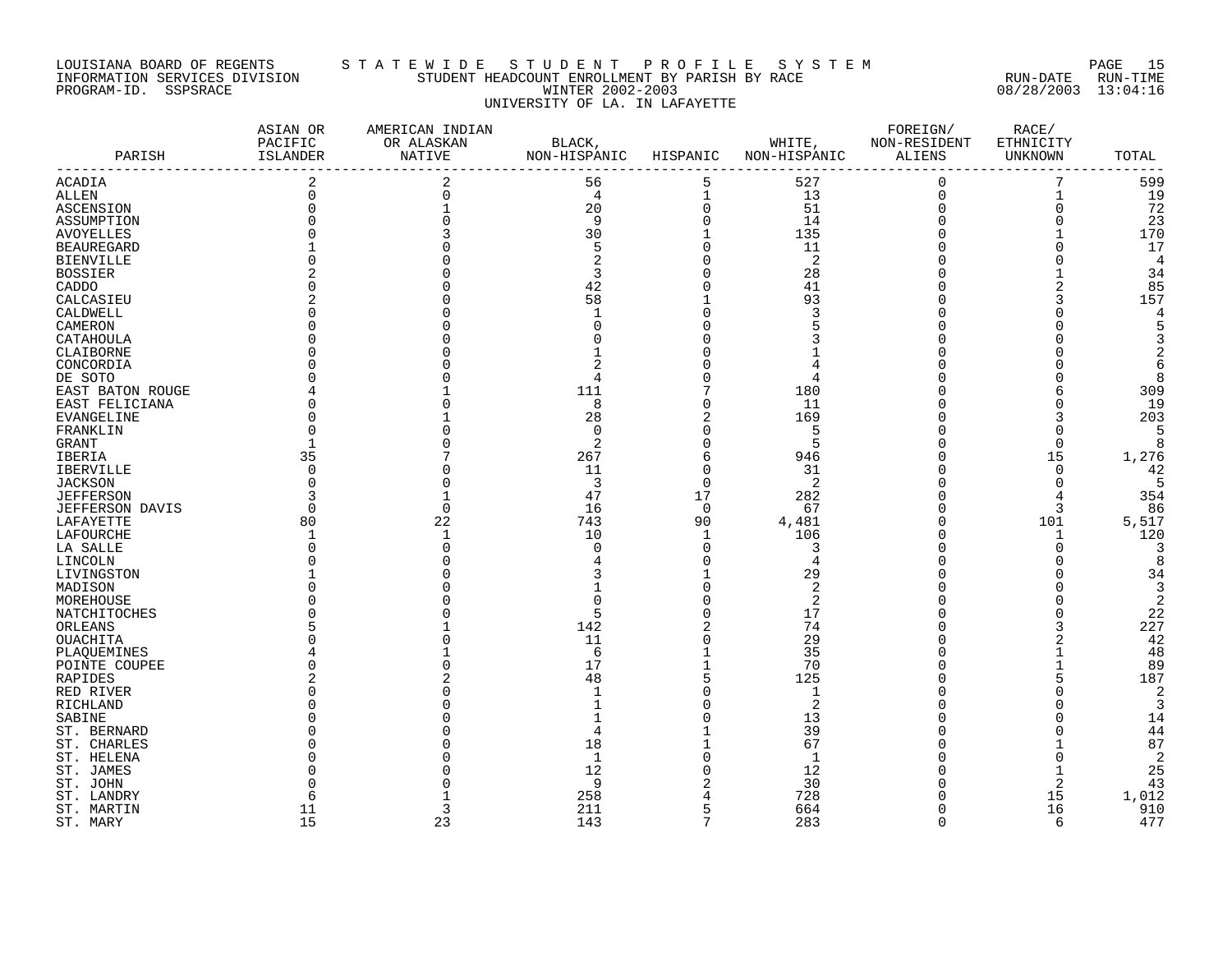LOUISIANA BOARD OF REGENTS — STATEWIDE STUDENT PROFILE SYSTEM
INFORMATION SERVICES DIVISION — STUDENT HEADCOUNT ENROLLMENT BY PARISH BY RACE — RUN-DATE 08/28/2003 RUN-TIME 13:04:16
PROGRAM-ID. SSPSRACE — WINTER 2002-2003
UNIVERSITY OF LA. IN LAFAYETTE

| PARISH | ASIAN OR PACIFIC ISLANDER | AMERICAN INDIAN OR ALASKAN NATIVE | BLACK, NON-HISPANIC | HISPANIC | WHITE, NON-HISPANIC | FOREIGN/ NON-RESIDENT ALIENS | RACE/ ETHNICITY UNKNOWN | TOTAL |
|---|---|---|---|---|---|---|---|---|
| ACADIA | 2 | 2 | 56 | 5 | 527 | 0 | 7 | 599 |
| ALLEN | 0 | 0 | 4 | 1 | 13 | 0 | 1 | 19 |
| ASCENSION | 0 | 1 | 20 | 0 | 51 | 0 | 0 | 72 |
| ASSUMPTION | 0 | 0 | 9 | 0 | 14 | 0 | 0 | 23 |
| AVOYELLES | 0 | 3 | 30 | 1 | 135 | 0 | 1 | 170 |
| BEAUREGARD | 1 | 0 | 5 | 0 | 11 | 0 | 0 | 17 |
| BIENVILLE | 0 | 0 | 2 | 0 | 2 | 0 | 0 | 4 |
| BOSSIER | 2 | 0 | 3 | 0 | 28 | 0 | 1 | 34 |
| CADDO | 0 | 0 | 42 | 0 | 41 | 0 | 2 | 85 |
| CALCASIEU | 2 | 0 | 58 | 1 | 93 | 0 | 3 | 157 |
| CALDWELL | 0 | 0 | 1 | 0 | 3 | 0 | 0 | 4 |
| CAMERON | 0 | 0 | 0 | 0 | 5 | 0 | 0 | 5 |
| CATAHOULA | 0 | 0 | 0 | 0 | 3 | 0 | 0 | 3 |
| CLAIBORNE | 0 | 0 | 1 | 0 | 1 | 0 | 0 | 2 |
| CONCORDIA | 0 | 0 | 2 | 0 | 4 | 0 | 0 | 6 |
| DE SOTO | 0 | 0 | 4 | 0 | 4 | 0 | 0 | 8 |
| EAST BATON ROUGE | 4 | 1 | 111 | 7 | 180 | 0 | 6 | 309 |
| EAST FELICIANA | 0 | 0 | 8 | 0 | 11 | 0 | 0 | 19 |
| EVANGELINE | 0 | 1 | 28 | 2 | 169 | 0 | 3 | 203 |
| FRANKLIN | 0 | 0 | 0 | 0 | 5 | 0 | 0 | 5 |
| GRANT | 1 | 0 | 2 | 0 | 5 | 0 | 0 | 8 |
| IBERIA | 35 | 7 | 267 | 6 | 946 | 0 | 15 | 1,276 |
| IBERVILLE | 0 | 0 | 11 | 0 | 31 | 0 | 0 | 42 |
| JACKSON | 0 | 0 | 3 | 0 | 2 | 0 | 0 | 5 |
| JEFFERSON | 3 | 1 | 47 | 17 | 282 | 0 | 4 | 354 |
| JEFFERSON DAVIS | 0 | 0 | 16 | 0 | 67 | 0 | 3 | 86 |
| LAFAYETTE | 80 | 22 | 743 | 90 | 4,481 | 0 | 101 | 5,517 |
| LAFOURCHE | 1 | 1 | 10 | 1 | 106 | 0 | 1 | 120 |
| LA SALLE | 0 | 0 | 0 | 0 | 3 | 0 | 0 | 3 |
| LINCOLN | 0 | 0 | 4 | 0 | 4 | 0 | 0 | 8 |
| LIVINGSTON | 1 | 0 | 3 | 1 | 29 | 0 | 0 | 34 |
| MADISON | 0 | 0 | 1 | 0 | 2 | 0 | 0 | 3 |
| MOREHOUSE | 0 | 0 | 0 | 0 | 2 | 0 | 0 | 2 |
| NATCHITOCHES | 0 | 0 | 5 | 0 | 17 | 0 | 0 | 22 |
| ORLEANS | 5 | 1 | 142 | 2 | 74 | 0 | 3 | 227 |
| OUACHITA | 0 | 0 | 11 | 0 | 29 | 0 | 2 | 42 |
| PLAQUEMINES | 4 | 1 | 6 | 1 | 35 | 0 | 1 | 48 |
| POINTE COUPEE | 0 | 0 | 17 | 1 | 70 | 0 | 1 | 89 |
| RAPIDES | 2 | 2 | 48 | 5 | 125 | 0 | 5 | 187 |
| RED RIVER | 0 | 0 | 1 | 0 | 1 | 0 | 0 | 2 |
| RICHLAND | 0 | 0 | 1 | 0 | 2 | 0 | 0 | 3 |
| SABINE | 0 | 0 | 1 | 0 | 13 | 0 | 0 | 14 |
| ST. BERNARD | 0 | 0 | 4 | 1 | 39 | 0 | 0 | 44 |
| ST. CHARLES | 0 | 0 | 18 | 1 | 67 | 0 | 1 | 87 |
| ST. HELENA | 0 | 0 | 1 | 0 | 1 | 0 | 0 | 2 |
| ST. JAMES | 0 | 0 | 12 | 0 | 12 | 0 | 1 | 25 |
| ST. JOHN | 0 | 0 | 9 | 2 | 30 | 0 | 2 | 43 |
| ST. LANDRY | 6 | 1 | 258 | 4 | 728 | 0 | 15 | 1,012 |
| ST. MARTIN | 11 | 3 | 211 | 5 | 664 | 0 | 16 | 910 |
| ST. MARY | 15 | 23 | 143 | 7 | 283 | 0 | 6 | 477 |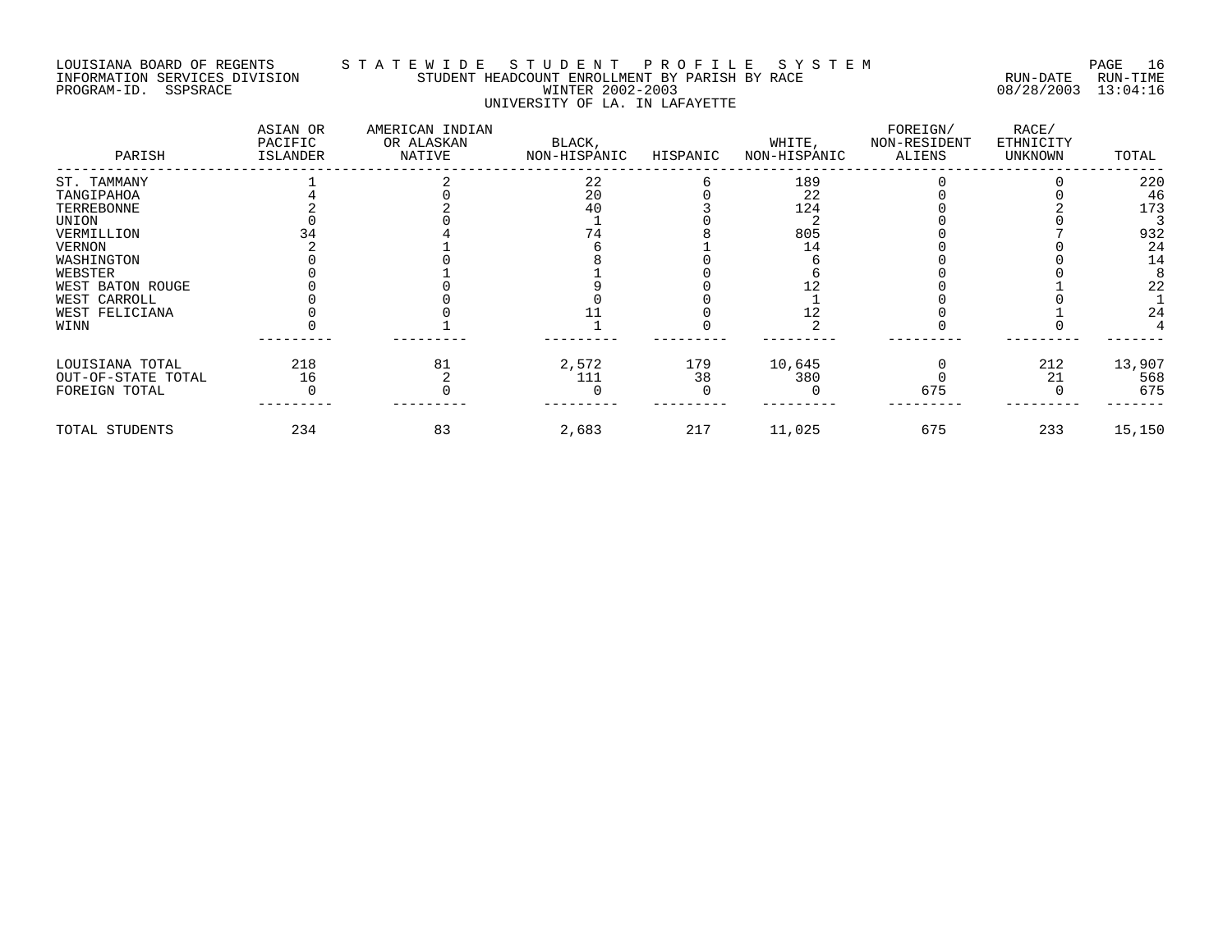LOUISIANA BOARD OF REGENTS — STATEWIDE STUDENT PROFILE SYSTEM
INFORMATION SERVICES DIVISION — STUDENT HEADCOUNT ENROLLMENT BY PARISH BY RACE — RUN-DATE 08/28/2003 RUN-TIME 13:04:16
PROGRAM-ID. SSPSRACE — WINTER 2002-2003

UNIVERSITY OF LA. IN LAFAYETTE

| PARISH | ASIAN OR PACIFIC ISLANDER | AMERICAN INDIAN OR ALASKAN NATIVE | BLACK, NON-HISPANIC | HISPANIC | WHITE, NON-HISPANIC | FOREIGN/ NON-RESIDENT ALIENS | RACE/ ETHNICITY UNKNOWN | TOTAL |
|---|---|---|---|---|---|---|---|---|
| ST. TAMMANY | 1 | 2 | 22 | 6 | 189 | 0 | 0 | 220 |
| TANGIPAHOA | 4 | 0 | 20 | 0 | 22 | 0 | 0 | 46 |
| TERREBONNE | 2 | 2 | 40 | 3 | 124 | 0 | 2 | 173 |
| UNION | 0 | 0 | 1 | 0 | 2 | 0 | 0 | 3 |
| VERMILLION | 34 | 4 | 74 | 8 | 805 | 0 | 7 | 932 |
| VERNON | 2 | 1 | 6 | 1 | 14 | 0 | 0 | 24 |
| WASHINGTON | 0 | 0 | 8 | 0 | 6 | 0 | 0 | 14 |
| WEBSTER | 0 | 1 | 1 | 0 | 6 | 0 | 0 | 8 |
| WEST BATON ROUGE | 0 | 0 | 9 | 0 | 12 | 0 | 1 | 22 |
| WEST CARROLL | 0 | 0 | 0 | 0 | 1 | 0 | 0 | 1 |
| WEST FELICIANA | 0 | 0 | 11 | 0 | 12 | 0 | 1 | 24 |
| WINN | 0 | 1 | 1 | 0 | 2 | 0 | 0 | 4 |
| LOUISIANA TOTAL | 218 | 81 | 2,572 | 179 | 10,645 | 0 | 212 | 13,907 |
| OUT-OF-STATE TOTAL | 16 | 2 | 111 | 38 | 380 | 0 | 21 | 568 |
| FOREIGN TOTAL | 0 | 0 | 0 | 0 | 0 | 675 | 0 | 675 |
| TOTAL STUDENTS | 234 | 83 | 2,683 | 217 | 11,025 | 675 | 233 | 15,150 |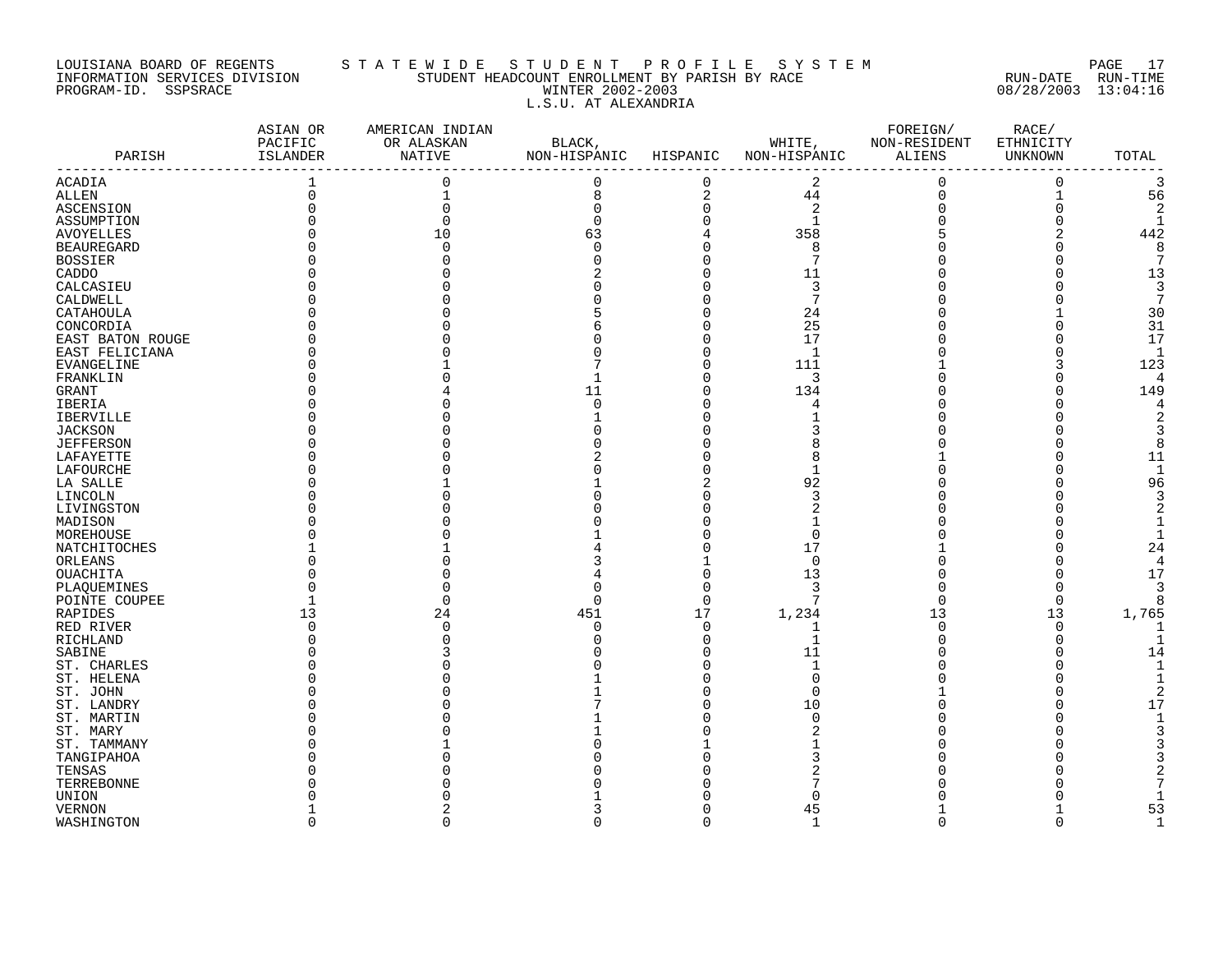LOUISIANA BOARD OF REGENTS
INFORMATION SERVICES DIVISION
PROGRAM-ID. SSPSRACE

S T A T E W I D E  S T U D E N T  P R O F I L E  S Y S T E M
STUDENT HEADCOUNT ENROLLMENT BY PARISH BY RACE
WINTER 2002-2003
L.S.U. AT ALEXANDRIA

RUN-DATE 08/28/2003 RUN-TIME 13:04:16

| PARISH | ASIAN OR PACIFIC ISLANDER | AMERICAN INDIAN OR ALASKAN NATIVE | BLACK, NON-HISPANIC | HISPANIC | WHITE, NON-HISPANIC | FOREIGN/ NON-RESIDENT ALIENS | RACE/ ETHNICITY UNKNOWN | TOTAL |
|---|---|---|---|---|---|---|---|---|
| ACADIA | 1 | 0 | 0 | 0 | 2 | 0 | 0 | 3 |
| ALLEN | 0 | 1 | 8 | 2 | 44 | 0 | 1 | 56 |
| ASCENSION | 0 | 0 | 0 | 0 | 2 | 0 | 0 | 2 |
| ASSUMPTION | 0 | 0 | 0 | 0 | 1 | 0 | 0 | 1 |
| AVOYELLES | 0 | 10 | 63 | 4 | 358 | 5 | 2 | 442 |
| BEAUREGARD | 0 | 0 | 0 | 0 | 8 | 0 | 0 | 8 |
| BOSSIER | 0 | 0 | 0 | 0 | 7 | 0 | 0 | 7 |
| CADDO | 0 | 0 | 2 | 0 | 11 | 0 | 0 | 13 |
| CALCASIEU | 0 | 0 | 0 | 0 | 3 | 0 | 0 | 3 |
| CALDWELL | 0 | 0 | 0 | 0 | 7 | 0 | 0 | 7 |
| CATAHOULA | 0 | 0 | 5 | 0 | 24 | 0 | 1 | 30 |
| CONCORDIA | 0 | 0 | 6 | 0 | 25 | 0 | 0 | 31 |
| EAST BATON ROUGE | 0 | 0 | 0 | 0 | 17 | 0 | 0 | 17 |
| EAST FELICIANA | 0 | 0 | 0 | 0 | 1 | 0 | 0 | 1 |
| EVANGELINE | 0 | 1 | 7 | 0 | 111 | 1 | 3 | 123 |
| FRANKLIN | 0 | 0 | 1 | 0 | 3 | 0 | 0 | 4 |
| GRANT | 0 | 4 | 11 | 0 | 134 | 0 | 0 | 149 |
| IBERIA | 0 | 0 | 0 | 0 | 4 | 0 | 0 | 4 |
| IBERVILLE | 0 | 0 | 1 | 0 | 1 | 0 | 0 | 2 |
| JACKSON | 0 | 0 | 0 | 0 | 3 | 0 | 0 | 3 |
| JEFFERSON | 0 | 0 | 0 | 0 | 8 | 0 | 0 | 8 |
| LAFAYETTE | 0 | 0 | 2 | 0 | 8 | 1 | 0 | 11 |
| LAFOURCHE | 0 | 0 | 0 | 0 | 1 | 0 | 0 | 1 |
| LA SALLE | 0 | 1 | 1 | 2 | 92 | 0 | 0 | 96 |
| LINCOLN | 0 | 0 | 0 | 0 | 3 | 0 | 0 | 3 |
| LIVINGSTON | 0 | 0 | 0 | 0 | 2 | 0 | 0 | 2 |
| MADISON | 0 | 0 | 0 | 0 | 1 | 0 | 0 | 1 |
| MOREHOUSE | 0 | 0 | 1 | 0 | 0 | 0 | 0 | 1 |
| NATCHITOCHES | 1 | 1 | 4 | 0 | 17 | 1 | 0 | 24 |
| ORLEANS | 0 | 0 | 3 | 1 | 0 | 0 | 0 | 4 |
| OUACHITA | 0 | 0 | 4 | 0 | 13 | 0 | 0 | 17 |
| PLAQUEMINES | 0 | 0 | 0 | 0 | 3 | 0 | 0 | 3 |
| POINTE COUPEE | 1 | 0 | 0 | 0 | 7 | 0 | 0 | 8 |
| RAPIDES | 13 | 24 | 451 | 17 | 1,234 | 13 | 13 | 1,765 |
| RED RIVER | 0 | 0 | 0 | 0 | 1 | 0 | 0 | 1 |
| RICHLAND | 0 | 0 | 0 | 0 | 1 | 0 | 0 | 1 |
| SABINE | 0 | 3 | 0 | 0 | 11 | 0 | 0 | 14 |
| ST. CHARLES | 0 | 0 | 0 | 0 | 1 | 0 | 0 | 1 |
| ST. HELENA | 0 | 0 | 1 | 0 | 0 | 0 | 0 | 1 |
| ST. JOHN | 0 | 0 | 1 | 0 | 0 | 1 | 0 | 2 |
| ST. LANDRY | 0 | 0 | 7 | 0 | 10 | 0 | 0 | 17 |
| ST. MARTIN | 0 | 0 | 1 | 0 | 0 | 0 | 0 | 1 |
| ST. MARY | 0 | 0 | 1 | 0 | 2 | 0 | 0 | 3 |
| ST. TAMMANY | 0 | 1 | 0 | 1 | 1 | 0 | 0 | 3 |
| TANGIPAHOA | 0 | 0 | 0 | 0 | 3 | 0 | 0 | 3 |
| TENSAS | 0 | 0 | 0 | 0 | 2 | 0 | 0 | 2 |
| TERREBONNE | 0 | 0 | 0 | 0 | 7 | 0 | 0 | 7 |
| UNION | 0 | 0 | 1 | 0 | 0 | 0 | 0 | 1 |
| VERNON | 1 | 2 | 3 | 0 | 45 | 1 | 1 | 53 |
| WASHINGTON | 0 | 0 | 0 | 0 | 1 | 0 | 0 | 1 |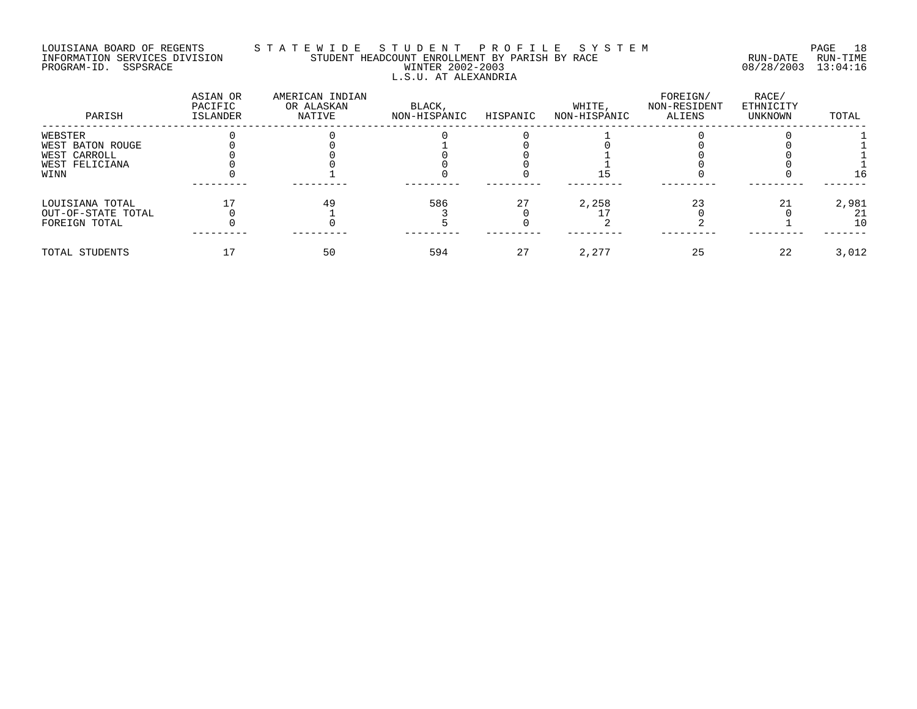LOUISIANA BOARD OF REGENTS — STATEWIDE STUDENT PROFILE SYSTEM
INFORMATION SERVICES DIVISION — STUDENT HEADCOUNT ENROLLMENT BY PARISH BY RACE — RUN-DATE 08/28/2003 RUN-TIME 13:04:16
PROGRAM-ID. SSPSRACE — WINTER 2002-2003

## L.S.U. AT ALEXANDRIA

| PARISH | ASIAN OR PACIFIC ISLANDER | AMERICAN INDIAN OR ALASKAN NATIVE | BLACK, NON-HISPANIC | HISPANIC | WHITE, NON-HISPANIC | FOREIGN/ NON-RESIDENT ALIENS | RACE/ ETHNICITY UNKNOWN | TOTAL |
|---|---|---|---|---|---|---|---|---|
| WEBSTER | 0 | 0 | 0 | 0 | 1 | 0 | 0 | 1 |
| WEST BATON ROUGE | 0 | 0 | 1 | 0 | 0 | 0 | 0 | 1 |
| WEST CARROLL | 0 | 0 | 0 | 0 | 1 | 0 | 0 | 1 |
| WEST FELICIANA | 0 | 0 | 0 | 0 | 1 | 0 | 0 | 1 |
| WINN | 0 | 1 | 0 | 0 | 15 | 0 | 0 | 16 |
| LOUISIANA TOTAL | 17 | 49 | 586 | 27 | 2,258 | 23 | 21 | 2,981 |
| OUT-OF-STATE TOTAL | 0 | 1 | 3 | 0 | 17 | 0 | 0 | 21 |
| FOREIGN TOTAL | 0 | 0 | 5 | 0 | 2 | 2 | 1 | 10 |
| TOTAL STUDENTS | 17 | 50 | 594 | 27 | 2,277 | 25 | 22 | 3,012 |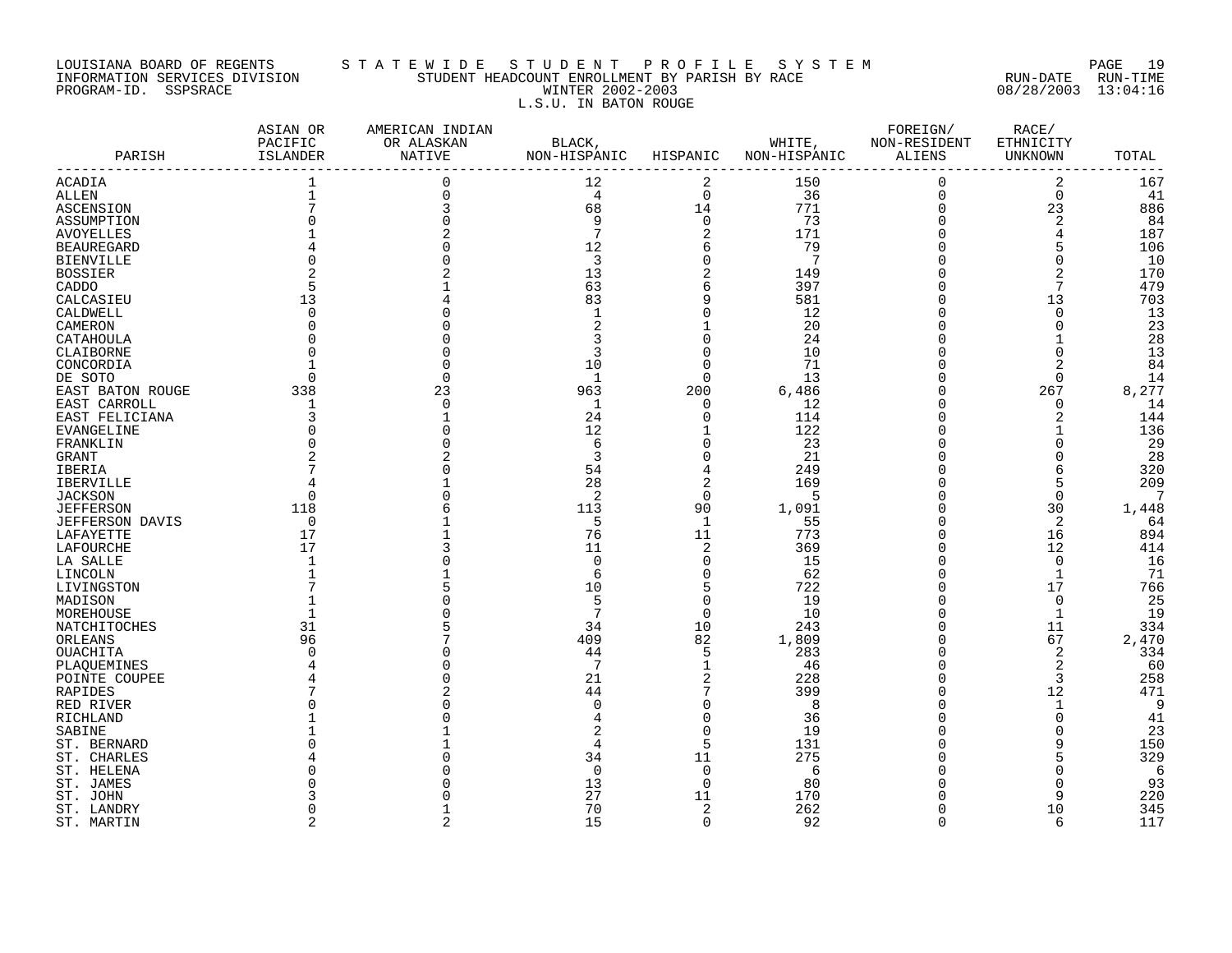LOUISIANA BOARD OF REGENTS
INFORMATION SERVICES DIVISION
PROGRAM-ID. SSPSRACE

STATEWIDE STUDENT PROFILE SYSTEM
STUDENT HEADCOUNT ENROLLMENT BY PARISH BY RACE
WINTER 2002-2003
L.S.U. IN BATON ROUGE

RUN-DATE 08/28/2003 RUN-TIME 13:04:16

| PARISH | ASIAN OR PACIFIC ISLANDER | AMERICAN INDIAN OR ALASKAN NATIVE | BLACK, NON-HISPANIC | HISPANIC | WHITE, NON-HISPANIC | FOREIGN/ NON-RESIDENT ALIENS | RACE/ ETHNICITY UNKNOWN | TOTAL |
|---|---|---|---|---|---|---|---|---|
| ACADIA | 1 | 0 | 12 | 2 | 150 | 0 | 2 | 167 |
| ALLEN | 1 | 0 | 4 | 0 | 36 | 0 | 0 | 41 |
| ASCENSION | 7 | 3 | 68 | 14 | 771 | 0 | 23 | 886 |
| ASSUMPTION | 0 | 0 | 9 | 0 | 73 | 0 | 2 | 84 |
| AVOYELLES | 1 | 2 | 7 | 2 | 171 | 0 | 4 | 187 |
| BEAUREGARD | 4 | 0 | 12 | 6 | 79 | 0 | 5 | 106 |
| BIENVILLE | 0 | 0 | 3 | 0 | 7 | 0 | 0 | 10 |
| BOSSIER | 2 | 2 | 13 | 2 | 149 | 0 | 2 | 170 |
| CADDO | 5 | 1 | 63 | 6 | 397 | 0 | 7 | 479 |
| CALCASIEU | 13 | 4 | 83 | 9 | 581 | 0 | 13 | 703 |
| CALDWELL | 0 | 0 | 1 | 0 | 12 | 0 | 0 | 13 |
| CAMERON | 0 | 0 | 2 | 1 | 20 | 0 | 0 | 23 |
| CATAHOULA | 0 | 0 | 3 | 0 | 24 | 0 | 1 | 28 |
| CLAIBORNE | 0 | 0 | 3 | 0 | 10 | 0 | 0 | 13 |
| CONCORDIA | 1 | 0 | 10 | 0 | 71 | 0 | 2 | 84 |
| DE SOTO | 0 | 0 | 1 | 0 | 13 | 0 | 0 | 14 |
| EAST BATON ROUGE | 338 | 23 | 963 | 200 | 6,486 | 0 | 267 | 8,277 |
| EAST CARROLL | 1 | 0 | 1 | 0 | 12 | 0 | 0 | 14 |
| EAST FELICIANA | 3 | 1 | 24 | 0 | 114 | 0 | 2 | 144 |
| EVANGELINE | 0 | 0 | 12 | 1 | 122 | 0 | 1 | 136 |
| FRANKLIN | 0 | 0 | 6 | 0 | 23 | 0 | 0 | 29 |
| GRANT | 2 | 2 | 3 | 0 | 21 | 0 | 0 | 28 |
| IBERIA | 7 | 0 | 54 | 4 | 249 | 0 | 6 | 320 |
| IBERVILLE | 4 | 1 | 28 | 2 | 169 | 0 | 5 | 209 |
| JACKSON | 0 | 0 | 2 | 0 | 5 | 0 | 0 | 7 |
| JEFFERSON | 118 | 6 | 113 | 90 | 1,091 | 0 | 30 | 1,448 |
| JEFFERSON DAVIS | 0 | 1 | 5 | 1 | 55 | 0 | 2 | 64 |
| LAFAYETTE | 17 | 1 | 76 | 11 | 773 | 0 | 16 | 894 |
| LAFOURCHE | 17 | 3 | 11 | 2 | 369 | 0 | 12 | 414 |
| LA SALLE | 1 | 0 | 0 | 0 | 15 | 0 | 0 | 16 |
| LINCOLN | 1 | 1 | 6 | 0 | 62 | 0 | 1 | 71 |
| LIVINGSTON | 7 | 5 | 10 | 5 | 722 | 0 | 17 | 766 |
| MADISON | 1 | 0 | 5 | 0 | 19 | 0 | 0 | 25 |
| MOREHOUSE | 1 | 0 | 7 | 0 | 10 | 0 | 1 | 19 |
| NATCHITOCHES | 31 | 5 | 34 | 10 | 243 | 0 | 11 | 334 |
| ORLEANS | 96 | 7 | 409 | 82 | 1,809 | 0 | 67 | 2,470 |
| OUACHITA | 0 | 0 | 44 | 5 | 283 | 0 | 2 | 334 |
| PLAQUEMINES | 4 | 0 | 7 | 1 | 46 | 0 | 2 | 60 |
| POINTE COUPEE | 4 | 0 | 21 | 2 | 228 | 0 | 3 | 258 |
| RAPIDES | 7 | 2 | 44 | 7 | 399 | 0 | 12 | 471 |
| RED RIVER | 0 | 0 | 0 | 0 | 8 | 0 | 1 | 9 |
| RICHLAND | 1 | 0 | 4 | 0 | 36 | 0 | 0 | 41 |
| SABINE | 1 | 1 | 2 | 0 | 19 | 0 | 0 | 23 |
| ST. BERNARD | 0 | 1 | 4 | 5 | 131 | 0 | 9 | 150 |
| ST. CHARLES | 4 | 0 | 34 | 11 | 275 | 0 | 5 | 329 |
| ST. HELENA | 0 | 0 | 0 | 0 | 6 | 0 | 0 | 6 |
| ST. JAMES | 0 | 0 | 13 | 0 | 80 | 0 | 0 | 93 |
| ST. JOHN | 3 | 0 | 27 | 11 | 170 | 0 | 9 | 220 |
| ST. LANDRY | 0 | 1 | 70 | 2 | 262 | 0 | 10 | 345 |
| ST. MARTIN | 2 | 2 | 15 | 0 | 92 | 0 | 6 | 117 |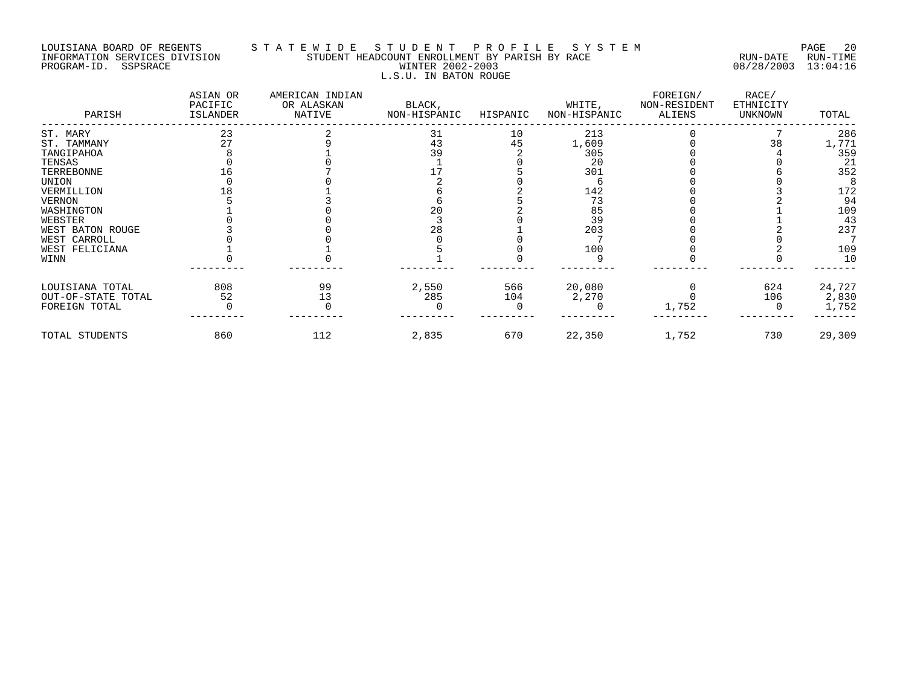LOUISIANA BOARD OF REGENTS
INFORMATION SERVICES DIVISION
PROGRAM-ID. SSPSRACE

STATEWIDE STUDENT PROFILE SYSTEM
STUDENT HEADCOUNT ENROLLMENT BY PARISH BY RACE
WINTER 2002-2003
L.S.U. IN BATON ROUGE

RUN-DATE 08/28/2003 RUN-TIME 13:04:16

| PARISH | ASIAN OR PACIFIC ISLANDER | AMERICAN INDIAN OR ALASKAN NATIVE | BLACK, NON-HISPANIC | HISPANIC | WHITE, NON-HISPANIC | FOREIGN/ NON-RESIDENT ALIENS | RACE/ ETHNICITY UNKNOWN | TOTAL |
|---|---|---|---|---|---|---|---|---|
| ST. MARY | 23 | 2 | 31 | 10 | 213 | 0 | 7 | 286 |
| ST. TAMMANY | 27 | 9 | 43 | 45 | 1,609 | 0 | 38 | 1,771 |
| TANGIPAHOA | 8 | 1 | 39 | 2 | 305 | 0 | 4 | 359 |
| TENSAS | 0 | 0 | 1 | 0 | 20 | 0 | 0 | 21 |
| TERREBONNE | 16 | 7 | 17 | 5 | 301 | 0 | 6 | 352 |
| UNION | 0 | 0 | 2 | 0 | 6 | 0 | 0 | 8 |
| VERMILLION | 18 | 1 | 6 | 2 | 142 | 0 | 3 | 172 |
| VERNON | 5 | 3 | 6 | 5 | 73 | 0 | 2 | 94 |
| WASHINGTON | 1 | 0 | 20 | 2 | 85 | 0 | 1 | 109 |
| WEBSTER | 0 | 0 | 3 | 0 | 39 | 0 | 1 | 43 |
| WEST BATON ROUGE | 3 | 0 | 28 | 1 | 203 | 0 | 2 | 237 |
| WEST CARROLL | 0 | 0 | 0 | 0 | 7 | 0 | 0 | 7 |
| WEST FELICIANA | 1 | 1 | 5 | 0 | 100 | 0 | 2 | 109 |
| WINN | 0 | 0 | 1 | 0 | 9 | 0 | 0 | 10 |
| LOUISIANA TOTAL | 808 | 99 | 2,550 | 566 | 20,080 | 0 | 624 | 24,727 |
| OUT-OF-STATE TOTAL | 52 | 13 | 285 | 104 | 2,270 | 0 | 106 | 2,830 |
| FOREIGN TOTAL | 0 | 0 | 0 | 0 | 0 | 1,752 | 0 | 1,752 |
| TOTAL STUDENTS | 860 | 112 | 2,835 | 670 | 22,350 | 1,752 | 730 | 29,309 |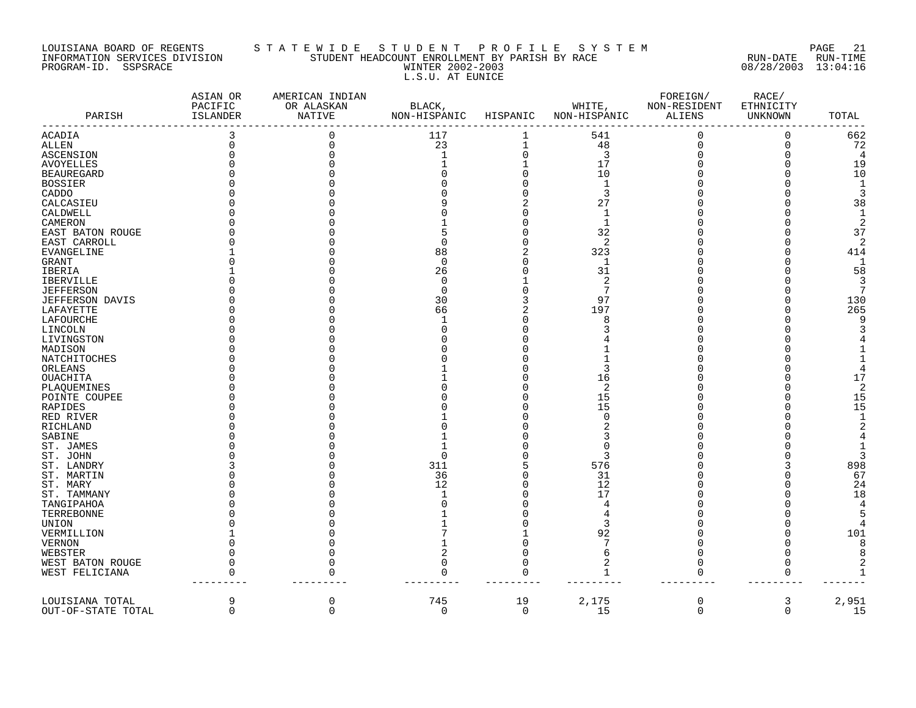LOUISIANA BOARD OF REGENTS
INFORMATION SERVICES DIVISION
PROGRAM-ID. SSPSRACE

# STATEWIDE STUDENT PROFILE SYSTEM

## STUDENT HEADCOUNT ENROLLMENT BY PARISH BY RACE
## WINTER 2002-2003
## L.S.U. AT EUNICE

RUN-DATE RUN-TIME
08/28/2003 13:04:16

| PARISH | ASIAN OR PACIFIC ISLANDER | AMERICAN INDIAN OR ALASKAN NATIVE | BLACK, NON-HISPANIC | HISPANIC | WHITE, NON-HISPANIC | FOREIGN/ NON-RESIDENT ALIENS | RACE/ ETHNICITY UNKNOWN | TOTAL |
|---|---|---|---|---|---|---|---|---|
| ACADIA | 3 | 0 | 117 | 1 | 541 | 0 | 0 | 662 |
| ALLEN | 0 | 0 | 23 | 1 | 48 | 0 | 0 | 72 |
| ASCENSION | 0 | 0 | 1 | 0 | 3 | 0 | 0 | 4 |
| AVOYELLES | 0 | 0 | 1 | 1 | 17 | 0 | 0 | 19 |
| BEAUREGARD | 0 | 0 | 0 | 0 | 10 | 0 | 0 | 10 |
| BOSSIER | 0 | 0 | 0 | 0 | 1 | 0 | 0 | 1 |
| CADDO | 0 | 0 | 0 | 0 | 3 | 0 | 0 | 3 |
| CALCASIEU | 0 | 0 | 9 | 2 | 27 | 0 | 0 | 38 |
| CALDWELL | 0 | 0 | 0 | 0 | 1 | 0 | 0 | 1 |
| CAMERON | 0 | 0 | 1 | 0 | 1 | 0 | 0 | 2 |
| EAST BATON ROUGE | 0 | 0 | 5 | 0 | 32 | 0 | 0 | 37 |
| EAST CARROLL | 0 | 0 | 0 | 0 | 2 | 0 | 0 | 2 |
| EVANGELINE | 1 | 0 | 88 | 2 | 323 | 0 | 0 | 414 |
| GRANT | 0 | 0 | 0 | 0 | 1 | 0 | 0 | 1 |
| IBERIA | 1 | 0 | 26 | 0 | 31 | 0 | 0 | 58 |
| IBERVILLE | 0 | 0 | 0 | 1 | 2 | 0 | 0 | 3 |
| JEFFERSON | 0 | 0 | 0 | 0 | 7 | 0 | 0 | 7 |
| JEFFERSON DAVIS | 0 | 0 | 30 | 3 | 97 | 0 | 0 | 130 |
| LAFAYETTE | 0 | 0 | 66 | 2 | 197 | 0 | 0 | 265 |
| LAFOURCHE | 0 | 0 | 1 | 0 | 8 | 0 | 0 | 9 |
| LINCOLN | 0 | 0 | 0 | 0 | 3 | 0 | 0 | 3 |
| LIVINGSTON | 0 | 0 | 0 | 0 | 4 | 0 | 0 | 4 |
| MADISON | 0 | 0 | 0 | 0 | 1 | 0 | 0 | 1 |
| NATCHITOCHES | 0 | 0 | 0 | 0 | 1 | 0 | 0 | 1 |
| ORLEANS | 0 | 0 | 1 | 0 | 3 | 0 | 0 | 4 |
| OUACHITA | 0 | 0 | 1 | 0 | 16 | 0 | 0 | 17 |
| PLAQUEMINES | 0 | 0 | 0 | 0 | 2 | 0 | 0 | 2 |
| POINTE COUPEE | 0 | 0 | 0 | 0 | 15 | 0 | 0 | 15 |
| RAPIDES | 0 | 0 | 0 | 0 | 15 | 0 | 0 | 15 |
| RED RIVER | 0 | 0 | 1 | 0 | 0 | 0 | 0 | 1 |
| RICHLAND | 0 | 0 | 0 | 0 | 2 | 0 | 0 | 2 |
| SABINE | 0 | 0 | 1 | 0 | 3 | 0 | 0 | 4 |
| ST. JAMES | 0 | 0 | 1 | 0 | 0 | 0 | 0 | 1 |
| ST. JOHN | 0 | 0 | 0 | 0 | 3 | 0 | 0 | 3 |
| ST. LANDRY | 3 | 0 | 311 | 5 | 576 | 0 | 3 | 898 |
| ST. MARTIN | 0 | 0 | 36 | 0 | 31 | 0 | 0 | 67 |
| ST. MARY | 0 | 0 | 12 | 0 | 12 | 0 | 0 | 24 |
| ST. TAMMANY | 0 | 0 | 1 | 0 | 17 | 0 | 0 | 18 |
| TANGIPAHOA | 0 | 0 | 0 | 0 | 4 | 0 | 0 | 4 |
| TERREBONNE | 0 | 0 | 1 | 0 | 4 | 0 | 0 | 5 |
| UNION | 0 | 0 | 1 | 0 | 3 | 0 | 0 | 4 |
| VERMILLION | 1 | 0 | 7 | 1 | 92 | 0 | 0 | 101 |
| VERNON | 0 | 0 | 1 | 0 | 7 | 0 | 0 | 8 |
| WEBSTER | 0 | 0 | 2 | 0 | 6 | 0 | 0 | 8 |
| WEST BATON ROUGE | 0 | 0 | 0 | 0 | 2 | 0 | 0 | 2 |
| WEST FELICIANA | 0 | 0 | 0 | 0 | 1 | 0 | 0 | 1 |
| LOUISIANA TOTAL | 9 | 0 | 745 | 19 | 2,175 | 0 | 3 | 2,951 |
| OUT-OF-STATE TOTAL | 0 | 0 | 0 | 0 | 15 | 0 | 0 | 15 |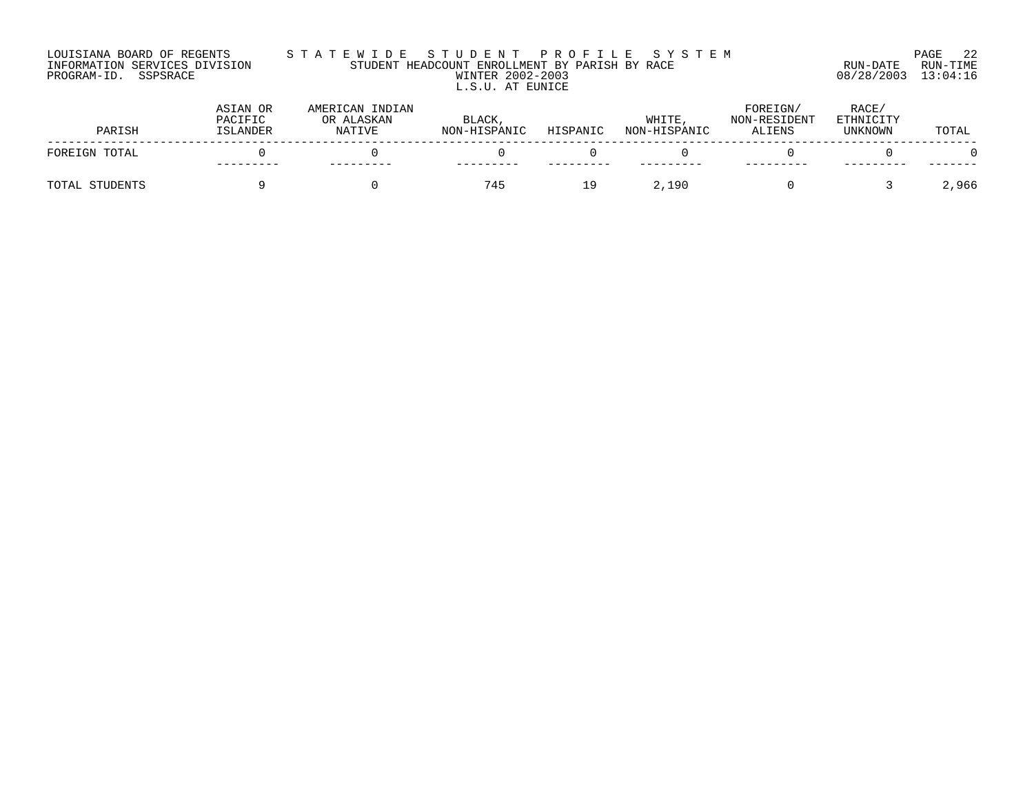LOUISIANA BOARD OF REGENTS
INFORMATION SERVICES DIVISION
PROGRAM-ID. SSPSRACE

S T A T E W I D E   S T U D E N T   P R O F I L E   S Y S T E M
STUDENT HEADCOUNT ENROLLMENT BY PARISH BY RACE
WINTER 2002-2003
L.S.U. AT EUNICE

RUN-DATE 08/28/2003 RUN-TIME 13:04:16

| PARISH | ASIAN OR PACIFIC ISLANDER | AMERICAN INDIAN OR ALASKAN NATIVE | BLACK, NON-HISPANIC | HISPANIC | WHITE, NON-HISPANIC | FOREIGN/ NON-RESIDENT ALIENS | RACE/ ETHNICITY UNKNOWN | TOTAL |
|---|---|---|---|---|---|---|---|---|
| FOREIGN TOTAL | 0 | 0 | 0 | 0 | 0 | 0 | 0 | 0 |
| TOTAL STUDENTS | 9 | 0 | 745 | 19 | 2,190 | 0 | 3 | 2,966 |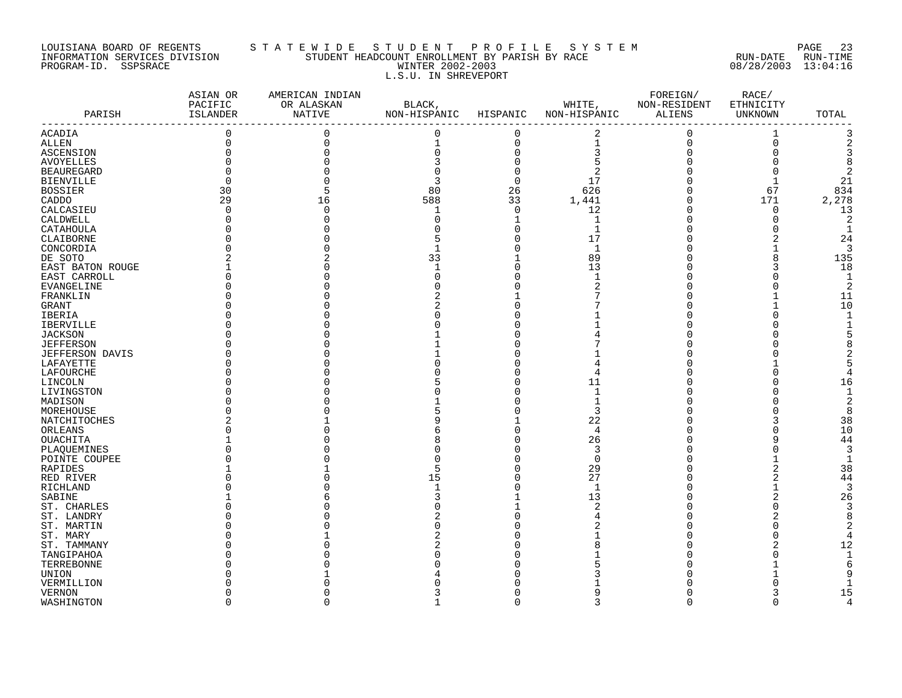LOUISIANA BOARD OF REGENTS
INFORMATION SERVICES DIVISION
PROGRAM-ID. SSPSRACE

STATEWIDE STUDENT PROFILE SYSTEM
STUDENT HEADCOUNT ENROLLMENT BY PARISH BY RACE
WINTER 2002-2003
L.S.U. IN SHREVEPORT

RUN-DATE 08/28/2003 RUN-TIME 13:04:16

| PARISH | ASIAN OR PACIFIC ISLANDER | AMERICAN INDIAN OR ALASKAN NATIVE | BLACK, NON-HISPANIC | HISPANIC | WHITE, NON-HISPANIC | FOREIGN/ NON-RESIDENT ALIENS | RACE/ ETHNICITY UNKNOWN | TOTAL |
|---|---|---|---|---|---|---|---|---|
| ACADIA | 0 | 0 | 0 | 0 | 2 | 0 | 1 | 3 |
| ALLEN | 0 | 0 | 1 | 0 | 1 | 0 | 0 | 2 |
| ASCENSION | 0 | 0 | 0 | 0 | 3 | 0 | 0 | 3 |
| AVOYELLES | 0 | 0 | 3 | 0 | 5 | 0 | 0 | 8 |
| BEAUREGARD | 0 | 0 | 0 | 0 | 2 | 0 | 0 | 2 |
| BIENVILLE | 0 | 0 | 3 | 0 | 17 | 0 | 1 | 21 |
| BOSSIER | 30 | 5 | 80 | 26 | 626 | 0 | 67 | 834 |
| CADDO | 29 | 16 | 588 | 33 | 1,441 | 0 | 171 | 2,278 |
| CALCASIEU | 0 | 0 | 1 | 0 | 12 | 0 | 0 | 13 |
| CALDWELL | 0 | 0 | 0 | 1 | 1 | 0 | 0 | 2 |
| CATAHOULA | 0 | 0 | 0 | 0 | 1 | 0 | 0 | 1 |
| CLAIBORNE | 0 | 0 | 5 | 0 | 17 | 0 | 2 | 24 |
| CONCORDIA | 0 | 0 | 1 | 0 | 1 | 0 | 1 | 3 |
| DE SOTO | 2 | 2 | 33 | 1 | 89 | 0 | 8 | 135 |
| EAST BATON ROUGE | 1 | 0 | 1 | 0 | 13 | 0 | 3 | 18 |
| EAST CARROLL | 0 | 0 | 0 | 0 | 1 | 0 | 0 | 1 |
| EVANGELINE | 0 | 0 | 0 | 0 | 2 | 0 | 0 | 2 |
| FRANKLIN | 0 | 0 | 2 | 1 | 7 | 0 | 1 | 11 |
| GRANT | 0 | 0 | 2 | 0 | 7 | 0 | 1 | 10 |
| IBERIA | 0 | 0 | 0 | 0 | 1 | 0 | 0 | 1 |
| IBERVILLE | 0 | 0 | 0 | 0 | 1 | 0 | 0 | 1 |
| JACKSON | 0 | 0 | 1 | 0 | 4 | 0 | 0 | 5 |
| JEFFERSON | 0 | 0 | 1 | 0 | 7 | 0 | 0 | 8 |
| JEFFERSON DAVIS | 0 | 0 | 1 | 0 | 1 | 0 | 0 | 2 |
| LAFAYETTE | 0 | 0 | 0 | 0 | 4 | 0 | 1 | 5 |
| LAFOURCHE | 0 | 0 | 0 | 0 | 4 | 0 | 0 | 4 |
| LINCOLN | 0 | 0 | 5 | 0 | 11 | 0 | 0 | 16 |
| LIVINGSTON | 0 | 0 | 0 | 0 | 1 | 0 | 0 | 1 |
| MADISON | 0 | 0 | 1 | 0 | 1 | 0 | 0 | 2 |
| MOREHOUSE | 0 | 0 | 5 | 0 | 3 | 0 | 0 | 8 |
| NATCHITOCHES | 2 | 1 | 9 | 1 | 22 | 0 | 3 | 38 |
| ORLEANS | 0 | 0 | 6 | 0 | 4 | 0 | 0 | 10 |
| OUACHITA | 1 | 0 | 8 | 0 | 26 | 0 | 9 | 44 |
| PLAQUEMINES | 0 | 0 | 0 | 0 | 3 | 0 | 0 | 3 |
| POINTE COUPEE | 0 | 0 | 0 | 0 | 0 | 0 | 1 | 1 |
| RAPIDES | 1 | 1 | 5 | 0 | 29 | 0 | 2 | 38 |
| RED RIVER | 0 | 0 | 15 | 0 | 27 | 0 | 2 | 44 |
| RICHLAND | 0 | 0 | 1 | 0 | 1 | 0 | 1 | 3 |
| SABINE | 1 | 6 | 3 | 1 | 13 | 0 | 2 | 26 |
| ST. CHARLES | 0 | 0 | 0 | 1 | 2 | 0 | 0 | 3 |
| ST. LANDRY | 0 | 0 | 2 | 0 | 4 | 0 | 2 | 8 |
| ST. MARTIN | 0 | 0 | 0 | 0 | 2 | 0 | 0 | 2 |
| ST. MARY | 0 | 1 | 2 | 0 | 1 | 0 | 0 | 4 |
| ST. TAMMANY | 0 | 0 | 2 | 0 | 8 | 0 | 2 | 12 |
| TANGIPAHOA | 0 | 0 | 0 | 0 | 1 | 0 | 0 | 1 |
| TERREBONNE | 0 | 0 | 0 | 0 | 5 | 0 | 1 | 6 |
| UNION | 0 | 1 | 4 | 0 | 3 | 0 | 1 | 9 |
| VERMILLION | 0 | 0 | 0 | 0 | 1 | 0 | 0 | 1 |
| VERNON | 0 | 0 | 3 | 0 | 9 | 0 | 3 | 15 |
| WASHINGTON | 0 | 0 | 1 | 0 | 3 | 0 | 0 | 4 |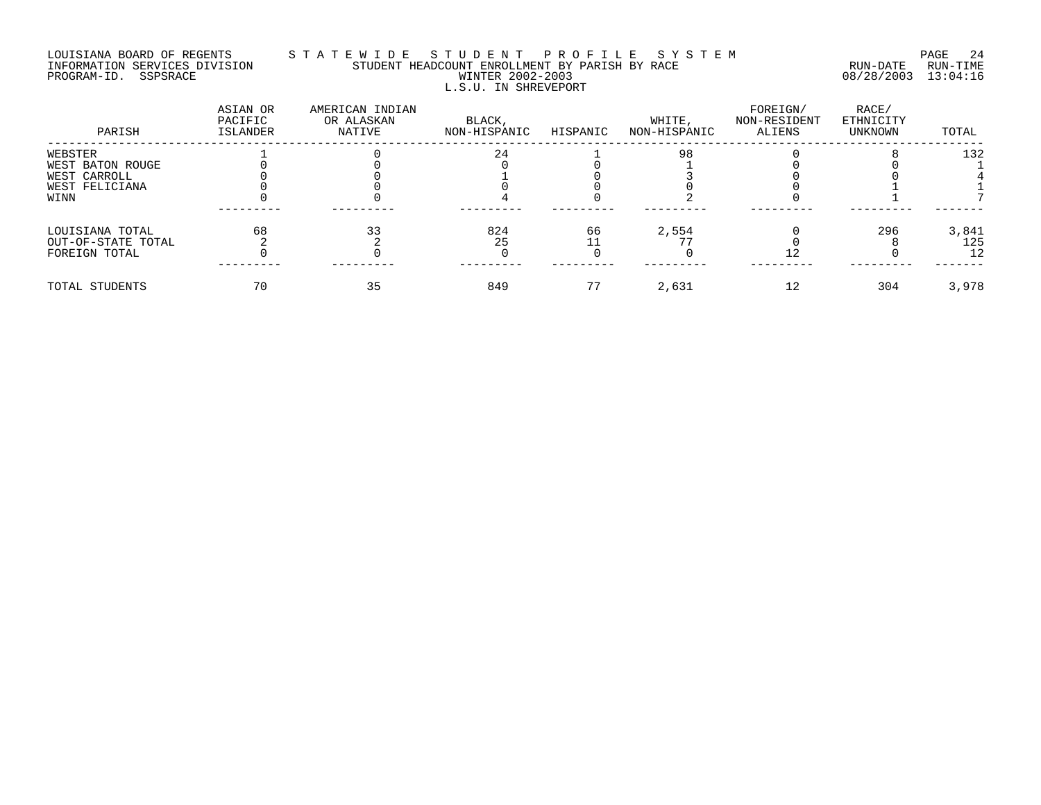LOUISIANA BOARD OF REGENTS — STATEWIDE STUDENT PROFILE SYSTEM
INFORMATION SERVICES DIVISION — STUDENT HEADCOUNT ENROLLMENT BY PARISH BY RACE — RUN-DATE 08/28/2003 RUN-TIME 13:04:16
PROGRAM-ID. SSPSRACE — WINTER 2002-2003

L.S.U. IN SHREVEPORT

| PARISH | ASIAN OR PACIFIC ISLANDER | AMERICAN INDIAN OR ALASKAN NATIVE | BLACK, NON-HISPANIC | HISPANIC | WHITE, NON-HISPANIC | FOREIGN/ NON-RESIDENT ALIENS | RACE/ ETHNICITY UNKNOWN | TOTAL |
|---|---|---|---|---|---|---|---|---|
| WEBSTER | 1 | 0 | 24 | 1 | 98 | 0 | 8 | 132 |
| WEST BATON ROUGE | 0 | 0 | 0 | 0 | 1 | 0 | 0 | 1 |
| WEST CARROLL | 0 | 0 | 1 | 0 | 3 | 0 | 0 | 4 |
| WEST FELICIANA | 0 | 0 | 0 | 0 | 0 | 0 | 1 | 1 |
| WINN | 0 | 0 | 4 | 0 | 2 | 0 | 1 | 7 |
| LOUISIANA TOTAL | 68 | 33 | 824 | 66 | 2,554 | 0 | 296 | 3,841 |
| OUT-OF-STATE TOTAL | 2 | 2 | 25 | 11 | 77 | 0 | 8 | 125 |
| FOREIGN TOTAL | 0 | 0 | 0 | 0 | 0 | 12 | 0 | 12 |
| TOTAL STUDENTS | 70 | 35 | 849 | 77 | 2,631 | 12 | 304 | 3,978 |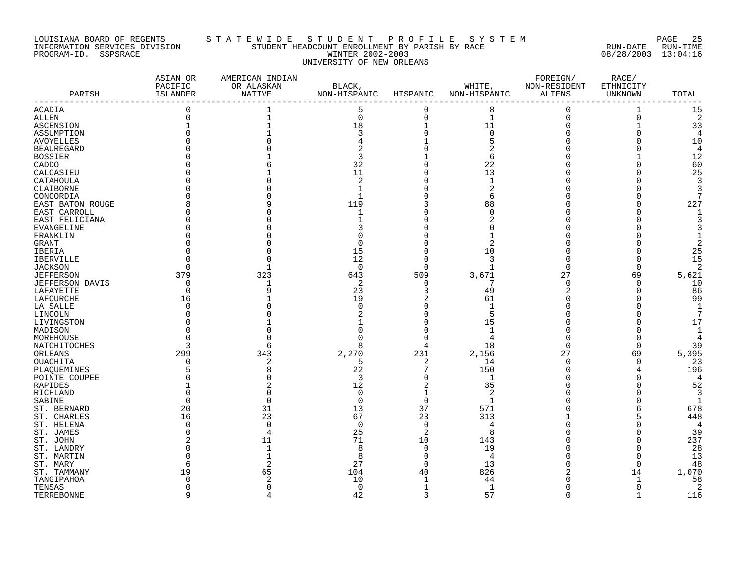LOUISIANA BOARD OF REGENTS — STATEWIDE STUDENT PROFILE SYSTEM

INFORMATION SERVICES DIVISION — STUDENT HEADCOUNT ENROLLMENT BY PARISH BY RACE — RUN-DATE 08/28/2003 RUN-TIME 13:04:16

PROGRAM-ID. SSPSRACE — WINTER 2002-2003

UNIVERSITY OF NEW ORLEANS

| PARISH | ASIAN OR PACIFIC ISLANDER | AMERICAN INDIAN OR ALASKAN NATIVE | BLACK, NON-HISPANIC | HISPANIC | WHITE, NON-HISPANIC | FOREIGN/ NON-RESIDENT ALIENS | RACE/ ETHNICITY UNKNOWN | TOTAL |
|---|---|---|---|---|---|---|---|---|
| ACADIA | 0 | 1 | 5 | 0 | 8 | 0 | 1 | 15 |
| ALLEN | 0 | 1 | 0 | 0 | 1 | 0 | 0 | 2 |
| ASCENSION | 1 | 1 | 18 | 1 | 11 | 0 | 1 | 33 |
| ASSUMPTION | 0 | 1 | 3 | 0 | 0 | 0 | 0 | 4 |
| AVOYELLES | 0 | 0 | 4 | 1 | 5 | 0 | 0 | 10 |
| BEAUREGARD | 0 | 0 | 2 | 0 | 2 | 0 | 0 | 4 |
| BOSSIER | 0 | 1 | 3 | 1 | 6 | 0 | 1 | 12 |
| CADDO | 0 | 6 | 32 | 0 | 22 | 0 | 0 | 60 |
| CALCASIEU | 0 | 1 | 11 | 0 | 13 | 0 | 0 | 25 |
| CATAHOULA | 0 | 0 | 2 | 0 | 1 | 0 | 0 | 3 |
| CLAIBORNE | 0 | 0 | 1 | 0 | 2 | 0 | 0 | 3 |
| CONCORDIA | 0 | 0 | 1 | 0 | 6 | 0 | 0 | 7 |
| EAST BATON ROUGE | 8 | 9 | 119 | 3 | 88 | 0 | 0 | 227 |
| EAST CARROLL | 0 | 0 | 1 | 0 | 0 | 0 | 0 | 1 |
| EAST FELICIANA | 0 | 0 | 1 | 0 | 2 | 0 | 0 | 3 |
| EVANGELINE | 0 | 0 | 3 | 0 | 0 | 0 | 0 | 3 |
| FRANKLIN | 0 | 0 | 0 | 0 | 1 | 0 | 0 | 1 |
| GRANT | 0 | 0 | 0 | 0 | 2 | 0 | 0 | 2 |
| IBERIA | 0 | 0 | 15 | 0 | 10 | 0 | 0 | 25 |
| IBERVILLE | 0 | 0 | 12 | 0 | 3 | 0 | 0 | 15 |
| JACKSON | 0 | 1 | 0 | 0 | 1 | 0 | 0 | 2 |
| JEFFERSON | 379 | 323 | 643 | 509 | 3,671 | 27 | 69 | 5,621 |
| JEFFERSON DAVIS | 0 | 1 | 2 | 0 | 7 | 0 | 0 | 10 |
| LAFAYETTE | 0 | 9 | 23 | 3 | 49 | 2 | 0 | 86 |
| LAFOURCHE | 16 | 1 | 19 | 2 | 61 | 0 | 0 | 99 |
| LA SALLE | 0 | 0 | 0 | 0 | 1 | 0 | 0 | 1 |
| LINCOLN | 0 | 0 | 2 | 0 | 5 | 0 | 0 | 7 |
| LIVINGSTON | 0 | 1 | 1 | 0 | 15 | 0 | 0 | 17 |
| MADISON | 0 | 0 | 0 | 0 | 1 | 0 | 0 | 1 |
| MOREHOUSE | 0 | 0 | 0 | 0 | 4 | 0 | 0 | 4 |
| NATCHITOCHES | 3 | 6 | 8 | 4 | 18 | 0 | 0 | 39 |
| ORLEANS | 299 | 343 | 2,270 | 231 | 2,156 | 27 | 69 | 5,395 |
| OUACHITA | 0 | 2 | 5 | 2 | 14 | 0 | 0 | 23 |
| PLAQUEMINES | 5 | 8 | 22 | 7 | 150 | 0 | 4 | 196 |
| POINTE COUPEE | 0 | 0 | 3 | 0 | 1 | 0 | 0 | 4 |
| RAPIDES | 1 | 2 | 12 | 2 | 35 | 0 | 0 | 52 |
| RICHLAND | 0 | 0 | 0 | 1 | 2 | 0 | 0 | 3 |
| SABINE | 0 | 0 | 0 | 0 | 1 | 0 | 0 | 1 |
| ST. BERNARD | 20 | 31 | 13 | 37 | 571 | 0 | 6 | 678 |
| ST. CHARLES | 16 | 23 | 67 | 23 | 313 | 1 | 5 | 448 |
| ST. HELENA | 0 | 0 | 0 | 0 | 4 | 0 | 0 | 4 |
| ST. JAMES | 0 | 4 | 25 | 2 | 8 | 0 | 0 | 39 |
| ST. JOHN | 2 | 11 | 71 | 10 | 143 | 0 | 0 | 237 |
| ST. LANDRY | 0 | 1 | 8 | 0 | 19 | 0 | 0 | 28 |
| ST. MARTIN | 0 | 1 | 8 | 0 | 4 | 0 | 0 | 13 |
| ST. MARY | 6 | 2 | 27 | 0 | 13 | 0 | 0 | 48 |
| ST. TAMMANY | 19 | 65 | 104 | 40 | 826 | 2 | 14 | 1,070 |
| TANGIPAHOA | 0 | 2 | 10 | 1 | 44 | 0 | 1 | 58 |
| TENSAS | 0 | 0 | 0 | 1 | 1 | 0 | 0 | 2 |
| TERREBONNE | 9 | 4 | 42 | 3 | 57 | 0 | 1 | 116 |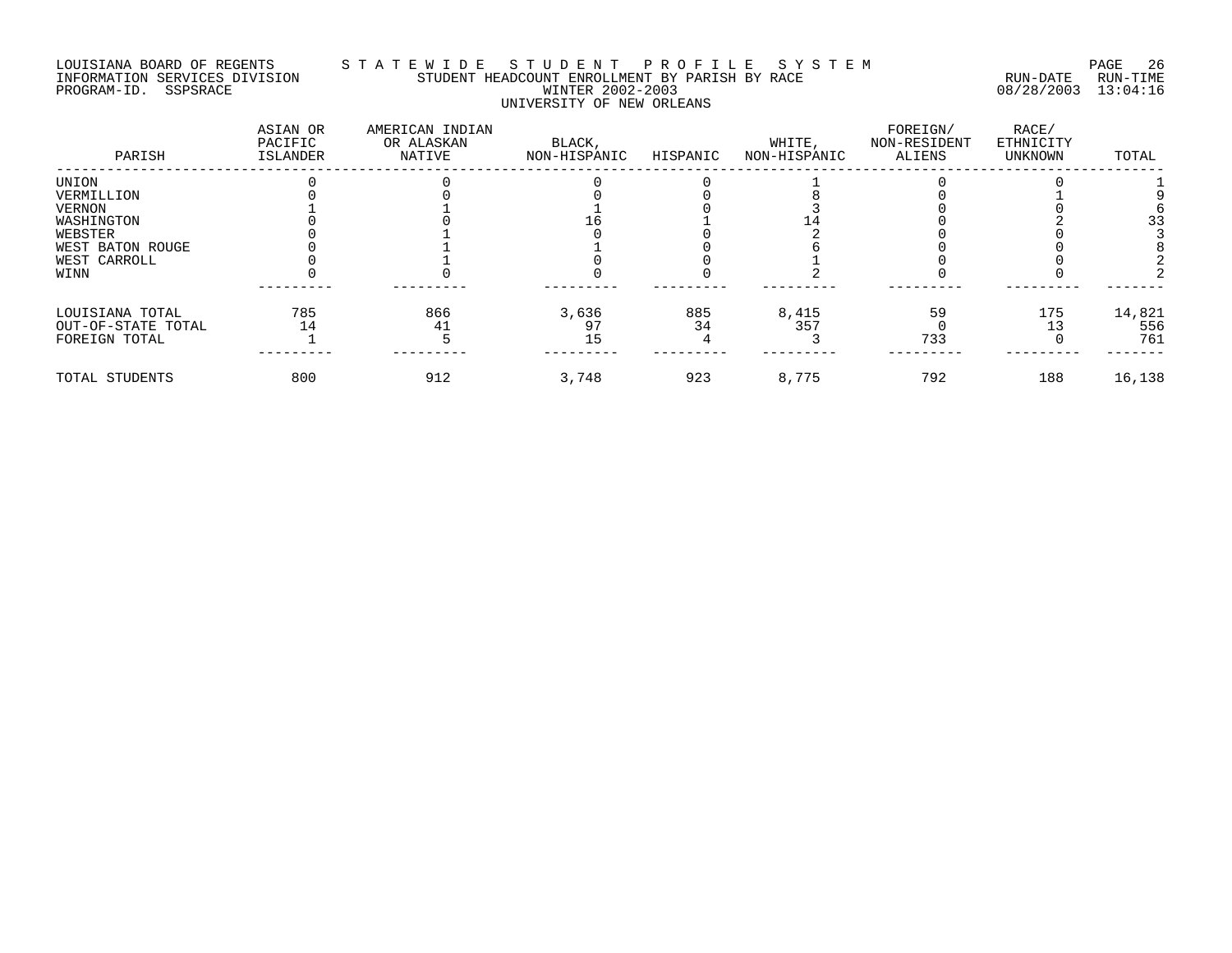LOUISIANA BOARD OF REGENTS — STATEWIDE STUDENT PROFILE SYSTEM
INFORMATION SERVICES DIVISION — STUDENT HEADCOUNT ENROLLMENT BY PARISH BY RACE — RUN-DATE 08/28/2003 RUN-TIME 13:04:16
PROGRAM-ID. SSPSRACE — WINTER 2002-2003

UNIVERSITY OF NEW ORLEANS

| PARISH | ASIAN OR PACIFIC ISLANDER | AMERICAN INDIAN OR ALASKAN NATIVE | BLACK, NON-HISPANIC | HISPANIC | WHITE, NON-HISPANIC | FOREIGN/ NON-RESIDENT ALIENS | RACE/ ETHNICITY UNKNOWN | TOTAL |
|---|---|---|---|---|---|---|---|---|
| UNION | 0 | 0 | 0 | 0 | 1 | 0 | 0 | 1 |
| VERMILLION | 0 | 0 | 0 | 0 | 8 | 0 | 1 | 9 |
| VERNON | 1 | 1 | 1 | 0 | 3 | 0 | 0 | 6 |
| WASHINGTON | 0 | 0 | 16 | 1 | 14 | 0 | 2 | 33 |
| WEBSTER | 0 | 1 | 0 | 0 | 2 | 0 | 0 | 3 |
| WEST BATON ROUGE | 0 | 1 | 1 | 0 | 6 | 0 | 0 | 8 |
| WEST CARROLL | 0 | 1 | 0 | 0 | 1 | 0 | 0 | 2 |
| WINN | 0 | 0 | 0 | 0 | 2 | 0 | 0 | 2 |
| LOUISIANA TOTAL | 785 | 866 | 3,636 | 885 | 8,415 | 59 | 175 | 14,821 |
| OUT-OF-STATE TOTAL | 14 | 41 | 97 | 34 | 357 | 0 | 13 | 556 |
| FOREIGN TOTAL | 1 | 5 | 15 | 4 | 3 | 733 | 0 | 761 |
| TOTAL STUDENTS | 800 | 912 | 3,748 | 923 | 8,775 | 792 | 188 | 16,138 |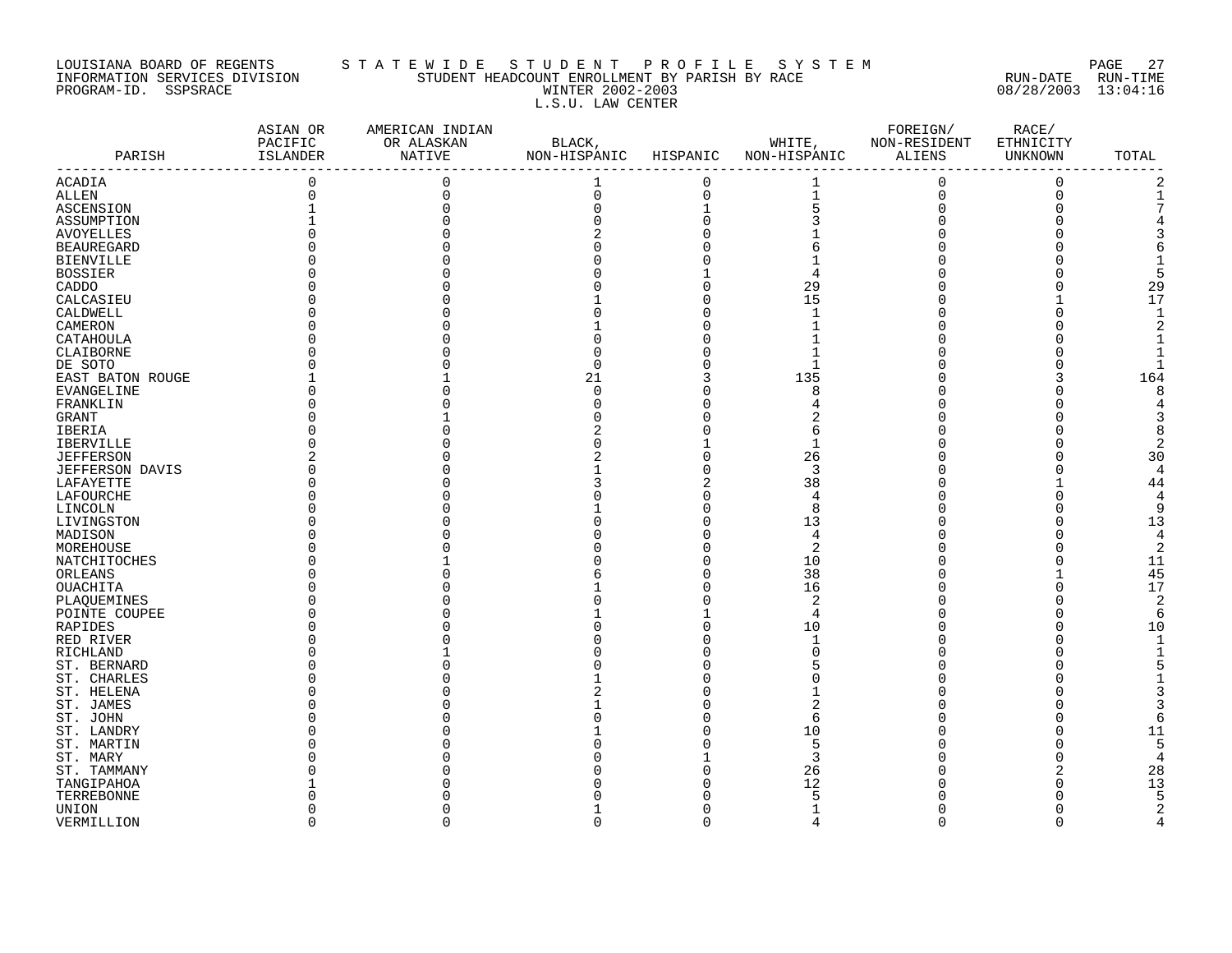LOUISIANA BOARD OF REGENTS — STATEWIDE STUDENT PROFILE SYSTEM
INFORMATION SERVICES DIVISION — STUDENT HEADCOUNT ENROLLMENT BY PARISH BY RACE — RUN-DATE 08/28/2003 RUN-TIME 13:04:16
PROGRAM-ID. SSPSRACE — WINTER 2002-2003

L.S.U. LAW CENTER

| PARISH | ASIAN OR PACIFIC ISLANDER | AMERICAN INDIAN OR ALASKAN NATIVE | BLACK, NON-HISPANIC | HISPANIC | WHITE, NON-HISPANIC | FOREIGN/ NON-RESIDENT ALIENS | RACE/ ETHNICITY UNKNOWN | TOTAL |
|---|---|---|---|---|---|---|---|---|
| ACADIA | 0 | 0 | 1 | 0 | 1 | 0 | 0 | 2 |
| ALLEN | 0 | 0 | 0 | 0 | 1 | 0 | 0 | 1 |
| ASCENSION | 1 | 0 | 0 | 1 | 5 | 0 | 0 | 7 |
| ASSUMPTION | 1 | 0 | 0 | 0 | 3 | 0 | 0 | 4 |
| AVOYELLES | 0 | 0 | 2 | 0 | 1 | 0 | 0 | 3 |
| BEAUREGARD | 0 | 0 | 0 | 0 | 6 | 0 | 0 | 6 |
| BIENVILLE | 0 | 0 | 0 | 0 | 1 | 0 | 0 | 1 |
| BOSSIER | 0 | 0 | 0 | 1 | 4 | 0 | 0 | 5 |
| CADDO | 0 | 0 | 0 | 0 | 29 | 0 | 0 | 29 |
| CALCASIEU | 0 | 0 | 1 | 0 | 15 | 0 | 1 | 17 |
| CALDWELL | 0 | 0 | 0 | 0 | 1 | 0 | 0 | 1 |
| CAMERON | 0 | 0 | 1 | 0 | 1 | 0 | 0 | 2 |
| CATAHOULA | 0 | 0 | 0 | 0 | 1 | 0 | 0 | 1 |
| CLAIBORNE | 0 | 0 | 0 | 0 | 1 | 0 | 0 | 1 |
| DE SOTO | 0 | 0 | 0 | 0 | 1 | 0 | 0 | 1 |
| EAST BATON ROUGE | 1 | 1 | 21 | 3 | 135 | 0 | 3 | 164 |
| EVANGELINE | 0 | 0 | 0 | 0 | 8 | 0 | 0 | 8 |
| FRANKLIN | 0 | 0 | 0 | 0 | 4 | 0 | 0 | 4 |
| GRANT | 0 | 1 | 0 | 0 | 2 | 0 | 0 | 3 |
| IBERIA | 0 | 0 | 2 | 0 | 6 | 0 | 0 | 8 |
| IBERVILLE | 0 | 0 | 0 | 1 | 1 | 0 | 0 | 2 |
| JEFFERSON | 2 | 0 | 2 | 0 | 26 | 0 | 0 | 30 |
| JEFFERSON DAVIS | 0 | 0 | 1 | 0 | 3 | 0 | 0 | 4 |
| LAFAYETTE | 0 | 0 | 3 | 2 | 38 | 0 | 1 | 44 |
| LAFOURCHE | 0 | 0 | 0 | 0 | 4 | 0 | 0 | 4 |
| LINCOLN | 0 | 0 | 1 | 0 | 8 | 0 | 0 | 9 |
| LIVINGSTON | 0 | 0 | 0 | 0 | 13 | 0 | 0 | 13 |
| MADISON | 0 | 0 | 0 | 0 | 4 | 0 | 0 | 4 |
| MOREHOUSE | 0 | 0 | 0 | 0 | 2 | 0 | 0 | 2 |
| NATCHITOCHES | 0 | 1 | 0 | 0 | 10 | 0 | 0 | 11 |
| ORLEANS | 0 | 0 | 6 | 0 | 38 | 0 | 1 | 45 |
| OUACHITA | 0 | 0 | 1 | 0 | 16 | 0 | 0 | 17 |
| PLAQUEMINES | 0 | 0 | 0 | 0 | 2 | 0 | 0 | 2 |
| POINTE COUPEE | 0 | 0 | 1 | 1 | 4 | 0 | 0 | 6 |
| RAPIDES | 0 | 0 | 0 | 0 | 10 | 0 | 0 | 10 |
| RED RIVER | 0 | 0 | 0 | 0 | 1 | 0 | 0 | 1 |
| RICHLAND | 0 | 1 | 0 | 0 | 0 | 0 | 0 | 1 |
| ST. BERNARD | 0 | 0 | 0 | 0 | 5 | 0 | 0 | 5 |
| ST. CHARLES | 0 | 0 | 1 | 0 | 0 | 0 | 0 | 1 |
| ST. HELENA | 0 | 0 | 2 | 0 | 1 | 0 | 0 | 3 |
| ST. JAMES | 0 | 0 | 1 | 0 | 2 | 0 | 0 | 3 |
| ST. JOHN | 0 | 0 | 0 | 0 | 6 | 0 | 0 | 6 |
| ST. LANDRY | 0 | 0 | 1 | 0 | 10 | 0 | 0 | 11 |
| ST. MARTIN | 0 | 0 | 0 | 0 | 5 | 0 | 0 | 5 |
| ST. MARY | 0 | 0 | 0 | 1 | 3 | 0 | 0 | 4 |
| ST. TAMMANY | 0 | 0 | 0 | 0 | 26 | 0 | 2 | 28 |
| TANGIPAHOA | 1 | 0 | 0 | 0 | 12 | 0 | 0 | 13 |
| TERREBONNE | 0 | 0 | 0 | 0 | 5 | 0 | 0 | 5 |
| UNION | 0 | 0 | 1 | 0 | 1 | 0 | 0 | 2 |
| VERMILLION | 0 | 0 | 0 | 0 | 4 | 0 | 0 | 4 |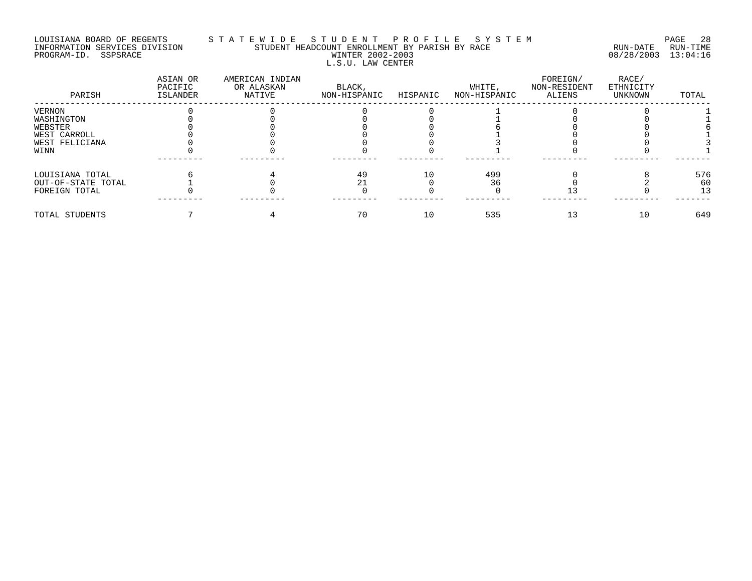LOUISIANA BOARD OF REGENTS — STATEWIDE STUDENT PROFILE SYSTEM
INFORMATION SERVICES DIVISION — STUDENT HEADCOUNT ENROLLMENT BY PARISH BY RACE — RUN-DATE 08/28/2003 RUN-TIME 13:04:16
PROGRAM-ID. SSPSRACE — WINTER 2002-2003
L.S.U. LAW CENTER

| PARISH | ASIAN OR PACIFIC ISLANDER | AMERICAN INDIAN OR ALASKAN NATIVE | BLACK, NON-HISPANIC | HISPANIC | WHITE, NON-HISPANIC | FOREIGN/ NON-RESIDENT ALIENS | RACE/ ETHNICITY UNKNOWN | TOTAL |
|---|---|---|---|---|---|---|---|---|
| VERNON | 0 | 0 | 0 | 0 | 1 | 0 | 0 | 1 |
| WASHINGTON | 0 | 0 | 0 | 0 | 1 | 0 | 0 | 1 |
| WEBSTER | 0 | 0 | 0 | 0 | 6 | 0 | 0 | 6 |
| WEST CARROLL | 0 | 0 | 0 | 0 | 1 | 0 | 0 | 1 |
| WEST FELICIANA | 0 | 0 | 0 | 0 | 3 | 0 | 0 | 3 |
| WINN | 0 | 0 | 0 | 0 | 1 | 0 | 0 | 1 |
| LOUISIANA TOTAL | 6 | 4 | 49 | 10 | 499 | 0 | 8 | 576 |
| OUT-OF-STATE TOTAL | 1 | 0 | 21 | 0 | 36 | 0 | 2 | 60 |
| FOREIGN TOTAL | 0 | 0 | 0 | 0 | 0 | 13 | 0 | 13 |
| TOTAL STUDENTS | 7 | 4 | 70 | 10 | 535 | 13 | 10 | 649 |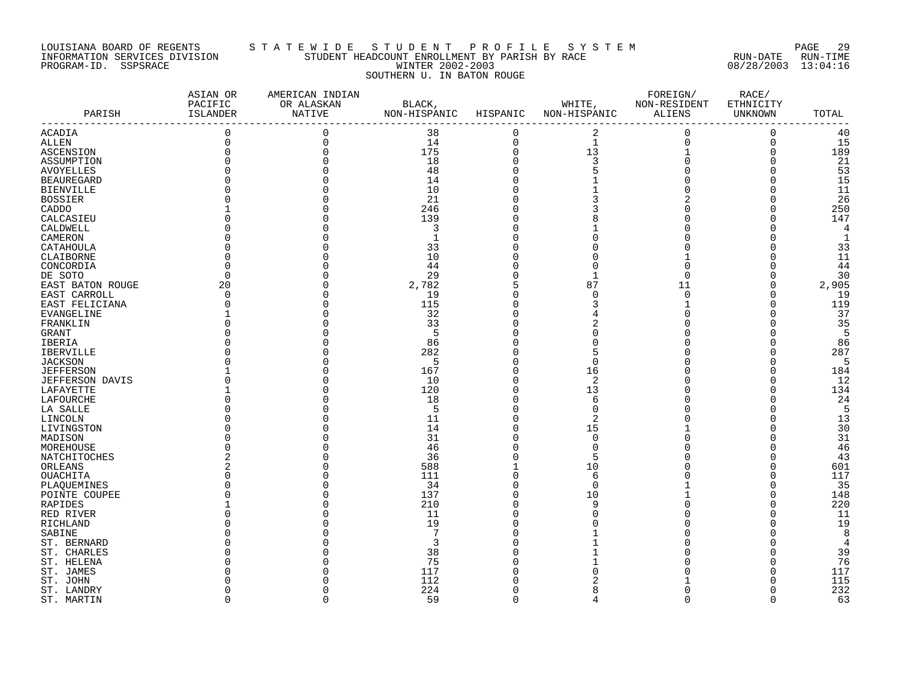LOUISIANA BOARD OF REGENTS — STATEWIDE STUDENT PROFILE SYSTEM
INFORMATION SERVICES DIVISION — STUDENT HEADCOUNT ENROLLMENT BY PARISH BY RACE — RUN-DATE 08/28/2003 RUN-TIME 13:04:16
PROGRAM-ID. SSPSRACE — WINTER 2002-2003

SOUTHERN U. IN BATON ROUGE

| PARISH | ASIAN OR PACIFIC ISLANDER | AMERICAN INDIAN OR ALASKAN NATIVE | BLACK, NON-HISPANIC | HISPANIC | WHITE, NON-HISPANIC | FOREIGN/ NON-RESIDENT ALIENS | RACE/ ETHNICITY UNKNOWN | TOTAL |
|---|---|---|---|---|---|---|---|---|
| ACADIA | 0 | 0 | 38 | 0 | 2 | 0 | 0 | 40 |
| ALLEN | 0 | 0 | 14 | 0 | 1 | 0 | 0 | 15 |
| ASCENSION | 0 | 0 | 175 | 0 | 13 | 1 | 0 | 189 |
| ASSUMPTION | 0 | 0 | 18 | 0 | 3 | 0 | 0 | 21 |
| AVOYELLES | 0 | 0 | 48 | 0 | 5 | 0 | 0 | 53 |
| BEAUREGARD | 0 | 0 | 14 | 0 | 1 | 0 | 0 | 15 |
| BIENVILLE | 0 | 0 | 10 | 0 | 1 | 0 | 0 | 11 |
| BOSSIER | 0 | 0 | 21 | 0 | 3 | 2 | 0 | 26 |
| CADDO | 1 | 0 | 246 | 0 | 3 | 0 | 0 | 250 |
| CALCASIEU | 0 | 0 | 139 | 0 | 8 | 0 | 0 | 147 |
| CALDWELL | 0 | 0 | 3 | 0 | 1 | 0 | 0 | 4 |
| CAMERON | 0 | 0 | 1 | 0 | 0 | 0 | 0 | 1 |
| CATAHOULA | 0 | 0 | 33 | 0 | 0 | 0 | 0 | 33 |
| CLAIBORNE | 0 | 0 | 10 | 0 | 0 | 1 | 0 | 11 |
| CONCORDIA | 0 | 0 | 44 | 0 | 0 | 0 | 0 | 44 |
| DE SOTO | 0 | 0 | 29 | 0 | 1 | 0 | 0 | 30 |
| EAST BATON ROUGE | 20 | 0 | 2,782 | 5 | 87 | 11 | 0 | 2,905 |
| EAST CARROLL | 0 | 0 | 19 | 0 | 0 | 0 | 0 | 19 |
| EAST FELICIANA | 0 | 0 | 115 | 0 | 3 | 1 | 0 | 119 |
| EVANGELINE | 1 | 0 | 32 | 0 | 4 | 0 | 0 | 37 |
| FRANKLIN | 0 | 0 | 33 | 0 | 2 | 0 | 0 | 35 |
| GRANT | 0 | 0 | 5 | 0 | 0 | 0 | 0 | 5 |
| IBERIA | 0 | 0 | 86 | 0 | 0 | 0 | 0 | 86 |
| IBERVILLE | 0 | 0 | 282 | 0 | 5 | 0 | 0 | 287 |
| JACKSON | 0 | 0 | 5 | 0 | 0 | 0 | 0 | 5 |
| JEFFERSON | 1 | 0 | 167 | 0 | 16 | 0 | 0 | 184 |
| JEFFERSON DAVIS | 0 | 0 | 10 | 0 | 2 | 0 | 0 | 12 |
| LAFAYETTE | 1 | 0 | 120 | 0 | 13 | 0 | 0 | 134 |
| LAFOURCHE | 0 | 0 | 18 | 0 | 6 | 0 | 0 | 24 |
| LA SALLE | 0 | 0 | 5 | 0 | 0 | 0 | 0 | 5 |
| LINCOLN | 0 | 0 | 11 | 0 | 2 | 0 | 0 | 13 |
| LIVINGSTON | 0 | 0 | 14 | 0 | 15 | 1 | 0 | 30 |
| MADISON | 0 | 0 | 31 | 0 | 0 | 0 | 0 | 31 |
| MOREHOUSE | 0 | 0 | 46 | 0 | 0 | 0 | 0 | 46 |
| NATCHITOCHES | 2 | 0 | 36 | 0 | 5 | 0 | 0 | 43 |
| ORLEANS | 2 | 0 | 588 | 1 | 10 | 0 | 0 | 601 |
| OUACHITA | 0 | 0 | 111 | 0 | 6 | 0 | 0 | 117 |
| PLAQUEMINES | 0 | 0 | 34 | 0 | 0 | 1 | 0 | 35 |
| POINTE COUPEE | 0 | 0 | 137 | 0 | 10 | 1 | 0 | 148 |
| RAPIDES | 1 | 0 | 210 | 0 | 9 | 0 | 0 | 220 |
| RED RIVER | 0 | 0 | 11 | 0 | 0 | 0 | 0 | 11 |
| RICHLAND | 0 | 0 | 19 | 0 | 0 | 0 | 0 | 19 |
| SABINE | 0 | 0 | 7 | 0 | 1 | 0 | 0 | 8 |
| ST. BERNARD | 0 | 0 | 3 | 0 | 1 | 0 | 0 | 4 |
| ST. CHARLES | 0 | 0 | 38 | 0 | 1 | 0 | 0 | 39 |
| ST. HELENA | 0 | 0 | 75 | 0 | 1 | 0 | 0 | 76 |
| ST. JAMES | 0 | 0 | 117 | 0 | 0 | 0 | 0 | 117 |
| ST. JOHN | 0 | 0 | 112 | 0 | 2 | 1 | 0 | 115 |
| ST. LANDRY | 0 | 0 | 224 | 0 | 8 | 0 | 0 | 232 |
| ST. MARTIN | 0 | 0 | 59 | 0 | 4 | 0 | 0 | 63 |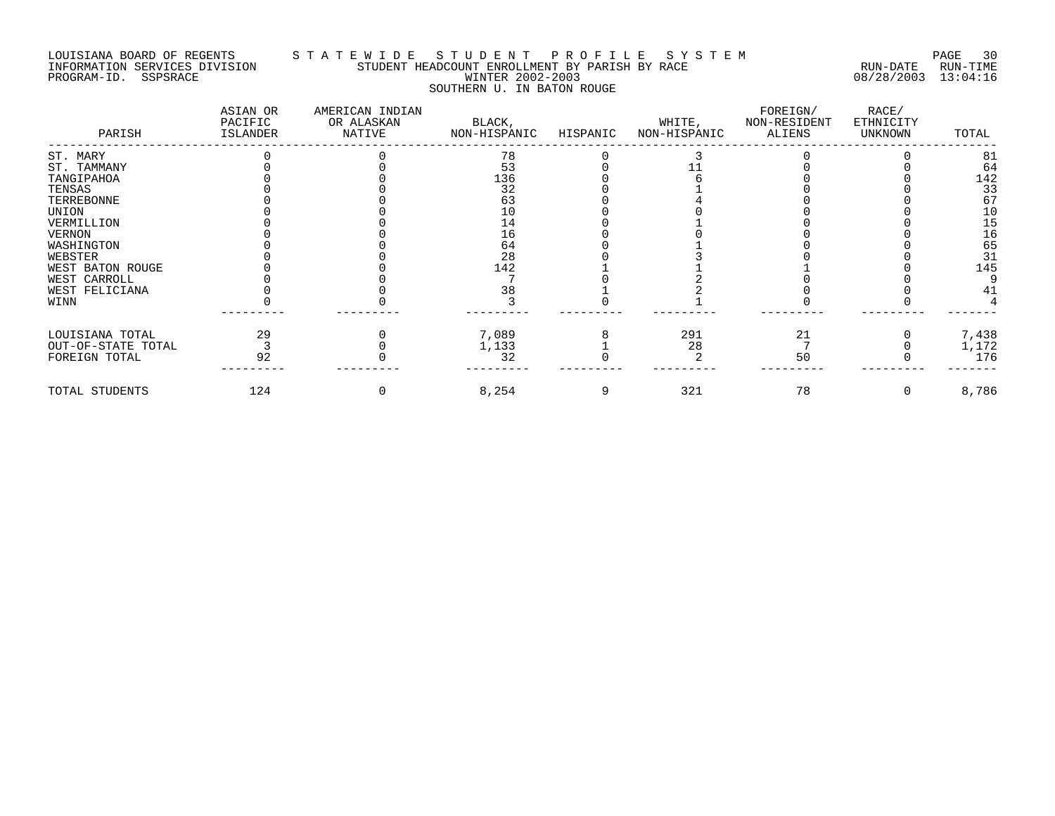LOUISIANA BOARD OF REGENTS — STATEWIDE STUDENT PROFILE SYSTEM
INFORMATION SERVICES DIVISION — STUDENT HEADCOUNT ENROLLMENT BY PARISH BY RACE — RUN-DATE 08/28/2003 RUN-TIME 13:04:16
PROGRAM-ID. SSPSRACE — WINTER 2002-2003

SOUTHERN U. IN BATON ROUGE

| PARISH | ASIAN OR PACIFIC ISLANDER | AMERICAN INDIAN OR ALASKAN NATIVE | BLACK, NON-HISPANIC | HISPANIC | WHITE, NON-HISPANIC | FOREIGN/ NON-RESIDENT ALIENS | RACE/ ETHNICITY UNKNOWN | TOTAL |
|---|---|---|---|---|---|---|---|---|
| ST. MARY | 0 | 0 | 78 | 0 | 3 | 0 | 0 | 81 |
| ST. TAMMANY | 0 | 0 | 53 | 0 | 11 | 0 | 0 | 64 |
| TANGIPAHOA | 0 | 0 | 136 | 0 | 6 | 0 | 0 | 142 |
| TENSAS | 0 | 0 | 32 | 0 | 1 | 0 | 0 | 33 |
| TERREBONNE | 0 | 0 | 63 | 0 | 4 | 0 | 0 | 67 |
| UNION | 0 | 0 | 10 | 0 | 0 | 0 | 0 | 10 |
| VERMILLION | 0 | 0 | 14 | 0 | 1 | 0 | 0 | 15 |
| VERNON | 0 | 0 | 16 | 0 | 0 | 0 | 0 | 16 |
| WASHINGTON | 0 | 0 | 64 | 0 | 1 | 0 | 0 | 65 |
| WEBSTER | 0 | 0 | 28 | 0 | 3 | 0 | 0 | 31 |
| WEST BATON ROUGE | 0 | 0 | 142 | 1 | 1 | 1 | 0 | 145 |
| WEST CARROLL | 0 | 0 | 7 | 0 | 2 | 0 | 0 | 9 |
| WEST FELICIANA | 0 | 0 | 38 | 1 | 2 | 0 | 0 | 41 |
| WINN | 0 | 0 | 3 | 0 | 1 | 0 | 0 | 4 |
| LOUISIANA TOTAL | 29 | 0 | 7,089 | 8 | 291 | 21 | 0 | 7,438 |
| OUT-OF-STATE TOTAL | 3 | 0 | 1,133 | 1 | 28 | 7 | 0 | 1,172 |
| FOREIGN TOTAL | 92 | 0 | 32 | 0 | 2 | 50 | 0 | 176 |
| TOTAL STUDENTS | 124 | 0 | 8,254 | 9 | 321 | 78 | 0 | 8,786 |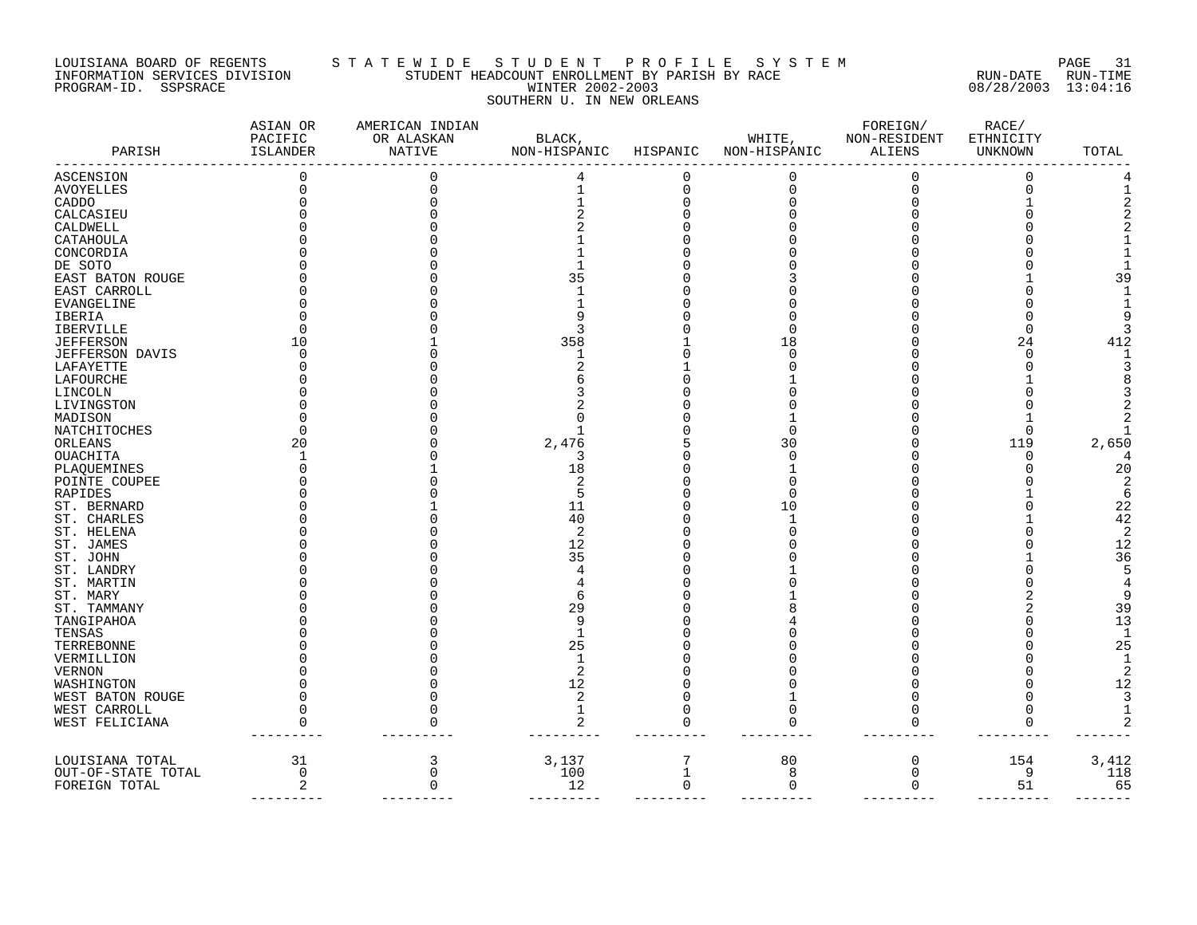LOUISIANA BOARD OF REGENTS — STATEWIDE STUDENT PROFILE SYSTEM
INFORMATION SERVICES DIVISION — STUDENT HEADCOUNT ENROLLMENT BY PARISH BY RACE — RUN-DATE 08/28/2003 RUN-TIME 13:04:16
PROGRAM-ID. SSPSRACE — WINTER 2002-2003

SOUTHERN U. IN NEW ORLEANS

| PARISH | ASIAN OR PACIFIC ISLANDER | AMERICAN INDIAN OR ALASKAN NATIVE | BLACK, NON-HISPANIC | HISPANIC | WHITE, NON-HISPANIC | FOREIGN/ NON-RESIDENT ALIENS | RACE/ ETHNICITY UNKNOWN | TOTAL |
|---|---|---|---|---|---|---|---|---|
| ASCENSION | 0 | 0 | 4 | 0 | 0 | 0 | 0 | 4 |
| AVOYELLES | 0 | 0 | 1 | 0 | 0 | 0 | 0 | 1 |
| CADDO | 0 | 0 | 1 | 0 | 0 | 0 | 1 | 2 |
| CALCASIEU | 0 | 0 | 2 | 0 | 0 | 0 | 0 | 2 |
| CALDWELL | 0 | 0 | 2 | 0 | 0 | 0 | 0 | 2 |
| CATAHOULA | 0 | 0 | 1 | 0 | 0 | 0 | 0 | 1 |
| CONCORDIA | 0 | 0 | 1 | 0 | 0 | 0 | 0 | 1 |
| DE SOTO | 0 | 0 | 1 | 0 | 0 | 0 | 0 | 1 |
| EAST BATON ROUGE | 0 | 0 | 35 | 0 | 3 | 0 | 1 | 39 |
| EAST CARROLL | 0 | 0 | 1 | 0 | 0 | 0 | 0 | 1 |
| EVANGELINE | 0 | 0 | 1 | 0 | 0 | 0 | 0 | 1 |
| IBERIA | 0 | 0 | 9 | 0 | 0 | 0 | 0 | 9 |
| IBERVILLE | 0 | 0 | 3 | 0 | 0 | 0 | 0 | 3 |
| JEFFERSON | 10 | 1 | 358 | 1 | 18 | 0 | 24 | 412 |
| JEFFERSON DAVIS | 0 | 0 | 1 | 0 | 0 | 0 | 0 | 1 |
| LAFAYETTE | 0 | 0 | 2 | 1 | 0 | 0 | 0 | 3 |
| LAFOURCHE | 0 | 0 | 6 | 0 | 1 | 0 | 1 | 8 |
| LINCOLN | 0 | 0 | 3 | 0 | 0 | 0 | 0 | 3 |
| LIVINGSTON | 0 | 0 | 2 | 0 | 0 | 0 | 0 | 2 |
| MADISON | 0 | 0 | 0 | 0 | 1 | 0 | 1 | 2 |
| NATCHITOCHES | 0 | 0 | 1 | 0 | 0 | 0 | 0 | 1 |
| ORLEANS | 20 | 0 | 2,476 | 5 | 30 | 0 | 119 | 2,650 |
| OUACHITA | 1 | 0 | 3 | 0 | 0 | 0 | 0 | 4 |
| PLAQUEMINES | 0 | 1 | 18 | 0 | 1 | 0 | 0 | 20 |
| POINTE COUPEE | 0 | 0 | 2 | 0 | 0 | 0 | 0 | 2 |
| RAPIDES | 0 | 0 | 5 | 0 | 0 | 0 | 1 | 6 |
| ST. BERNARD | 0 | 1 | 11 | 0 | 10 | 0 | 0 | 22 |
| ST. CHARLES | 0 | 0 | 40 | 0 | 1 | 0 | 1 | 42 |
| ST. HELENA | 0 | 0 | 2 | 0 | 0 | 0 | 0 | 2 |
| ST. JAMES | 0 | 0 | 12 | 0 | 0 | 0 | 0 | 12 |
| ST. JOHN | 0 | 0 | 35 | 0 | 0 | 0 | 1 | 36 |
| ST. LANDRY | 0 | 0 | 4 | 0 | 1 | 0 | 0 | 5 |
| ST. MARTIN | 0 | 0 | 4 | 0 | 0 | 0 | 0 | 4 |
| ST. MARY | 0 | 0 | 6 | 0 | 1 | 0 | 2 | 9 |
| ST. TAMMANY | 0 | 0 | 29 | 0 | 8 | 0 | 2 | 39 |
| TANGIPAHOA | 0 | 0 | 9 | 0 | 4 | 0 | 0 | 13 |
| TENSAS | 0 | 0 | 1 | 0 | 0 | 0 | 0 | 1 |
| TERREBONNE | 0 | 0 | 25 | 0 | 0 | 0 | 0 | 25 |
| VERMILLION | 0 | 0 | 1 | 0 | 0 | 0 | 0 | 1 |
| VERNON | 0 | 0 | 2 | 0 | 0 | 0 | 0 | 2 |
| WASHINGTON | 0 | 0 | 12 | 0 | 0 | 0 | 0 | 12 |
| WEST BATON ROUGE | 0 | 0 | 2 | 0 | 1 | 0 | 0 | 3 |
| WEST CARROLL | 0 | 0 | 1 | 0 | 0 | 0 | 0 | 1 |
| WEST FELICIANA | 0 | 0 | 2 | 0 | 0 | 0 | 0 | 2 |
| LOUISIANA TOTAL | 31 | 3 | 3,137 | 7 | 80 | 0 | 154 | 3,412 |
| OUT-OF-STATE TOTAL | 0 | 0 | 100 | 1 | 8 | 0 | 9 | 118 |
| FOREIGN TOTAL | 2 | 0 | 12 | 0 | 0 | 0 | 51 | 65 |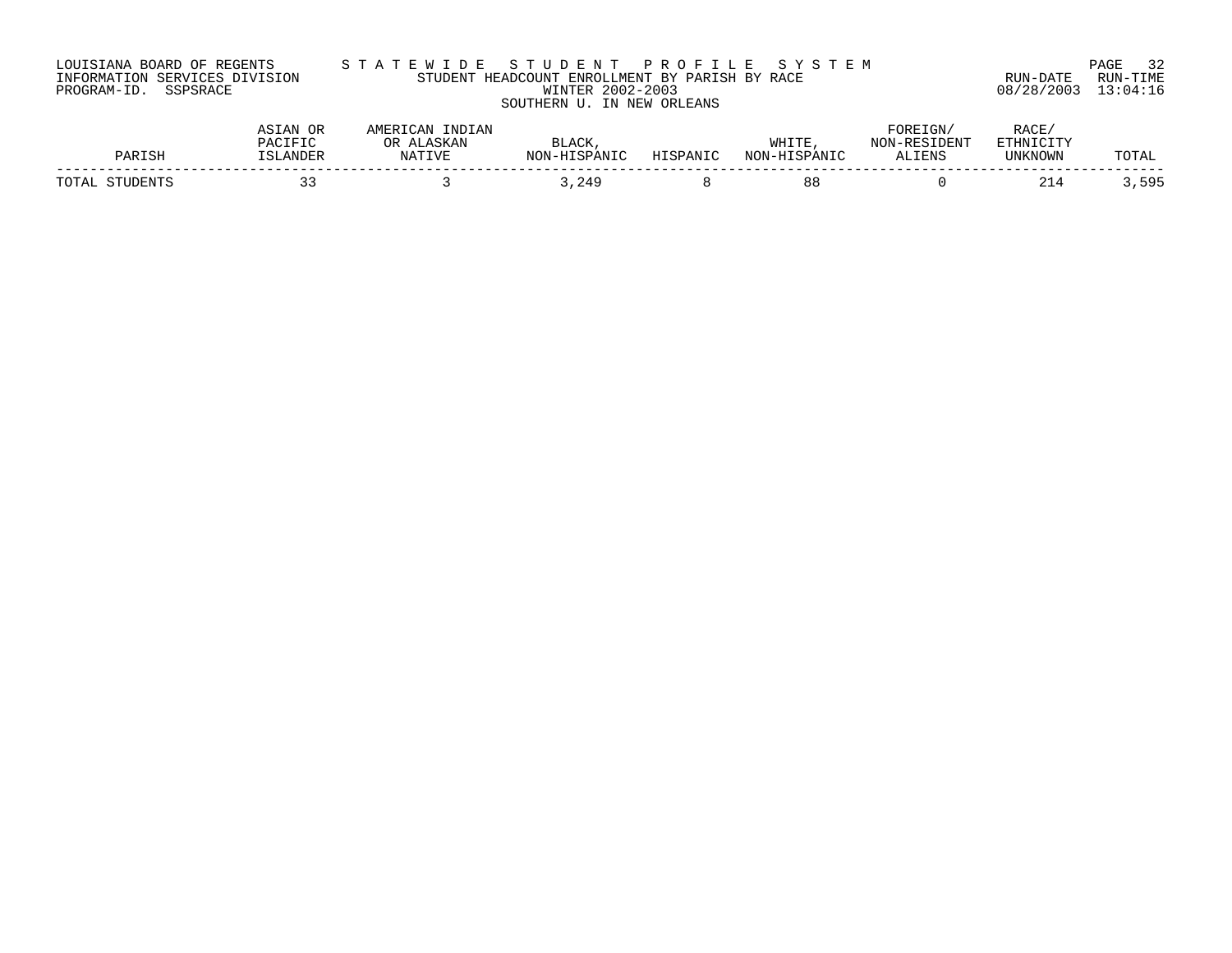LOUISIANA BOARD OF REGENTS
INFORMATION SERVICES DIVISION
PROGRAM-ID. SSPSRACE

S T A T E W I D E   S T U D E N T   P R O F I L E   S Y S T E M
STUDENT HEADCOUNT ENROLLMENT BY PARISH BY RACE
WINTER 2002-2003
SOUTHERN U. IN NEW ORLEANS

RUN-DATE 08/28/2003 RUN-TIME 13:04:16

| PARISH | ASIAN OR PACIFIC ISLANDER | AMERICAN INDIAN OR ALASKAN NATIVE | BLACK, NON-HISPANIC | HISPANIC | WHITE, NON-HISPANIC | FOREIGN/ NON-RESIDENT ALIENS | RACE/ ETHNICITY UNKNOWN | TOTAL |
|---|---|---|---|---|---|---|---|---|
| TOTAL STUDENTS | 33 | 3 | 3,249 | 8 | 88 | 0 | 214 | 3,595 |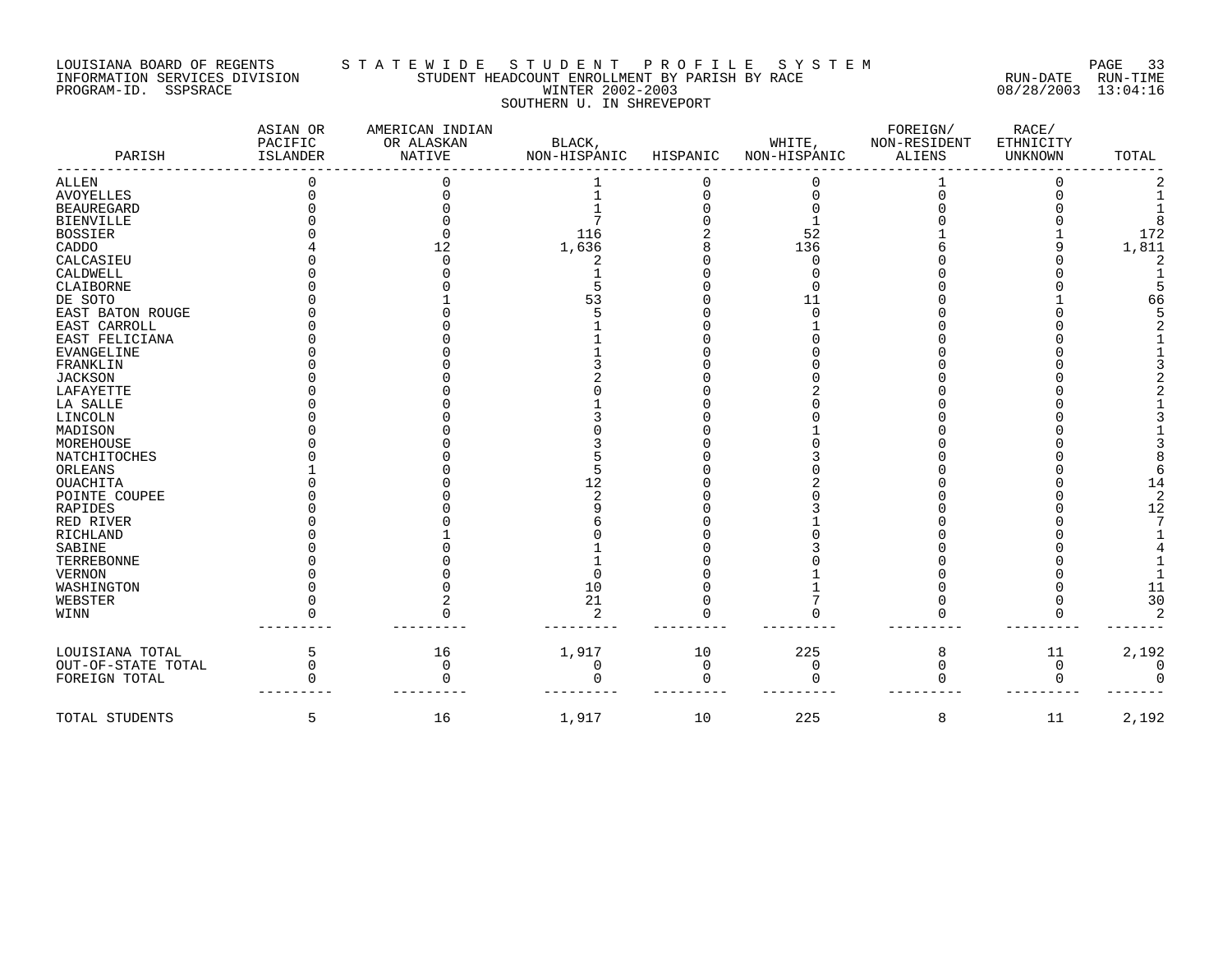LOUISIANA BOARD OF REGENTS
INFORMATION SERVICES DIVISION
PROGRAM-ID. SSPSRACE

# STATEWIDE STUDENT PROFILE SYSTEM

STUDENT HEADCOUNT ENROLLMENT BY PARISH BY RACE
WINTER 2002-2003
SOUTHERN U. IN SHREVEPORT

RUN-DATE 08/28/2003 RUN-TIME 13:04:16

| PARISH | ASIAN OR PACIFIC ISLANDER | AMERICAN INDIAN OR ALASKAN NATIVE | BLACK, NON-HISPANIC | HISPANIC | WHITE, NON-HISPANIC | FOREIGN/ NON-RESIDENT ALIENS | RACE/ ETHNICITY UNKNOWN | TOTAL |
|---|---|---|---|---|---|---|---|---|
| ALLEN | 0 | 0 | 1 | 0 | 0 | 1 | 0 | 2 |
| AVOYELLES | 0 | 0 | 1 | 0 | 0 | 0 | 0 | 1 |
| BEAUREGARD | 0 | 0 | 1 | 0 | 0 | 0 | 0 | 1 |
| BIENVILLE | 0 | 0 | 7 | 0 | 1 | 0 | 0 | 8 |
| BOSSIER | 0 | 0 | 116 | 2 | 52 | 1 | 1 | 172 |
| CADDO | 4 | 12 | 1,636 | 8 | 136 | 6 | 9 | 1,811 |
| CALCASIEU | 0 | 0 | 2 | 0 | 0 | 0 | 0 | 2 |
| CALDWELL | 0 | 0 | 1 | 0 | 0 | 0 | 0 | 1 |
| CLAIBORNE | 0 | 0 | 5 | 0 | 0 | 0 | 0 | 5 |
| DE SOTO | 0 | 1 | 53 | 0 | 11 | 0 | 1 | 66 |
| EAST BATON ROUGE | 0 | 0 | 5 | 0 | 0 | 0 | 0 | 5 |
| EAST CARROLL | 0 | 0 | 1 | 0 | 1 | 0 | 0 | 2 |
| EAST FELICIANA | 0 | 0 | 1 | 0 | 0 | 0 | 0 | 1 |
| EVANGELINE | 0 | 0 | 1 | 0 | 0 | 0 | 0 | 1 |
| FRANKLIN | 0 | 0 | 3 | 0 | 0 | 0 | 0 | 3 |
| JACKSON | 0 | 0 | 2 | 0 | 0 | 0 | 0 | 2 |
| LAFAYETTE | 0 | 0 | 0 | 0 | 2 | 0 | 0 | 2 |
| LA SALLE | 0 | 0 | 1 | 0 | 0 | 0 | 0 | 1 |
| LINCOLN | 0 | 0 | 3 | 0 | 0 | 0 | 0 | 3 |
| MADISON | 0 | 0 | 0 | 0 | 1 | 0 | 0 | 1 |
| MOREHOUSE | 0 | 0 | 3 | 0 | 0 | 0 | 0 | 3 |
| NATCHITOCHES | 0 | 0 | 5 | 0 | 3 | 0 | 0 | 8 |
| ORLEANS | 1 | 0 | 5 | 0 | 0 | 0 | 0 | 6 |
| OUACHITA | 0 | 0 | 12 | 0 | 2 | 0 | 0 | 14 |
| POINTE COUPEE | 0 | 0 | 2 | 0 | 0 | 0 | 0 | 2 |
| RAPIDES | 0 | 0 | 9 | 0 | 3 | 0 | 0 | 12 |
| RED RIVER | 0 | 0 | 6 | 0 | 1 | 0 | 0 | 7 |
| RICHLAND | 0 | 1 | 0 | 0 | 0 | 0 | 0 | 1 |
| SABINE | 0 | 0 | 1 | 0 | 3 | 0 | 0 | 4 |
| TERREBONNE | 0 | 0 | 1 | 0 | 0 | 0 | 0 | 1 |
| VERNON | 0 | 0 | 0 | 0 | 1 | 0 | 0 | 1 |
| WASHINGTON | 0 | 0 | 10 | 0 | 1 | 0 | 0 | 11 |
| WEBSTER | 0 | 2 | 21 | 0 | 7 | 0 | 0 | 30 |
| WINN | 0 | 0 | 2 | 0 | 0 | 0 | 0 | 2 |
| LOUISIANA TOTAL | 5 | 16 | 1,917 | 10 | 225 | 8 | 11 | 2,192 |
| OUT-OF-STATE TOTAL | 0 | 0 | 0 | 0 | 0 | 0 | 0 | 0 |
| FOREIGN TOTAL | 0 | 0 | 0 | 0 | 0 | 0 | 0 | 0 |
| TOTAL STUDENTS | 5 | 16 | 1,917 | 10 | 225 | 8 | 11 | 2,192 |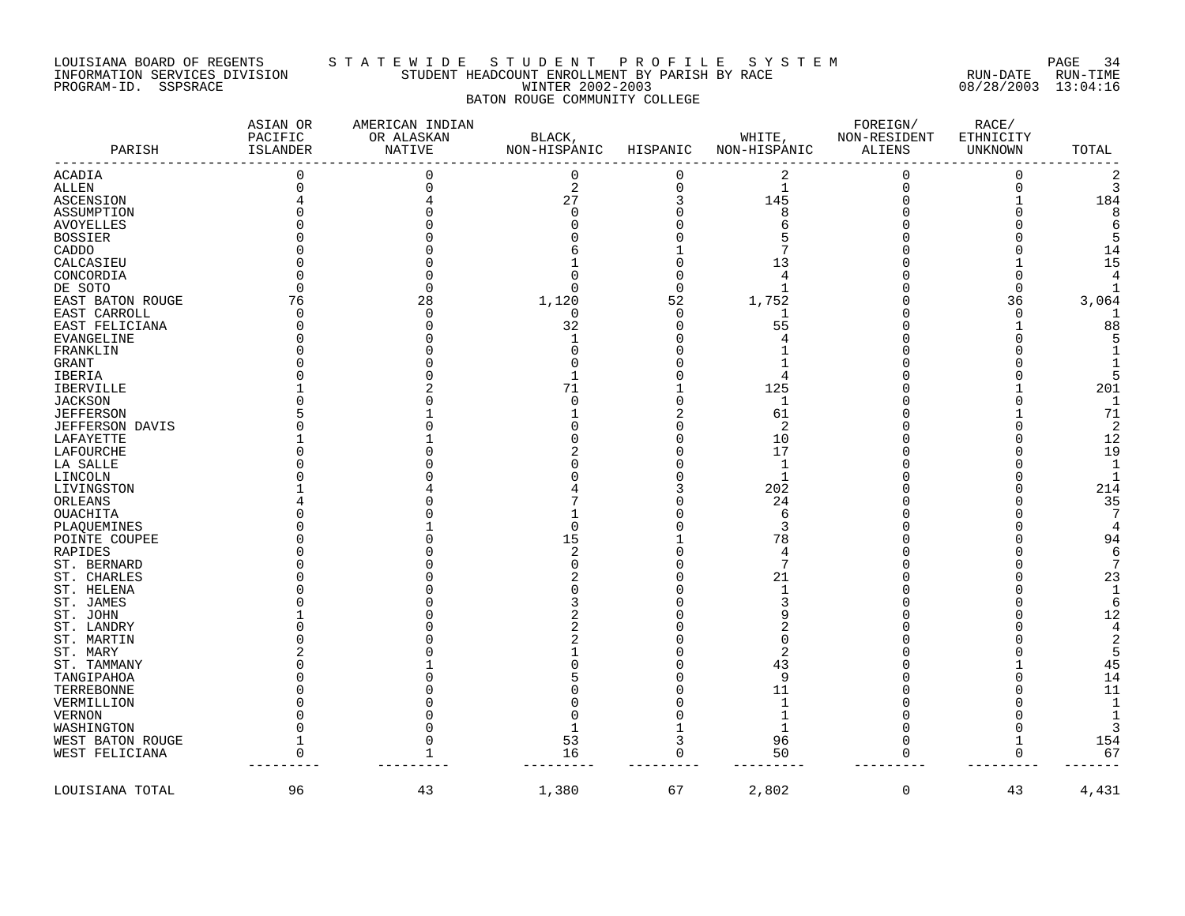LOUISIANA BOARD OF REGENTS — STATEWIDE STUDENT PROFILE SYSTEM
INFORMATION SERVICES DIVISION — STUDENT HEADCOUNT ENROLLMENT BY PARISH BY RACE — RUN-DATE 08/28/2003 RUN-TIME 13:04:16
PROGRAM-ID. SSPSRACE — WINTER 2002-2003

BATON ROUGE COMMUNITY COLLEGE

| PARISH | ASIAN OR PACIFIC ISLANDER | AMERICAN INDIAN OR ALASKAN NATIVE | BLACK, NON-HISPANIC | HISPANIC | WHITE, NON-HISPANIC | FOREIGN/ NON-RESIDENT ALIENS | RACE/ ETHNICITY UNKNOWN | TOTAL |
|---|---|---|---|---|---|---|---|---|
| ACADIA | 0 | 0 | 0 | 0 | 2 | 0 | 0 | 2 |
| ALLEN | 0 | 0 | 2 | 0 | 1 | 0 | 0 | 3 |
| ASCENSION | 4 | 4 | 27 | 3 | 145 | 0 | 1 | 184 |
| ASSUMPTION | 0 | 0 | 0 | 0 | 8 | 0 | 0 | 8 |
| AVOYELLES | 0 | 0 | 0 | 0 | 6 | 0 | 0 | 6 |
| BOSSIER | 0 | 0 | 0 | 0 | 5 | 0 | 0 | 5 |
| CADDO | 0 | 0 | 6 | 1 | 7 | 0 | 0 | 14 |
| CALCASIEU | 0 | 0 | 1 | 0 | 13 | 0 | 1 | 15 |
| CONCORDIA | 0 | 0 | 0 | 0 | 4 | 0 | 0 | 4 |
| DE SOTO | 0 | 0 | 0 | 0 | 1 | 0 | 0 | 1 |
| EAST BATON ROUGE | 76 | 28 | 1,120 | 52 | 1,752 | 0 | 36 | 3,064 |
| EAST CARROLL | 0 | 0 | 0 | 0 | 1 | 0 | 0 | 1 |
| EAST FELICIANA | 0 | 0 | 32 | 0 | 55 | 0 | 1 | 88 |
| EVANGELINE | 0 | 0 | 1 | 0 | 4 | 0 | 0 | 5 |
| FRANKLIN | 0 | 0 | 0 | 0 | 1 | 0 | 0 | 1 |
| GRANT | 0 | 0 | 0 | 0 | 1 | 0 | 0 | 1 |
| IBERIA | 0 | 0 | 1 | 0 | 4 | 0 | 0 | 5 |
| IBERVILLE | 1 | 2 | 71 | 1 | 125 | 0 | 1 | 201 |
| JACKSON | 0 | 0 | 0 | 0 | 1 | 0 | 0 | 1 |
| JEFFERSON | 5 | 1 | 1 | 2 | 61 | 0 | 1 | 71 |
| JEFFERSON DAVIS | 0 | 0 | 0 | 0 | 2 | 0 | 0 | 2 |
| LAFAYETTE | 1 | 1 | 0 | 0 | 10 | 0 | 0 | 12 |
| LAFOURCHE | 0 | 0 | 2 | 0 | 17 | 0 | 0 | 19 |
| LA SALLE | 0 | 0 | 0 | 0 | 1 | 0 | 0 | 1 |
| LINCOLN | 0 | 0 | 0 | 0 | 1 | 0 | 0 | 1 |
| LIVINGSTON | 1 | 4 | 4 | 3 | 202 | 0 | 0 | 214 |
| ORLEANS | 4 | 0 | 7 | 0 | 24 | 0 | 0 | 35 |
| OUACHITA | 0 | 0 | 1 | 0 | 6 | 0 | 0 | 7 |
| PLAQUEMINES | 0 | 1 | 0 | 0 | 3 | 0 | 0 | 4 |
| POINTE COUPEE | 0 | 0 | 15 | 1 | 78 | 0 | 0 | 94 |
| RAPIDES | 0 | 0 | 2 | 0 | 4 | 0 | 0 | 6 |
| ST. BERNARD | 0 | 0 | 0 | 0 | 7 | 0 | 0 | 7 |
| ST. CHARLES | 0 | 0 | 2 | 0 | 21 | 0 | 0 | 23 |
| ST. HELENA | 0 | 0 | 0 | 0 | 1 | 0 | 0 | 1 |
| ST. JAMES | 0 | 0 | 3 | 0 | 3 | 0 | 0 | 6 |
| ST. JOHN | 1 | 0 | 2 | 0 | 9 | 0 | 0 | 12 |
| ST. LANDRY | 0 | 0 | 2 | 0 | 2 | 0 | 0 | 4 |
| ST. MARTIN | 0 | 0 | 2 | 0 | 0 | 0 | 0 | 2 |
| ST. MARY | 2 | 0 | 1 | 0 | 2 | 0 | 0 | 5 |
| ST. TAMMANY | 0 | 1 | 0 | 0 | 43 | 0 | 1 | 45 |
| TANGIPAHOA | 0 | 0 | 5 | 0 | 9 | 0 | 0 | 14 |
| TERREBONNE | 0 | 0 | 0 | 0 | 11 | 0 | 0 | 11 |
| VERMILLION | 0 | 0 | 0 | 0 | 1 | 0 | 0 | 1 |
| VERNON | 0 | 0 | 0 | 0 | 1 | 0 | 0 | 1 |
| WASHINGTON | 0 | 0 | 1 | 1 | 1 | 0 | 0 | 3 |
| WEST BATON ROUGE | 1 | 0 | 53 | 3 | 96 | 0 | 1 | 154 |
| WEST FELICIANA | 0 | 1 | 16 | 0 | 50 | 0 | 0 | 67 |
| LOUISIANA TOTAL | 96 | 43 | 1,380 | 67 | 2,802 | 0 | 43 | 4,431 |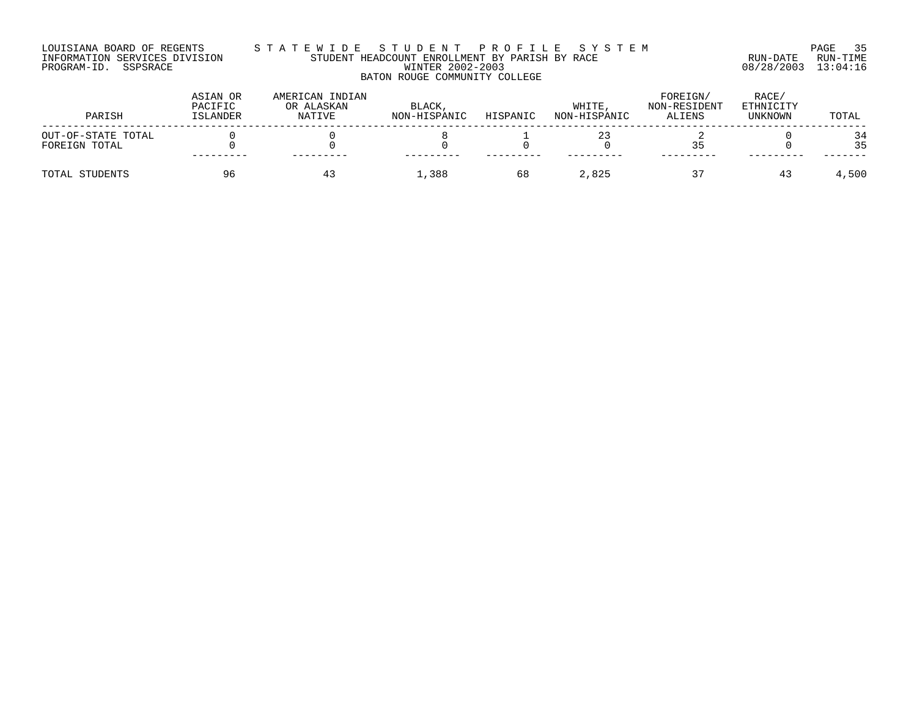LOUISIANA BOARD OF REGENTS — STATEWIDE STUDENT PROFILE SYSTEM
INFORMATION SERVICES DIVISION — STUDENT HEADCOUNT ENROLLMENT BY PARISH BY RACE — RUN-DATE 08/28/2003 RUN-TIME 13:04:16
PROGRAM-ID. SSPSRACE — WINTER 2002-2003
BATON ROUGE COMMUNITY COLLEGE

| PARISH | ASIAN OR PACIFIC ISLANDER | AMERICAN INDIAN OR ALASKAN NATIVE | BLACK, NON-HISPANIC | HISPANIC | WHITE, NON-HISPANIC | FOREIGN/ NON-RESIDENT ALIENS | RACE/ ETHNICITY UNKNOWN | TOTAL |
|---|---|---|---|---|---|---|---|---|
| OUT-OF-STATE TOTAL | 0 | 0 | 8 | 1 | 23 | 2 | 0 | 34 |
| FOREIGN TOTAL | 0 | 0 | 0 | 0 | 0 | 35 | 0 | 35 |
| TOTAL STUDENTS | 96 | 43 | 1,388 | 68 | 2,825 | 37 | 43 | 4,500 |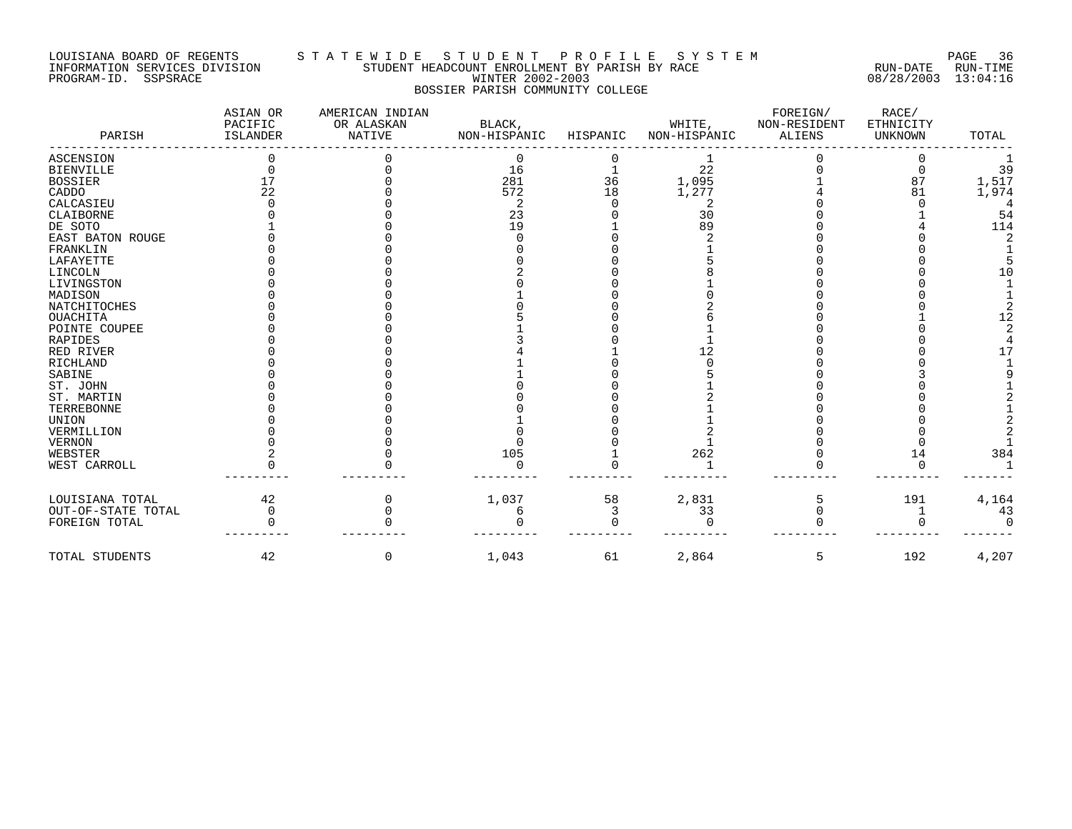LOUISIANA BOARD OF REGENTS
INFORMATION SERVICES DIVISION
PROGRAM-ID. SSPSRACE

S T A T E W I D E   S T U D E N T   P R O F I L E   S Y S T E M
STUDENT HEADCOUNT ENROLLMENT BY PARISH BY RACE
WINTER 2002-2003
BOSSIER PARISH COMMUNITY COLLEGE

RUN-DATE 08/28/2003 RUN-TIME 13:04:16

| PARISH | ASIAN OR PACIFIC ISLANDER | AMERICAN INDIAN OR ALASKAN NATIVE | BLACK, NON-HISPANIC | HISPANIC | WHITE, NON-HISPANIC | FOREIGN/ NON-RESIDENT ALIENS | RACE/ ETHNICITY UNKNOWN | TOTAL |
|---|---|---|---|---|---|---|---|---|
| ASCENSION | 0 | 0 | 0 | 0 | 1 | 0 | 0 | 1 |
| BIENVILLE | 0 | 0 | 16 | 1 | 22 | 0 | 0 | 39 |
| BOSSIER | 17 | 0 | 281 | 36 | 1,095 | 1 | 87 | 1,517 |
| CADDO | 22 | 0 | 572 | 18 | 1,277 | 4 | 81 | 1,974 |
| CALCASIEU | 0 | 0 | 2 | 0 | 2 | 0 | 0 | 4 |
| CLAIBORNE | 0 | 0 | 23 | 0 | 30 | 0 | 1 | 54 |
| DE SOTO | 1 | 0 | 19 | 1 | 89 | 0 | 4 | 114 |
| EAST BATON ROUGE | 0 | 0 | 0 | 0 | 2 | 0 | 0 | 2 |
| FRANKLIN | 0 | 0 | 0 | 0 | 1 | 0 | 0 | 1 |
| LAFAYETTE | 0 | 0 | 0 | 0 | 5 | 0 | 0 | 5 |
| LINCOLN | 0 | 0 | 2 | 0 | 8 | 0 | 0 | 10 |
| LIVINGSTON | 0 | 0 | 0 | 0 | 1 | 0 | 0 | 1 |
| MADISON | 0 | 0 | 1 | 0 | 0 | 0 | 0 | 1 |
| NATCHITOCHES | 0 | 0 | 0 | 0 | 2 | 0 | 0 | 2 |
| OUACHITA | 0 | 0 | 5 | 0 | 6 | 0 | 1 | 12 |
| POINTE COUPEE | 0 | 0 | 1 | 0 | 1 | 0 | 0 | 2 |
| RAPIDES | 0 | 0 | 3 | 0 | 1 | 0 | 0 | 4 |
| RED RIVER | 0 | 0 | 4 | 1 | 12 | 0 | 0 | 17 |
| RICHLAND | 0 | 0 | 1 | 0 | 0 | 0 | 0 | 1 |
| SABINE | 0 | 0 | 1 | 0 | 5 | 0 | 3 | 9 |
| ST. JOHN | 0 | 0 | 0 | 0 | 1 | 0 | 0 | 1 |
| ST. MARTIN | 0 | 0 | 0 | 0 | 2 | 0 | 0 | 2 |
| TERREBONNE | 0 | 0 | 0 | 0 | 1 | 0 | 0 | 1 |
| UNION | 0 | 0 | 1 | 0 | 1 | 0 | 0 | 2 |
| VERMILLION | 0 | 0 | 0 | 0 | 2 | 0 | 0 | 2 |
| VERNON | 0 | 0 | 0 | 0 | 1 | 0 | 0 | 1 |
| WEBSTER | 2 | 0 | 105 | 1 | 262 | 0 | 14 | 384 |
| WEST CARROLL | 0 | 0 | 0 | 0 | 1 | 0 | 0 | 1 |
| LOUISIANA TOTAL | 42 | 0 | 1,037 | 58 | 2,831 | 5 | 191 | 4,164 |
| OUT-OF-STATE TOTAL | 0 | 0 | 6 | 3 | 33 | 0 | 1 | 43 |
| FOREIGN TOTAL | 0 | 0 | 0 | 0 | 0 | 0 | 0 | 0 |
| TOTAL STUDENTS | 42 | 0 | 1,043 | 61 | 2,864 | 5 | 192 | 4,207 |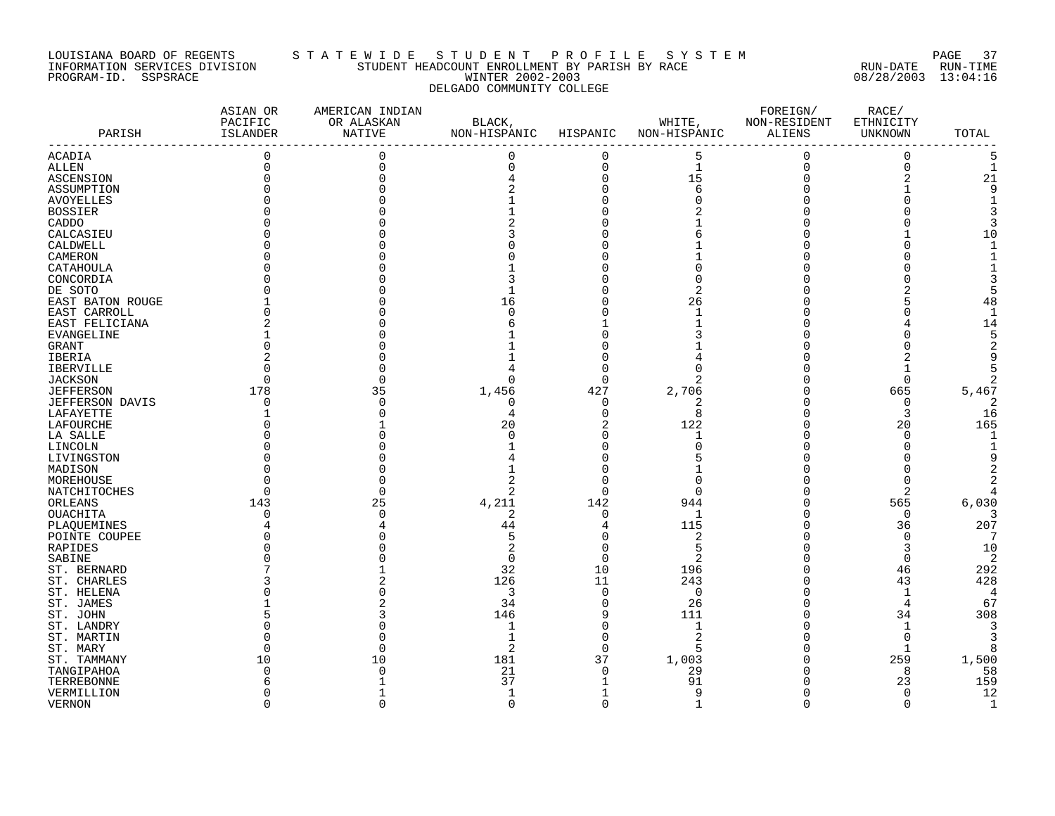LOUISIANA BOARD OF REGENTS
INFORMATION SERVICES DIVISION
PROGRAM-ID. SSPSRACE

# STATEWIDE STUDENT PROFILE SYSTEM

STUDENT HEADCOUNT ENROLLMENT BY PARISH BY RACE
WINTER 2002-2003
DELGADO COMMUNITY COLLEGE

RUN-DATE 08/28/2003 RUN-TIME 13:04:16

| PARISH | ASIAN OR PACIFIC ISLANDER | AMERICAN INDIAN OR ALASKAN NATIVE | BLACK, NON-HISPANIC | HISPANIC | WHITE, NON-HISPANIC | FOREIGN/ NON-RESIDENT ALIENS | RACE/ ETHNICITY UNKNOWN | TOTAL |
|---|---|---|---|---|---|---|---|---|
| ACADIA | 0 | 0 | 0 | 0 | 5 | 0 | 0 | 5 |
| ALLEN | 0 | 0 | 0 | 0 | 1 | 0 | 0 | 1 |
| ASCENSION | 0 | 0 | 4 | 0 | 15 | 0 | 2 | 21 |
| ASSUMPTION | 0 | 0 | 2 | 0 | 6 | 0 | 1 | 9 |
| AVOYELLES | 0 | 0 | 1 | 0 | 0 | 0 | 0 | 1 |
| BOSSIER | 0 | 0 | 1 | 0 | 2 | 0 | 0 | 3 |
| CADDO | 0 | 0 | 2 | 0 | 1 | 0 | 0 | 3 |
| CALCASIEU | 0 | 0 | 3 | 0 | 6 | 0 | 1 | 10 |
| CALDWELL | 0 | 0 | 0 | 0 | 1 | 0 | 0 | 1 |
| CAMERON | 0 | 0 | 0 | 0 | 1 | 0 | 0 | 1 |
| CATAHOULA | 0 | 0 | 1 | 0 | 0 | 0 | 0 | 1 |
| CONCORDIA | 0 | 0 | 3 | 0 | 0 | 0 | 0 | 3 |
| DE SOTO | 0 | 0 | 1 | 0 | 2 | 0 | 2 | 5 |
| EAST BATON ROUGE | 1 | 0 | 16 | 0 | 26 | 0 | 5 | 48 |
| EAST CARROLL | 0 | 0 | 0 | 0 | 1 | 0 | 0 | 1 |
| EAST FELICIANA | 2 | 0 | 6 | 1 | 1 | 0 | 4 | 14 |
| EVANGELINE | 1 | 0 | 1 | 0 | 3 | 0 | 0 | 5 |
| GRANT | 0 | 0 | 1 | 0 | 1 | 0 | 0 | 2 |
| IBERIA | 2 | 0 | 1 | 0 | 4 | 0 | 2 | 9 |
| IBERVILLE | 0 | 0 | 4 | 0 | 0 | 0 | 1 | 5 |
| JACKSON | 0 | 0 | 0 | 0 | 2 | 0 | 0 | 2 |
| JEFFERSON | 178 | 35 | 1,456 | 427 | 2,706 | 0 | 665 | 5,467 |
| JEFFERSON DAVIS | 0 | 0 | 0 | 0 | 2 | 0 | 0 | 2 |
| LAFAYETTE | 1 | 0 | 4 | 0 | 8 | 0 | 3 | 16 |
| LAFOURCHE | 0 | 1 | 20 | 2 | 122 | 0 | 20 | 165 |
| LA SALLE | 0 | 0 | 0 | 0 | 1 | 0 | 0 | 1 |
| LINCOLN | 0 | 0 | 1 | 0 | 0 | 0 | 0 | 1 |
| LIVINGSTON | 0 | 0 | 4 | 0 | 5 | 0 | 0 | 9 |
| MADISON | 0 | 0 | 1 | 0 | 1 | 0 | 0 | 2 |
| MOREHOUSE | 0 | 0 | 2 | 0 | 0 | 0 | 0 | 2 |
| NATCHITOCHES | 0 | 0 | 2 | 0 | 0 | 0 | 2 | 4 |
| ORLEANS | 143 | 25 | 4,211 | 142 | 944 | 0 | 565 | 6,030 |
| OUACHITA | 0 | 0 | 2 | 0 | 1 | 0 | 0 | 3 |
| PLAQUEMINES | 4 | 4 | 44 | 4 | 115 | 0 | 36 | 207 |
| POINTE COUPEE | 0 | 0 | 5 | 0 | 2 | 0 | 0 | 7 |
| RAPIDES | 0 | 0 | 2 | 0 | 5 | 0 | 3 | 10 |
| SABINE | 0 | 0 | 0 | 0 | 2 | 0 | 0 | 2 |
| ST. BERNARD | 7 | 1 | 32 | 10 | 196 | 0 | 46 | 292 |
| ST. CHARLES | 3 | 2 | 126 | 11 | 243 | 0 | 43 | 428 |
| ST. HELENA | 0 | 0 | 3 | 0 | 0 | 0 | 1 | 4 |
| ST. JAMES | 1 | 2 | 34 | 0 | 26 | 0 | 4 | 67 |
| ST. JOHN | 5 | 3 | 146 | 9 | 111 | 0 | 34 | 308 |
| ST. LANDRY | 0 | 0 | 1 | 0 | 1 | 0 | 1 | 3 |
| ST. MARTIN | 0 | 0 | 1 | 0 | 2 | 0 | 0 | 3 |
| ST. MARY | 0 | 0 | 2 | 0 | 5 | 0 | 1 | 8 |
| ST. TAMMANY | 10 | 10 | 181 | 37 | 1,003 | 0 | 259 | 1,500 |
| TANGIPAHOA | 0 | 0 | 21 | 0 | 29 | 0 | 8 | 58 |
| TERREBONNE | 6 | 1 | 37 | 1 | 91 | 0 | 23 | 159 |
| VERMILLION | 0 | 1 | 1 | 1 | 9 | 0 | 0 | 12 |
| VERNON | 0 | 0 | 0 | 0 | 1 | 0 | 0 | 1 |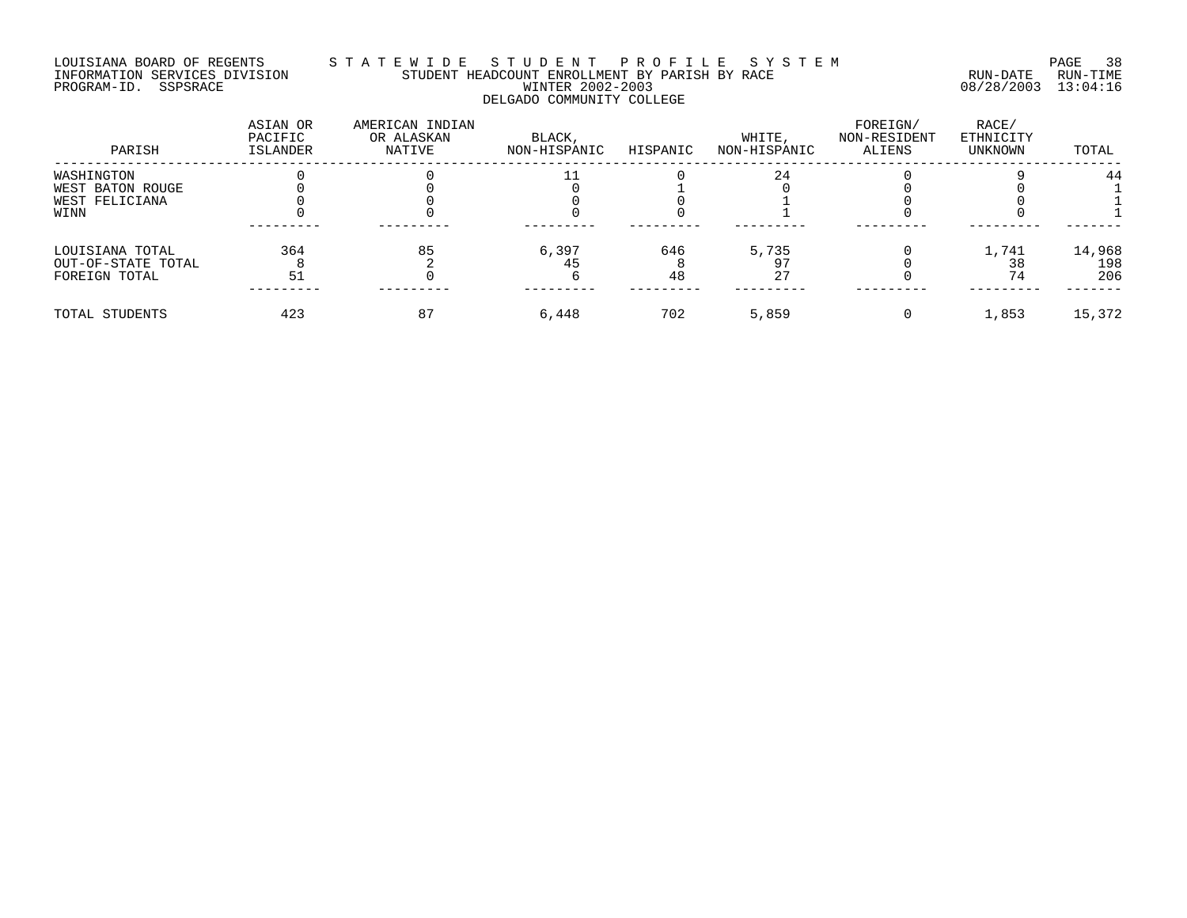LOUISIANA BOARD OF REGENTS — STATEWIDE STUDENT PROFILE SYSTEM
INFORMATION SERVICES DIVISION — STUDENT HEADCOUNT ENROLLMENT BY PARISH BY RACE — RUN-DATE 08/28/2003 RUN-TIME 13:04:16
PROGRAM-ID. SSPSRACE — WINTER 2002-2003

DELGADO COMMUNITY COLLEGE

| PARISH | ASIAN OR PACIFIC ISLANDER | AMERICAN INDIAN OR ALASKAN NATIVE | BLACK, NON-HISPANIC | HISPANIC | WHITE, NON-HISPANIC | FOREIGN/ NON-RESIDENT ALIENS | RACE/ ETHNICITY UNKNOWN | TOTAL |
|---|---|---|---|---|---|---|---|---|
| WASHINGTON | 0 | 0 | 11 | 0 | 24 | 0 | 9 | 44 |
| WEST BATON ROUGE | 0 | 0 | 0 | 1 | 0 | 0 | 0 | 1 |
| WEST FELICIANA | 0 | 0 | 0 | 0 | 1 | 0 | 0 | 1 |
| WINN | 0 | 0 | 0 | 0 | 1 | 0 | 0 | 1 |
| LOUISIANA TOTAL | 364 | 85 | 6,397 | 646 | 5,735 | 0 | 1,741 | 14,968 |
| OUT-OF-STATE TOTAL | 8 | 2 | 45 | 8 | 97 | 0 | 38 | 198 |
| FOREIGN TOTAL | 51 | 0 | 6 | 48 | 27 | 0 | 74 | 206 |
| TOTAL STUDENTS | 423 | 87 | 6,448 | 702 | 5,859 | 0 | 1,853 | 15,372 |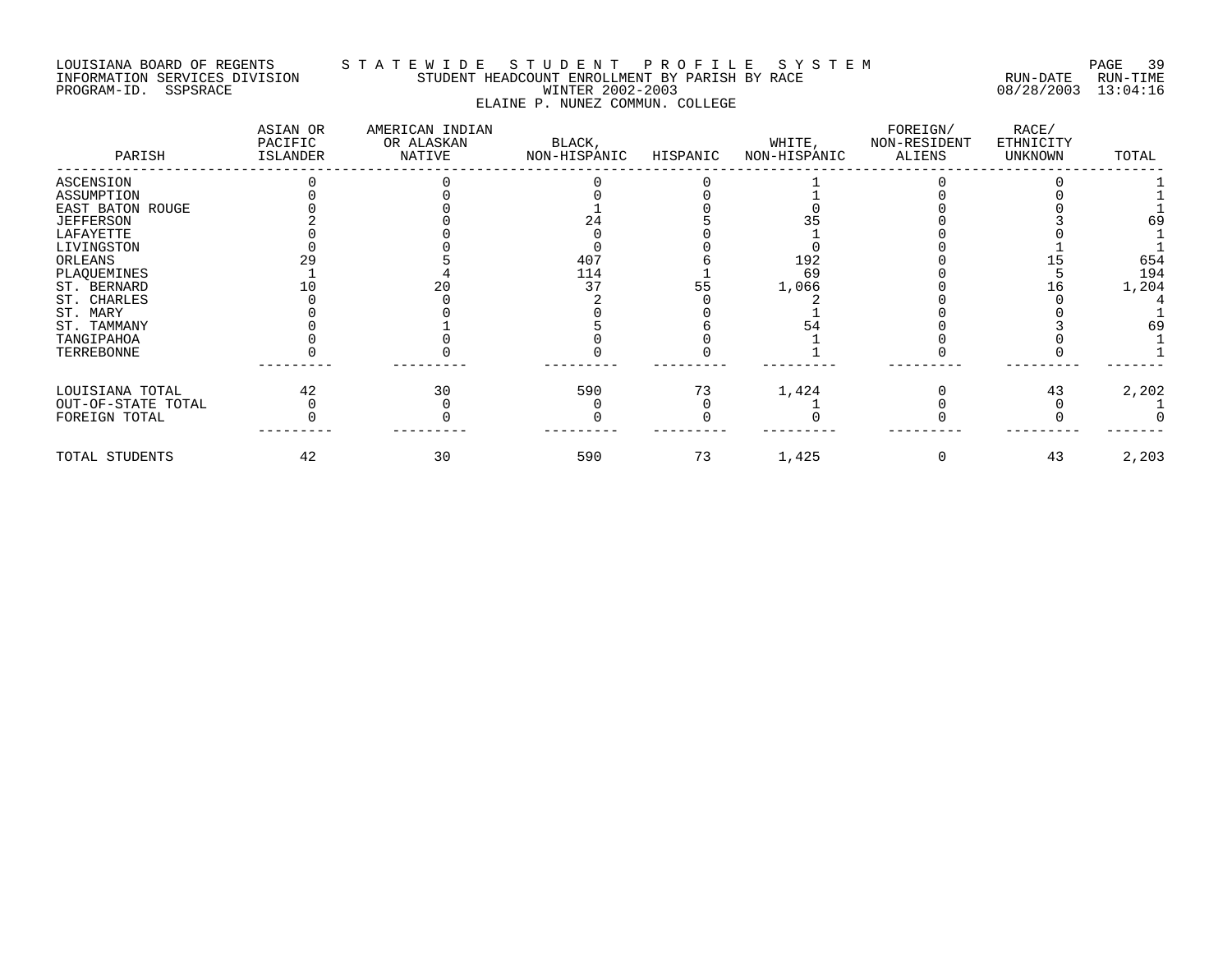LOUISIANA BOARD OF REGENTS — STATEWIDE STUDENT PROFILE SYSTEM
INFORMATION SERVICES DIVISION — STUDENT HEADCOUNT ENROLLMENT BY PARISH BY RACE — RUN-DATE 08/28/2003 RUN-TIME 13:04:16
PROGRAM-ID. SSPSRACE — WINTER 2002-2003

## ELAINE P. NUNEZ COMMUN. COLLEGE

| PARISH | ASIAN OR PACIFIC ISLANDER | AMERICAN INDIAN OR ALASKAN NATIVE | BLACK, NON-HISPANIC | HISPANIC | WHITE, NON-HISPANIC | FOREIGN/ NON-RESIDENT ALIENS | RACE/ ETHNICITY UNKNOWN | TOTAL |
|---|---|---|---|---|---|---|---|---|
| ASCENSION | 0 | 0 | 0 | 0 | 1 | 0 | 0 | 1 |
| ASSUMPTION | 0 | 0 | 0 | 0 | 1 | 0 | 0 | 1 |
| EAST BATON ROUGE | 0 | 0 | 1 | 0 | 0 | 0 | 0 | 1 |
| JEFFERSON | 2 | 0 | 24 | 5 | 35 | 0 | 3 | 69 |
| LAFAYETTE | 0 | 0 | 0 | 0 | 1 | 0 | 0 | 1 |
| LIVINGSTON | 0 | 0 | 0 | 0 | 0 | 0 | 1 | 1 |
| ORLEANS | 29 | 5 | 407 | 6 | 192 | 0 | 15 | 654 |
| PLAQUEMINES | 1 | 4 | 114 | 1 | 69 | 0 | 5 | 194 |
| ST. BERNARD | 10 | 20 | 37 | 55 | 1,066 | 0 | 16 | 1,204 |
| ST. CHARLES | 0 | 0 | 2 | 0 | 2 | 0 | 0 | 4 |
| ST. MARY | 0 | 0 | 0 | 0 | 1 | 0 | 0 | 1 |
| ST. TAMMANY | 0 | 1 | 5 | 6 | 54 | 0 | 3 | 69 |
| TANGIPAHOA | 0 | 0 | 0 | 0 | 1 | 0 | 0 | 1 |
| TERREBONNE | 0 | 0 | 0 | 0 | 1 | 0 | 0 | 1 |
| LOUISIANA TOTAL | 42 | 30 | 590 | 73 | 1,424 | 0 | 43 | 2,202 |
| OUT-OF-STATE TOTAL | 0 | 0 | 0 | 0 | 1 | 0 | 0 | 1 |
| FOREIGN TOTAL | 0 | 0 | 0 | 0 | 0 | 0 | 0 | 0 |
| TOTAL STUDENTS | 42 | 30 | 590 | 73 | 1,425 | 0 | 43 | 2,203 |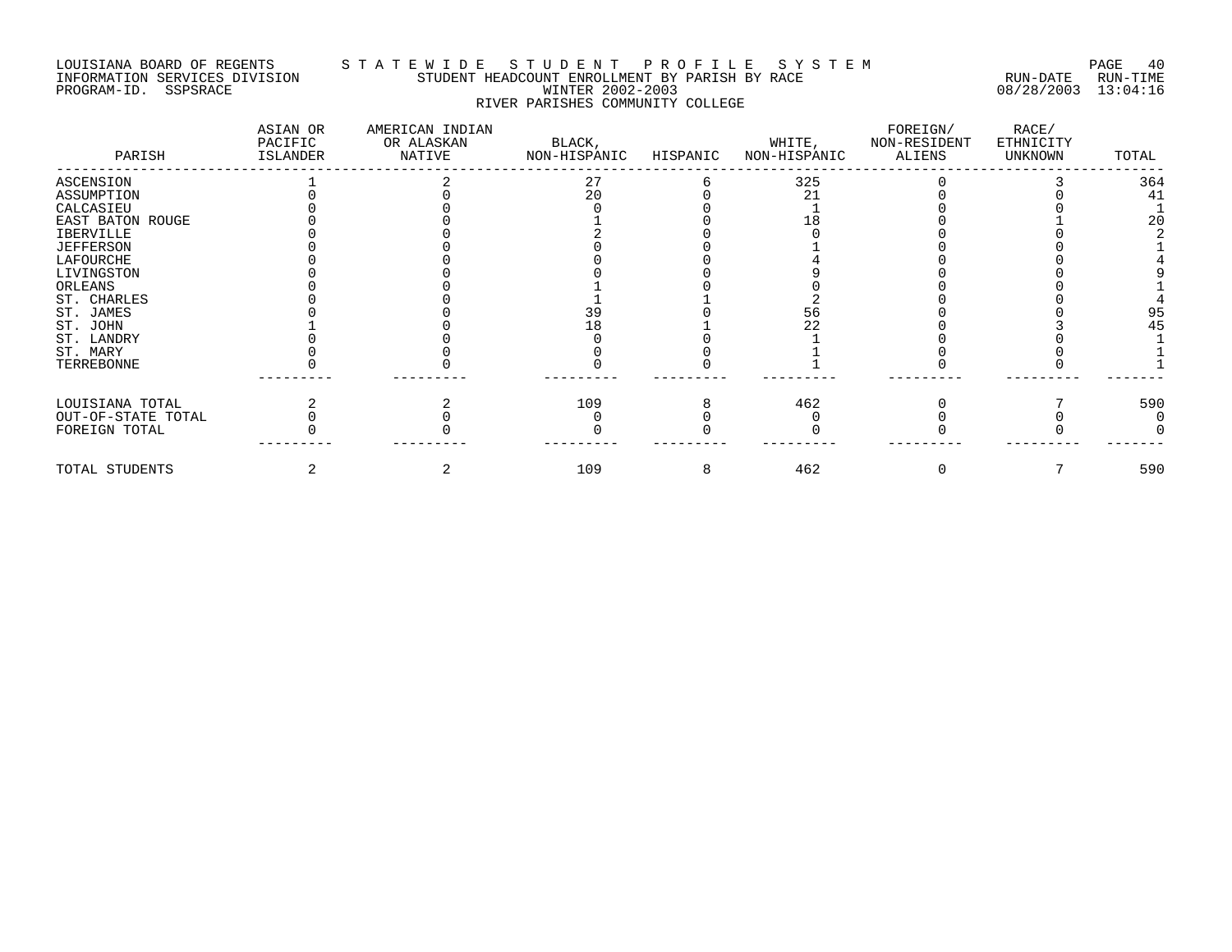LOUISIANA BOARD OF REGENTS — STATEWIDE STUDENT PROFILE SYSTEM
INFORMATION SERVICES DIVISION — STUDENT HEADCOUNT ENROLLMENT BY PARISH BY RACE — RUN-DATE 08/28/2003 RUN-TIME 13:04:16
PROGRAM-ID. SSPSRACE — WINTER 2002-2003

## RIVER PARISHES COMMUNITY COLLEGE

| PARISH | ASIAN OR PACIFIC ISLANDER | AMERICAN INDIAN OR ALASKAN NATIVE | BLACK, NON-HISPANIC | HISPANIC | WHITE, NON-HISPANIC | FOREIGN/ NON-RESIDENT ALIENS | RACE/ ETHNICITY UNKNOWN | TOTAL |
|---|---|---|---|---|---|---|---|---|
| ASCENSION | 1 | 2 | 27 | 6 | 325 | 0 | 3 | 364 |
| ASSUMPTION | 0 | 0 | 20 | 0 | 21 | 0 | 0 | 41 |
| CALCASIEU | 0 | 0 | 0 | 0 | 1 | 0 | 0 | 1 |
| EAST BATON ROUGE | 0 | 0 | 1 | 0 | 18 | 0 | 1 | 20 |
| IBERVILLE | 0 | 0 | 2 | 0 | 0 | 0 | 0 | 2 |
| JEFFERSON | 0 | 0 | 0 | 0 | 1 | 0 | 0 | 1 |
| LAFOURCHE | 0 | 0 | 0 | 0 | 4 | 0 | 0 | 4 |
| LIVINGSTON | 0 | 0 | 0 | 0 | 9 | 0 | 0 | 9 |
| ORLEANS | 0 | 0 | 1 | 0 | 0 | 0 | 0 | 1 |
| ST. CHARLES | 0 | 0 | 1 | 1 | 2 | 0 | 0 | 4 |
| ST. JAMES | 0 | 0 | 39 | 0 | 56 | 0 | 0 | 95 |
| ST. JOHN | 1 | 0 | 18 | 1 | 22 | 0 | 3 | 45 |
| ST. LANDRY | 0 | 0 | 0 | 0 | 1 | 0 | 0 | 1 |
| ST. MARY | 0 | 0 | 0 | 0 | 1 | 0 | 0 | 1 |
| TERREBONNE | 0 | 0 | 0 | 0 | 1 | 0 | 0 | 1 |
| LOUISIANA TOTAL | 2 | 2 | 109 | 8 | 462 | 0 | 7 | 590 |
| OUT-OF-STATE TOTAL | 0 | 0 | 0 | 0 | 0 | 0 | 0 | 0 |
| FOREIGN TOTAL | 0 | 0 | 0 | 0 | 0 | 0 | 0 | 0 |
| TOTAL STUDENTS | 2 | 2 | 109 | 8 | 462 | 0 | 7 | 590 |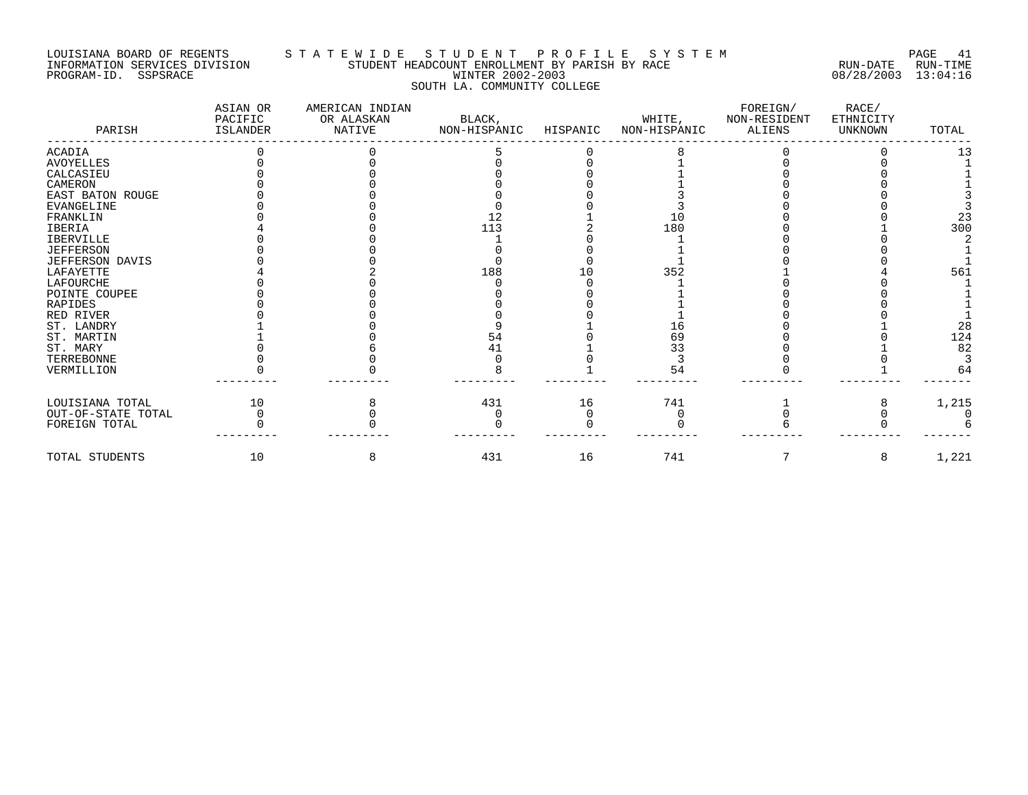LOUISIANA BOARD OF REGENTS — STATEWIDE STUDENT PROFILE SYSTEM
INFORMATION SERVICES DIVISION — STUDENT HEADCOUNT ENROLLMENT BY PARISH BY RACE — RUN-DATE 08/28/2003 RUN-TIME 13:04:16
PROGRAM-ID. SSPSRACE — WINTER 2002-2003

SOUTH LA. COMMUNITY COLLEGE

| PARISH | ASIAN OR PACIFIC ISLANDER | AMERICAN INDIAN OR ALASKAN NATIVE | BLACK, NON-HISPANIC | HISPANIC | WHITE, NON-HISPANIC | FOREIGN/ NON-RESIDENT ALIENS | RACE/ ETHNICITY UNKNOWN | TOTAL |
|---|---|---|---|---|---|---|---|---|
| ACADIA | 0 | 0 | 5 | 0 | 8 | 0 | 0 | 13 |
| AVOYELLES | 0 | 0 | 0 | 0 | 1 | 0 | 0 | 1 |
| CALCASIEU | 0 | 0 | 0 | 0 | 1 | 0 | 0 | 1 |
| CAMERON | 0 | 0 | 0 | 0 | 1 | 0 | 0 | 1 |
| EAST BATON ROUGE | 0 | 0 | 0 | 0 | 3 | 0 | 0 | 3 |
| EVANGELINE | 0 | 0 | 0 | 0 | 3 | 0 | 0 | 3 |
| FRANKLIN | 0 | 0 | 12 | 1 | 10 | 0 | 0 | 23 |
| IBERIA | 4 | 0 | 113 | 2 | 180 | 0 | 1 | 300 |
| IBERVILLE | 0 | 0 | 1 | 0 | 1 | 0 | 0 | 2 |
| JEFFERSON | 0 | 0 | 0 | 0 | 1 | 0 | 0 | 1 |
| JEFFERSON DAVIS | 0 | 0 | 0 | 0 | 1 | 0 | 0 | 1 |
| LAFAYETTE | 4 | 2 | 188 | 10 | 352 | 1 | 4 | 561 |
| LAFOURCHE | 0 | 0 | 0 | 0 | 1 | 0 | 0 | 1 |
| POINTE COUPEE | 0 | 0 | 0 | 0 | 1 | 0 | 0 | 1 |
| RAPIDES | 0 | 0 | 0 | 0 | 1 | 0 | 0 | 1 |
| RED RIVER | 0 | 0 | 0 | 0 | 1 | 0 | 0 | 1 |
| ST. LANDRY | 1 | 0 | 9 | 1 | 16 | 0 | 1 | 28 |
| ST. MARTIN | 1 | 0 | 54 | 0 | 69 | 0 | 0 | 124 |
| ST. MARY | 0 | 6 | 41 | 1 | 33 | 0 | 1 | 82 |
| TERREBONNE | 0 | 0 | 0 | 0 | 3 | 0 | 0 | 3 |
| VERMILLION | 0 | 0 | 8 | 1 | 54 | 0 | 1 | 64 |
| LOUISIANA TOTAL | 10 | 8 | 431 | 16 | 741 | 1 | 8 | 1,215 |
| OUT-OF-STATE TOTAL | 0 | 0 | 0 | 0 | 0 | 0 | 0 | 0 |
| FOREIGN TOTAL | 0 | 0 | 0 | 0 | 0 | 6 | 0 | 6 |
| TOTAL STUDENTS | 10 | 8 | 431 | 16 | 741 | 7 | 8 | 1,221 |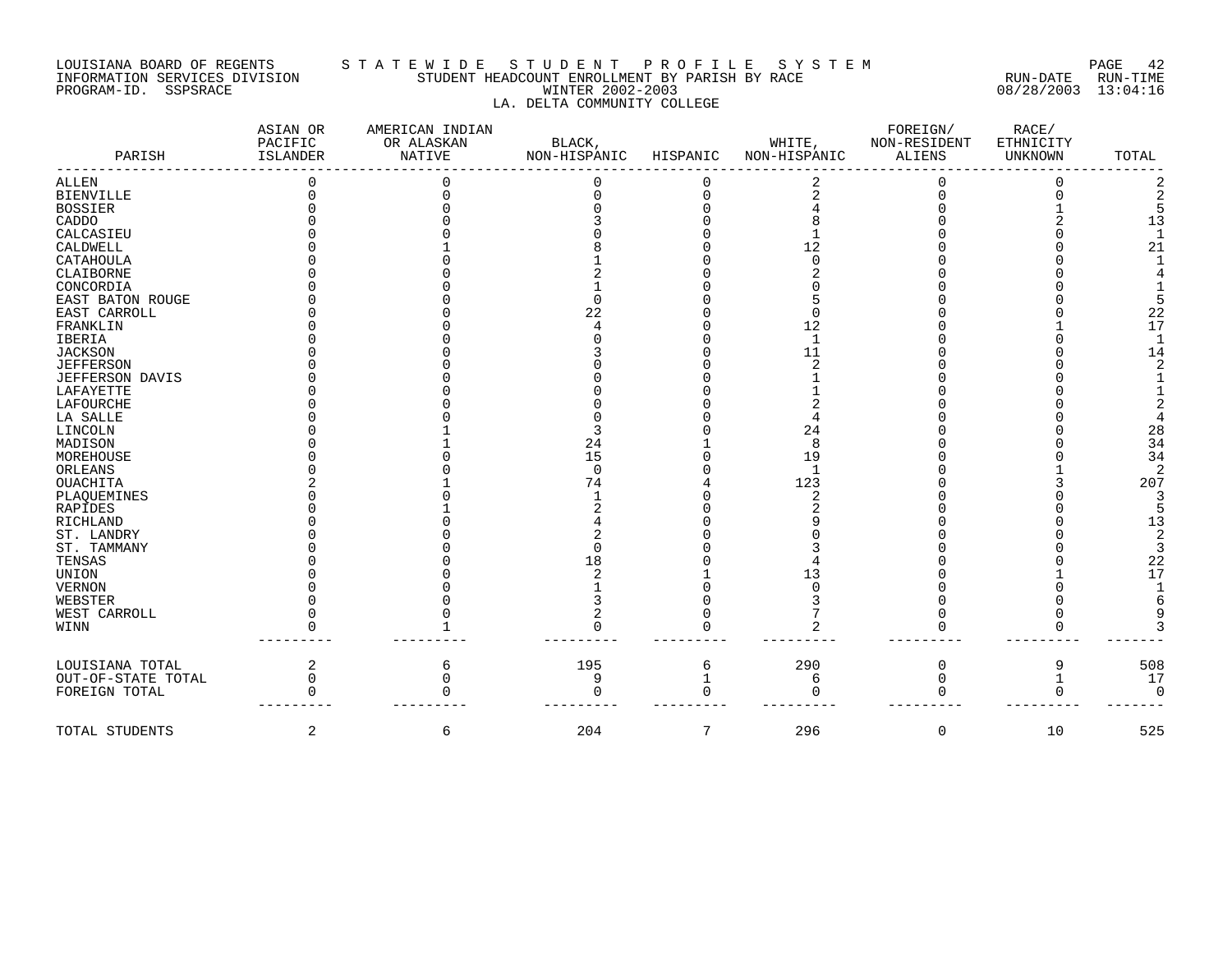LOUISIANA BOARD OF REGENTS — STATEWIDE STUDENT PROFILE SYSTEM
INFORMATION SERVICES DIVISION — STUDENT HEADCOUNT ENROLLMENT BY PARISH BY RACE — RUN-DATE 08/28/2003 RUN-TIME 13:04:16
PROGRAM-ID. SSPSRACE — WINTER 2002-2003

LA. DELTA COMMUNITY COLLEGE

| PARISH | ASIAN OR PACIFIC ISLANDER | AMERICAN INDIAN OR ALASKAN NATIVE | BLACK, NON-HISPANIC | HISPANIC | WHITE, NON-HISPANIC | FOREIGN/ NON-RESIDENT ALIENS | RACE/ ETHNICITY UNKNOWN | TOTAL |
|---|---|---|---|---|---|---|---|---|
| ALLEN | 0 | 0 | 0 | 0 | 2 | 0 | 0 | 2 |
| BIENVILLE | 0 | 0 | 0 | 0 | 2 | 0 | 0 | 2 |
| BOSSIER | 0 | 0 | 0 | 0 | 4 | 0 | 1 | 5 |
| CADDO | 0 | 0 | 3 | 0 | 8 | 0 | 2 | 13 |
| CALCASIEU | 0 | 0 | 0 | 0 | 1 | 0 | 0 | 1 |
| CALDWELL | 0 | 1 | 8 | 0 | 12 | 0 | 0 | 21 |
| CATAHOULA | 0 | 0 | 1 | 0 | 0 | 0 | 0 | 1 |
| CLAIBORNE | 0 | 0 | 2 | 0 | 2 | 0 | 0 | 4 |
| CONCORDIA | 0 | 0 | 1 | 0 | 0 | 0 | 0 | 1 |
| EAST BATON ROUGE | 0 | 0 | 0 | 0 | 5 | 0 | 0 | 5 |
| EAST CARROLL | 0 | 0 | 22 | 0 | 0 | 0 | 0 | 22 |
| FRANKLIN | 0 | 0 | 4 | 0 | 12 | 0 | 1 | 17 |
| IBERIA | 0 | 0 | 0 | 0 | 1 | 0 | 0 | 1 |
| JACKSON | 0 | 0 | 3 | 0 | 11 | 0 | 0 | 14 |
| JEFFERSON | 0 | 0 | 0 | 0 | 2 | 0 | 0 | 2 |
| JEFFERSON DAVIS | 0 | 0 | 0 | 0 | 1 | 0 | 0 | 1 |
| LAFAYETTE | 0 | 0 | 0 | 0 | 1 | 0 | 0 | 1 |
| LAFOURCHE | 0 | 0 | 0 | 0 | 2 | 0 | 0 | 2 |
| LA SALLE | 0 | 0 | 0 | 0 | 4 | 0 | 0 | 4 |
| LINCOLN | 0 | 1 | 3 | 0 | 24 | 0 | 0 | 28 |
| MADISON | 0 | 1 | 24 | 1 | 8 | 0 | 0 | 34 |
| MOREHOUSE | 0 | 0 | 15 | 0 | 19 | 0 | 0 | 34 |
| ORLEANS | 0 | 0 | 0 | 0 | 1 | 0 | 1 | 2 |
| OUACHITA | 2 | 1 | 74 | 4 | 123 | 0 | 3 | 207 |
| PLAQUEMINES | 0 | 0 | 1 | 0 | 2 | 0 | 0 | 3 |
| RAPIDES | 0 | 1 | 2 | 0 | 2 | 0 | 0 | 5 |
| RICHLAND | 0 | 0 | 4 | 0 | 9 | 0 | 0 | 13 |
| ST. LANDRY | 0 | 0 | 2 | 0 | 0 | 0 | 0 | 2 |
| ST. TAMMANY | 0 | 0 | 0 | 0 | 3 | 0 | 0 | 3 |
| TENSAS | 0 | 0 | 18 | 0 | 4 | 0 | 0 | 22 |
| UNION | 0 | 0 | 2 | 1 | 13 | 0 | 1 | 17 |
| VERNON | 0 | 0 | 1 | 0 | 0 | 0 | 0 | 1 |
| WEBSTER | 0 | 0 | 3 | 0 | 3 | 0 | 0 | 6 |
| WEST CARROLL | 0 | 0 | 2 | 0 | 7 | 0 | 0 | 9 |
| WINN | 0 | 1 | 0 | 0 | 2 | 0 | 0 | 3 |
| LOUISIANA TOTAL | 2 | 6 | 195 | 6 | 290 | 0 | 9 | 508 |
| OUT-OF-STATE TOTAL | 0 | 0 | 9 | 1 | 6 | 0 | 1 | 17 |
| FOREIGN TOTAL | 0 | 0 | 0 | 0 | 0 | 0 | 0 | 0 |
| TOTAL STUDENTS | 2 | 6 | 204 | 7 | 296 | 0 | 10 | 525 |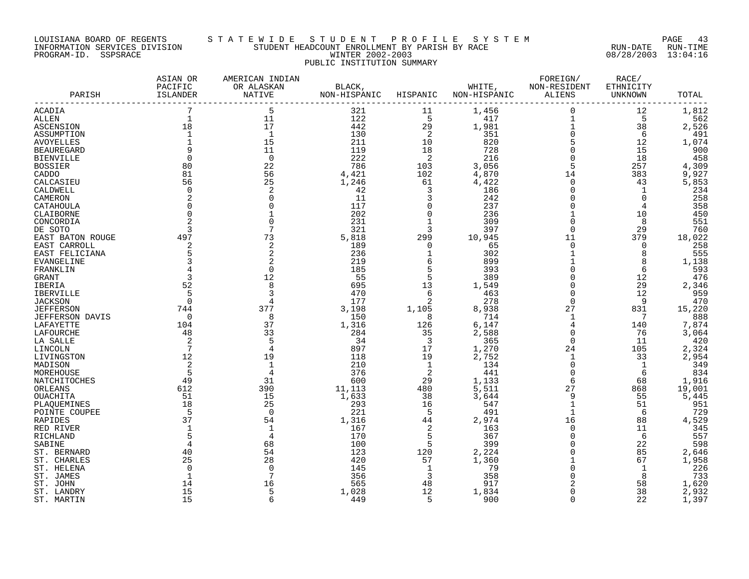LOUISIANA BOARD OF REGENTS — STATEWIDE STUDENT PROFILE SYSTEM
INFORMATION SERVICES DIVISION — STUDENT HEADCOUNT ENROLLMENT BY PARISH BY RACE — RUN-DATE 08/28/2003 RUN-TIME 13:04:16
PROGRAM-ID. SSPSRACE — WINTER 2002-2003

PUBLIC INSTITUTION SUMMARY

| PARISH | ASIAN OR PACIFIC ISLANDER | AMERICAN INDIAN OR ALASKAN NATIVE | BLACK, NON-HISPANIC | HISPANIC | WHITE, NON-HISPANIC | FOREIGN/ NON-RESIDENT ALIENS | RACE/ ETHNICITY UNKNOWN | TOTAL |
|---|---|---|---|---|---|---|---|---|
| ACADIA | 7 | 5 | 321 | 11 | 1,456 | 0 | 12 | 1,812 |
| ALLEN | 1 | 11 | 122 | 5 | 417 | 1 | 5 | 562 |
| ASCENSION | 18 | 17 | 442 | 29 | 1,981 | 1 | 38 | 2,526 |
| ASSUMPTION | 1 | 1 | 130 | 2 | 351 | 0 | 6 | 491 |
| AVOYELLES | 1 | 15 | 211 | 10 | 820 | 5 | 12 | 1,074 |
| BEAUREGARD | 9 | 11 | 119 | 18 | 728 | 0 | 15 | 900 |
| BIENVILLE | 0 | 0 | 222 | 2 | 216 | 0 | 18 | 458 |
| BOSSIER | 80 | 22 | 786 | 103 | 3,056 | 5 | 257 | 4,309 |
| CADDO | 81 | 56 | 4,421 | 102 | 4,870 | 14 | 383 | 9,927 |
| CALCASIEU | 56 | 25 | 1,246 | 61 | 4,422 | 0 | 43 | 5,853 |
| CALDWELL | 0 | 2 | 42 | 3 | 186 | 0 | 1 | 234 |
| CAMERON | 2 | 0 | 11 | 3 | 242 | 0 | 0 | 258 |
| CATAHOULA | 0 | 0 | 117 | 0 | 237 | 0 | 4 | 358 |
| CLAIBORNE | 0 | 1 | 202 | 0 | 236 | 1 | 10 | 450 |
| CONCORDIA | 2 | 0 | 231 | 1 | 309 | 0 | 8 | 551 |
| DE SOTO | 3 | 7 | 321 | 3 | 397 | 0 | 29 | 760 |
| EAST BATON ROUGE | 497 | 73 | 5,818 | 299 | 10,945 | 11 | 379 | 18,022 |
| EAST CARROLL | 2 | 2 | 189 | 0 | 65 | 0 | 0 | 258 |
| EAST FELICIANA | 5 | 2 | 236 | 1 | 302 | 1 | 8 | 555 |
| EVANGELINE | 3 | 2 | 219 | 6 | 899 | 1 | 8 | 1,138 |
| FRANKLIN | 4 | 0 | 185 | 5 | 393 | 0 | 6 | 593 |
| GRANT | 3 | 12 | 55 | 5 | 389 | 0 | 12 | 476 |
| IBERIA | 52 | 8 | 695 | 13 | 1,549 | 0 | 29 | 2,346 |
| IBERVILLE | 5 | 3 | 470 | 6 | 463 | 0 | 12 | 959 |
| JACKSON | 0 | 4 | 177 | 2 | 278 | 0 | 9 | 470 |
| JEFFERSON | 744 | 377 | 3,198 | 1,105 | 8,938 | 27 | 831 | 15,220 |
| JEFFERSON DAVIS | 0 | 8 | 150 | 8 | 714 | 1 | 7 | 888 |
| LAFAYETTE | 104 | 37 | 1,316 | 126 | 6,147 | 4 | 140 | 7,874 |
| LAFOURCHE | 48 | 33 | 284 | 35 | 2,588 | 0 | 76 | 3,064 |
| LA SALLE | 2 | 5 | 34 | 3 | 365 | 0 | 11 | 420 |
| LINCOLN | 7 | 4 | 897 | 17 | 1,270 | 24 | 105 | 2,324 |
| LIVINGSTON | 12 | 19 | 118 | 19 | 2,752 | 1 | 33 | 2,954 |
| MADISON | 2 | 1 | 210 | 1 | 134 | 0 | 1 | 349 |
| MOREHOUSE | 5 | 4 | 376 | 2 | 441 | 0 | 6 | 834 |
| NATCHITOCHES | 49 | 31 | 600 | 29 | 1,133 | 6 | 68 | 1,916 |
| ORLEANS | 612 | 390 | 11,113 | 480 | 5,511 | 27 | 868 | 19,001 |
| OUACHITA | 51 | 15 | 1,633 | 38 | 3,644 | 9 | 55 | 5,445 |
| PLAQUEMINES | 18 | 25 | 293 | 16 | 547 | 1 | 51 | 951 |
| POINTE COUPEE | 5 | 0 | 221 | 5 | 491 | 1 | 6 | 729 |
| RAPIDES | 37 | 54 | 1,316 | 44 | 2,974 | 16 | 88 | 4,529 |
| RED RIVER | 1 | 1 | 167 | 2 | 163 | 0 | 11 | 345 |
| RICHLAND | 5 | 4 | 170 | 5 | 367 | 0 | 6 | 557 |
| SABINE | 4 | 68 | 100 | 5 | 399 | 0 | 22 | 598 |
| ST. BERNARD | 40 | 54 | 123 | 120 | 2,224 | 0 | 85 | 2,646 |
| ST. CHARLES | 25 | 28 | 420 | 57 | 1,360 | 1 | 67 | 1,958 |
| ST. HELENA | 0 | 0 | 145 | 1 | 79 | 0 | 1 | 226 |
| ST. JAMES | 1 | 7 | 356 | 3 | 358 | 0 | 8 | 733 |
| ST. JOHN | 14 | 16 | 565 | 48 | 917 | 2 | 58 | 1,620 |
| ST. LANDRY | 15 | 5 | 1,028 | 12 | 1,834 | 0 | 38 | 2,932 |
| ST. MARTIN | 15 | 6 | 449 | 5 | 900 | 0 | 22 | 1,397 |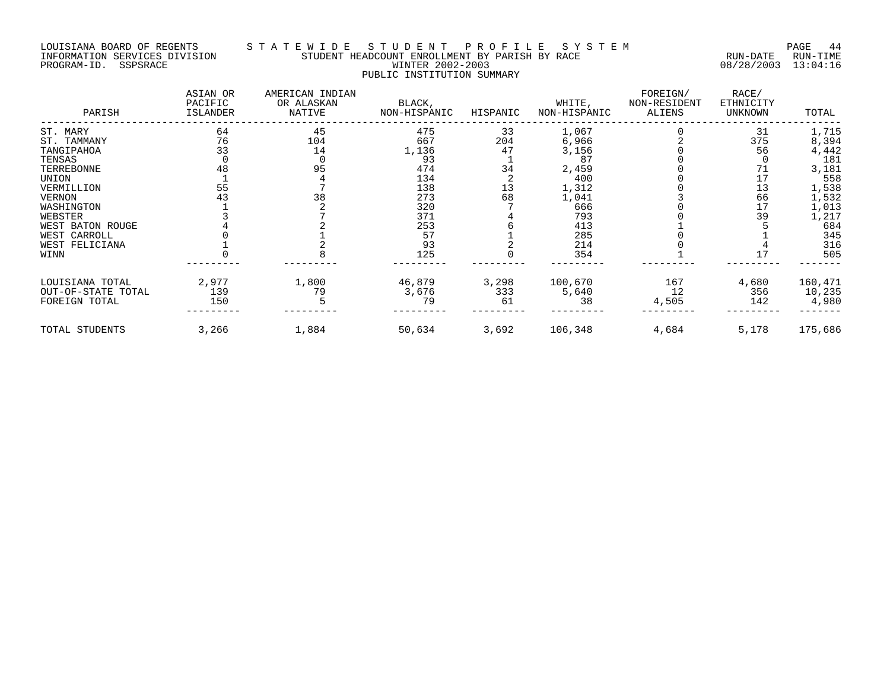LOUISIANA BOARD OF REGENTS — STATEWIDE STUDENT PROFILE SYSTEM
INFORMATION SERVICES DIVISION — STUDENT HEADCOUNT ENROLLMENT BY PARISH BY RACE — RUN-DATE 08/28/2003 RUN-TIME 13:04:16
PROGRAM-ID. SSPSRACE — WINTER 2002-2003

PUBLIC INSTITUTION SUMMARY

| PARISH | ASIAN OR PACIFIC ISLANDER | AMERICAN INDIAN OR ALASKAN NATIVE | BLACK, NON-HISPANIC | HISPANIC | WHITE, NON-HISPANIC | FOREIGN/ NON-RESIDENT ALIENS | RACE/ ETHNICITY UNKNOWN | TOTAL |
|---|---|---|---|---|---|---|---|---|
| ST. MARY | 64 | 45 | 475 | 33 | 1,067 | 0 | 31 | 1,715 |
| ST. TAMMANY | 76 | 104 | 667 | 204 | 6,966 | 2 | 375 | 8,394 |
| TANGIPAHOA | 33 | 14 | 1,136 | 47 | 3,156 | 0 | 56 | 4,442 |
| TENSAS | 0 | 0 | 93 | 1 | 87 | 0 | 0 | 181 |
| TERREBONNE | 48 | 95 | 474 | 34 | 2,459 | 0 | 71 | 3,181 |
| UNION | 1 | 4 | 134 | 2 | 400 | 0 | 17 | 558 |
| VERMILLION | 55 | 7 | 138 | 13 | 1,312 | 0 | 13 | 1,538 |
| VERNON | 43 | 38 | 273 | 68 | 1,041 | 3 | 66 | 1,532 |
| WASHINGTON | 1 | 2 | 320 | 7 | 666 | 0 | 17 | 1,013 |
| WEBSTER | 3 | 7 | 371 | 4 | 793 | 0 | 39 | 1,217 |
| WEST BATON ROUGE | 4 | 2 | 253 | 6 | 413 | 1 | 5 | 684 |
| WEST CARROLL | 0 | 1 | 57 | 1 | 285 | 0 | 1 | 345 |
| WEST FELICIANA | 1 | 2 | 93 | 2 | 214 | 0 | 4 | 316 |
| WINN | 0 | 8 | 125 | 0 | 354 | 1 | 17 | 505 |
| LOUISIANA TOTAL | 2,977 | 1,800 | 46,879 | 3,298 | 100,670 | 167 | 4,680 | 160,471 |
| OUT-OF-STATE TOTAL | 139 | 79 | 3,676 | 333 | 5,640 | 12 | 356 | 10,235 |
| FOREIGN TOTAL | 150 | 5 | 79 | 61 | 38 | 4,505 | 142 | 4,980 |
| TOTAL STUDENTS | 3,266 | 1,884 | 50,634 | 3,692 | 106,348 | 4,684 | 5,178 | 175,686 |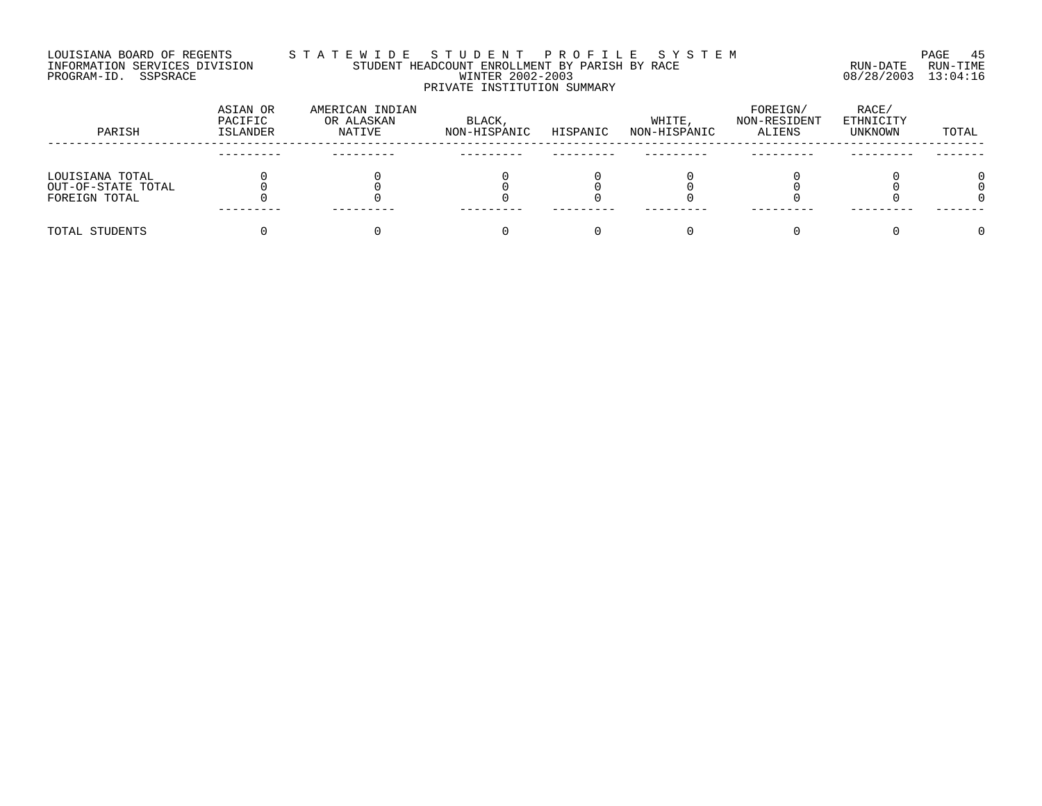LOUISIANA BOARD OF REGENTS — STATEWIDE STUDENT PROFILE SYSTEM
INFORMATION SERVICES DIVISION — STUDENT HEADCOUNT ENROLLMENT BY PARISH BY RACE
PROGRAM-ID. SSPSRACE — WINTER 2002-2003 — RUN-DATE 08/28/2003 RUN-TIME 13:04:16

PRIVATE INSTITUTION SUMMARY

| PARISH | ASIAN OR PACIFIC ISLANDER | AMERICAN INDIAN OR ALASKAN NATIVE | BLACK, NON-HISPANIC | HISPANIC | WHITE, NON-HISPANIC | FOREIGN/ NON-RESIDENT ALIENS | RACE/ ETHNICITY UNKNOWN | TOTAL |
|---|---|---|---|---|---|---|---|---|
| LOUISIANA TOTAL | 0 | 0 | 0 | 0 | 0 | 0 | 0 | 0 |
| OUT-OF-STATE TOTAL | 0 | 0 | 0 | 0 | 0 | 0 | 0 | 0 |
| FOREIGN TOTAL | 0 | 0 | 0 | 0 | 0 | 0 | 0 | 0 |
| TOTAL STUDENTS | 0 | 0 | 0 | 0 | 0 | 0 | 0 | 0 |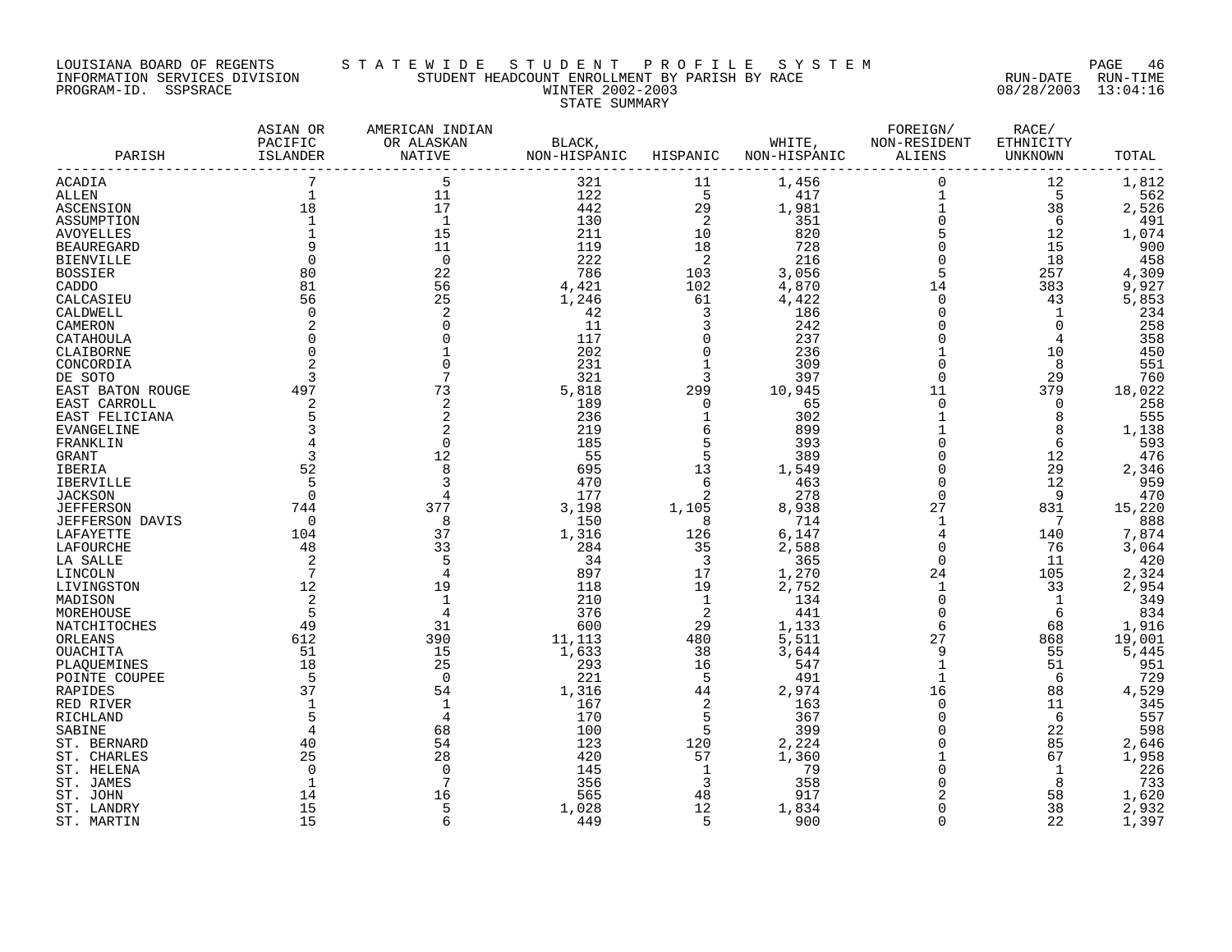LOUISIANA BOARD OF REGENTS — STATEWIDE STUDENT PROFILE SYSTEM
INFORMATION SERVICES DIVISION — STUDENT HEADCOUNT ENROLLMENT BY PARISH BY RACE — RUN-DATE 08/28/2003 RUN-TIME 13:04:16
PROGRAM-ID. SSPSRACE — WINTER 2002-2003

STATE SUMMARY

| PARISH | ASIAN OR PACIFIC ISLANDER | AMERICAN INDIAN OR ALASKAN NATIVE | BLACK, NON-HISPANIC | HISPANIC | WHITE, NON-HISPANIC | FOREIGN/ NON-RESIDENT ALIENS | RACE/ ETHNICITY UNKNOWN | TOTAL |
|---|---|---|---|---|---|---|---|---|
| ACADIA | 7 | 5 | 321 | 11 | 1,456 | 0 | 12 | 1,812 |
| ALLEN | 1 | 11 | 122 | 5 | 417 | 1 | 5 | 562 |
| ASCENSION | 18 | 17 | 442 | 29 | 1,981 | 1 | 38 | 2,526 |
| ASSUMPTION | 1 | 1 | 130 | 2 | 351 | 0 | 6 | 491 |
| AVOYELLES | 1 | 15 | 211 | 10 | 820 | 5 | 12 | 1,074 |
| BEAUREGARD | 9 | 11 | 119 | 18 | 728 | 0 | 15 | 900 |
| BIENVILLE | 0 | 0 | 222 | 2 | 216 | 0 | 18 | 458 |
| BOSSIER | 80 | 22 | 786 | 103 | 3,056 | 5 | 257 | 4,309 |
| CADDO | 81 | 56 | 4,421 | 102 | 4,870 | 14 | 383 | 9,927 |
| CALCASIEU | 56 | 25 | 1,246 | 61 | 4,422 | 0 | 43 | 5,853 |
| CALDWELL | 0 | 2 | 42 | 3 | 186 | 0 | 1 | 234 |
| CAMERON | 2 | 0 | 11 | 3 | 242 | 0 | 0 | 258 |
| CATAHOULA | 0 | 0 | 117 | 0 | 237 | 0 | 4 | 358 |
| CLAIBORNE | 0 | 1 | 202 | 0 | 236 | 1 | 10 | 450 |
| CONCORDIA | 2 | 0 | 231 | 1 | 309 | 0 | 8 | 551 |
| DE SOTO | 3 | 7 | 321 | 3 | 397 | 0 | 29 | 760 |
| EAST BATON ROUGE | 497 | 73 | 5,818 | 299 | 10,945 | 11 | 379 | 18,022 |
| EAST CARROLL | 2 | 2 | 189 | 0 | 65 | 0 | 0 | 258 |
| EAST FELICIANA | 5 | 2 | 236 | 1 | 302 | 1 | 8 | 555 |
| EVANGELINE | 3 | 2 | 219 | 6 | 899 | 1 | 8 | 1,138 |
| FRANKLIN | 4 | 0 | 185 | 5 | 393 | 0 | 6 | 593 |
| GRANT | 3 | 12 | 55 | 5 | 389 | 0 | 12 | 476 |
| IBERIA | 52 | 8 | 695 | 13 | 1,549 | 0 | 29 | 2,346 |
| IBERVILLE | 5 | 3 | 470 | 6 | 463 | 0 | 12 | 959 |
| JACKSON | 0 | 4 | 177 | 2 | 278 | 0 | 9 | 470 |
| JEFFERSON | 744 | 377 | 3,198 | 1,105 | 8,938 | 27 | 831 | 15,220 |
| JEFFERSON DAVIS | 0 | 8 | 150 | 8 | 714 | 1 | 7 | 888 |
| LAFAYETTE | 104 | 37 | 1,316 | 126 | 6,147 | 4 | 140 | 7,874 |
| LAFOURCHE | 48 | 33 | 284 | 35 | 2,588 | 0 | 76 | 3,064 |
| LA SALLE | 2 | 5 | 34 | 3 | 365 | 0 | 11 | 420 |
| LINCOLN | 7 | 4 | 897 | 17 | 1,270 | 24 | 105 | 2,324 |
| LIVINGSTON | 12 | 19 | 118 | 19 | 2,752 | 1 | 33 | 2,954 |
| MADISON | 2 | 1 | 210 | 1 | 134 | 0 | 1 | 349 |
| MOREHOUSE | 5 | 4 | 376 | 2 | 441 | 0 | 6 | 834 |
| NATCHITOCHES | 49 | 31 | 600 | 29 | 1,133 | 6 | 68 | 1,916 |
| ORLEANS | 612 | 390 | 11,113 | 480 | 5,511 | 27 | 868 | 19,001 |
| OUACHITA | 51 | 15 | 1,633 | 38 | 3,644 | 9 | 55 | 5,445 |
| PLAQUEMINES | 18 | 25 | 293 | 16 | 547 | 1 | 51 | 951 |
| POINTE COUPEE | 5 | 0 | 221 | 5 | 491 | 1 | 6 | 729 |
| RAPIDES | 37 | 54 | 1,316 | 44 | 2,974 | 16 | 88 | 4,529 |
| RED RIVER | 1 | 1 | 167 | 2 | 163 | 0 | 11 | 345 |
| RICHLAND | 5 | 4 | 170 | 5 | 367 | 0 | 6 | 557 |
| SABINE | 4 | 68 | 100 | 5 | 399 | 0 | 22 | 598 |
| ST. BERNARD | 40 | 54 | 123 | 120 | 2,224 | 0 | 85 | 2,646 |
| ST. CHARLES | 25 | 28 | 420 | 57 | 1,360 | 1 | 67 | 1,958 |
| ST. HELENA | 0 | 0 | 145 | 1 | 79 | 0 | 1 | 226 |
| ST. JAMES | 1 | 7 | 356 | 3 | 358 | 0 | 8 | 733 |
| ST. JOHN | 14 | 16 | 565 | 48 | 917 | 2 | 58 | 1,620 |
| ST. LANDRY | 15 | 5 | 1,028 | 12 | 1,834 | 0 | 38 | 2,932 |
| ST. MARTIN | 15 | 6 | 449 | 5 | 900 | 0 | 22 | 1,397 |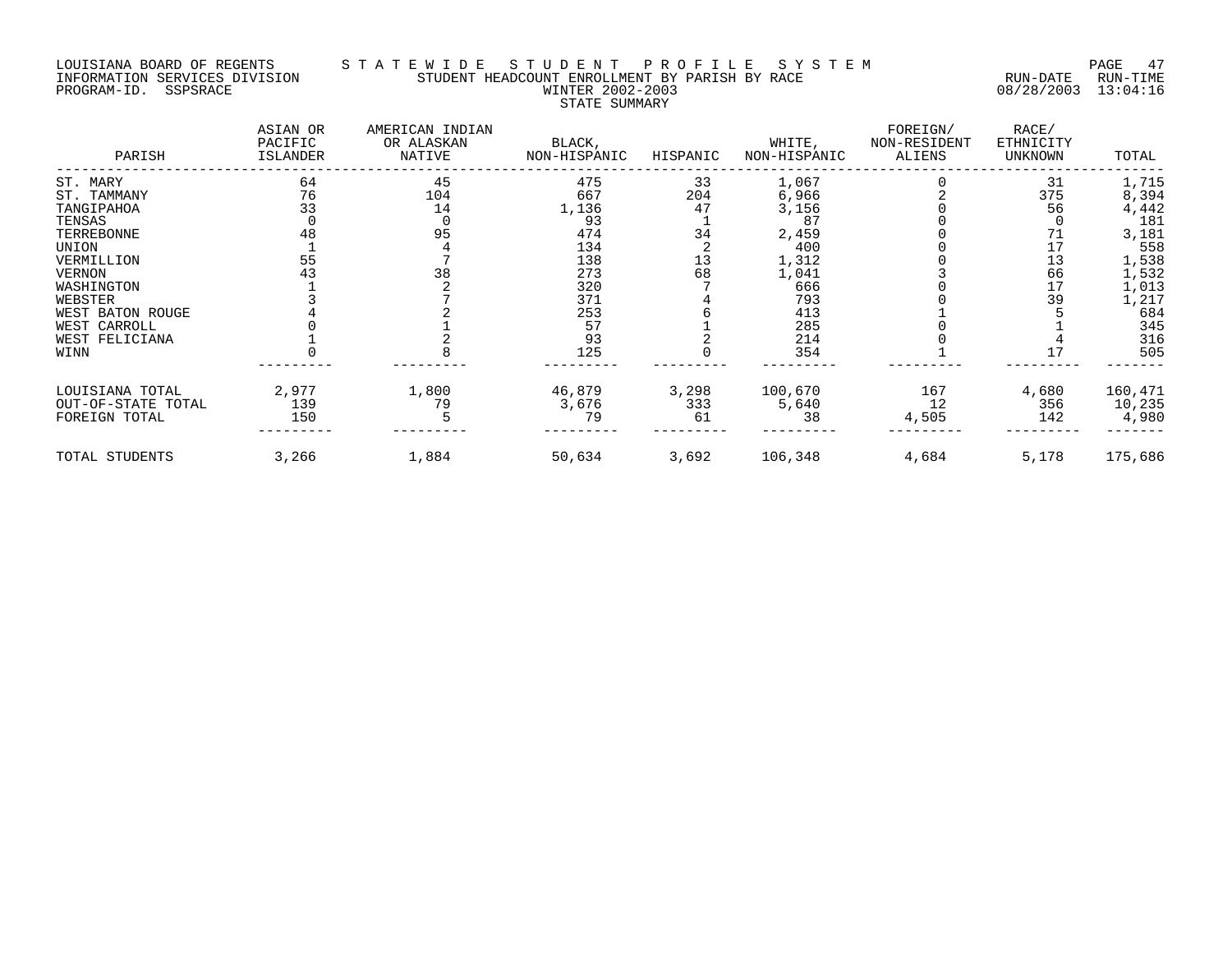LOUISIANA BOARD OF REGENTS — STATEWIDE STUDENT PROFILE SYSTEM
INFORMATION SERVICES DIVISION — STUDENT HEADCOUNT ENROLLMENT BY PARISH BY RACE — RUN-DATE 08/28/2003 RUN-TIME 13:04:16
PROGRAM-ID. SSPSRACE — WINTER 2002-2003

STATE SUMMARY

| PARISH | ASIAN OR PACIFIC ISLANDER | AMERICAN INDIAN OR ALASKAN NATIVE | BLACK, NON-HISPANIC | HISPANIC | WHITE, NON-HISPANIC | FOREIGN/ NON-RESIDENT ALIENS | RACE/ ETHNICITY UNKNOWN | TOTAL |
|---|---|---|---|---|---|---|---|---|
| ST. MARY | 64 | 45 | 475 | 33 | 1,067 | 0 | 31 | 1,715 |
| ST. TAMMANY | 76 | 104 | 667 | 204 | 6,966 | 2 | 375 | 8,394 |
| TANGIPAHOA | 33 | 14 | 1,136 | 47 | 3,156 | 0 | 56 | 4,442 |
| TENSAS | 0 | 0 | 93 | 1 | 87 | 0 | 0 | 181 |
| TERREBONNE | 48 | 95 | 474 | 34 | 2,459 | 0 | 71 | 3,181 |
| UNION | 1 | 4 | 134 | 2 | 400 | 0 | 17 | 558 |
| VERMILLION | 55 | 7 | 138 | 13 | 1,312 | 0 | 13 | 1,538 |
| VERNON | 43 | 38 | 273 | 68 | 1,041 | 3 | 66 | 1,532 |
| WASHINGTON | 1 | 2 | 320 | 7 | 666 | 0 | 17 | 1,013 |
| WEBSTER | 3 | 7 | 371 | 4 | 793 | 0 | 39 | 1,217 |
| WEST BATON ROUGE | 4 | 2 | 253 | 6 | 413 | 1 | 5 | 684 |
| WEST CARROLL | 0 | 1 | 57 | 1 | 285 | 0 | 1 | 345 |
| WEST FELICIANA | 1 | 2 | 93 | 2 | 214 | 0 | 4 | 316 |
| WINN | 0 | 8 | 125 | 0 | 354 | 1 | 17 | 505 |
| LOUISIANA TOTAL | 2,977 | 1,800 | 46,879 | 3,298 | 100,670 | 167 | 4,680 | 160,471 |
| OUT-OF-STATE TOTAL | 139 | 79 | 3,676 | 333 | 5,640 | 12 | 356 | 10,235 |
| FOREIGN TOTAL | 150 | 5 | 79 | 61 | 38 | 4,505 | 142 | 4,980 |
| TOTAL STUDENTS | 3,266 | 1,884 | 50,634 | 3,692 | 106,348 | 4,684 | 5,178 | 175,686 |